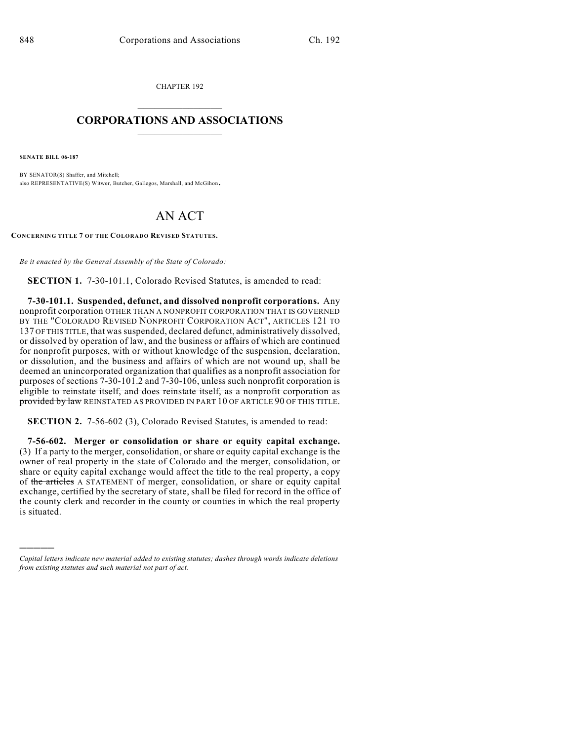CHAPTER 192

# CORPORATIONS AND ASSOCIATIONS

**SENATE BILL 06-187**

BY SENATOR(S) Shaffer, and Mitchell;
also REPRESENTATIVE(S) Witwer, Butcher, Gallegos, Marshall, and McGihon.

# AN ACT

**CONCERNING TITLE 7 OF THE COLORADO REVISED STATUTES.**

*Be it enacted by the General Assembly of the State of Colorado:*

**SECTION 1.** 7-30-101.1, Colorado Revised Statutes, is amended to read:

**7-30-101.1. Suspended, defunct, and dissolved nonprofit corporations.** Any nonprofit corporation OTHER THAN A NONPROFIT CORPORATION THAT IS GOVERNED BY THE "COLORADO REVISED NONPROFIT CORPORATION ACT", ARTICLES 121 TO 137 OF THIS TITLE, that was suspended, declared defunct, administratively dissolved, or dissolved by operation of law, and the business or affairs of which are continued for nonprofit purposes, with or without knowledge of the suspension, declaration, or dissolution, and the business and affairs of which are not wound up, shall be deemed an unincorporated organization that qualifies as a nonprofit association for purposes of sections 7-30-101.2 and 7-30-106, unless such nonprofit corporation is ~~eligible to reinstate itself, and does reinstate itself, as a nonprofit corporation as provided by law~~ REINSTATED AS PROVIDED IN PART 10 OF ARTICLE 90 OF THIS TITLE.

**SECTION 2.** 7-56-602 (3), Colorado Revised Statutes, is amended to read:

**7-56-602. Merger or consolidation or share or equity capital exchange.** (3) If a party to the merger, consolidation, or share or equity capital exchange is the owner of real property in the state of Colorado and the merger, consolidation, or share or equity capital exchange would affect the title to the real property, a copy of ~~the articles~~ A STATEMENT of merger, consolidation, or share or equity capital exchange, certified by the secretary of state, shall be filed for record in the office of the county clerk and recorder in the county or counties in which the real property is situated.

---

*Capital letters indicate new material added to existing statutes; dashes through words indicate deletions from existing statutes and such material not part of act.*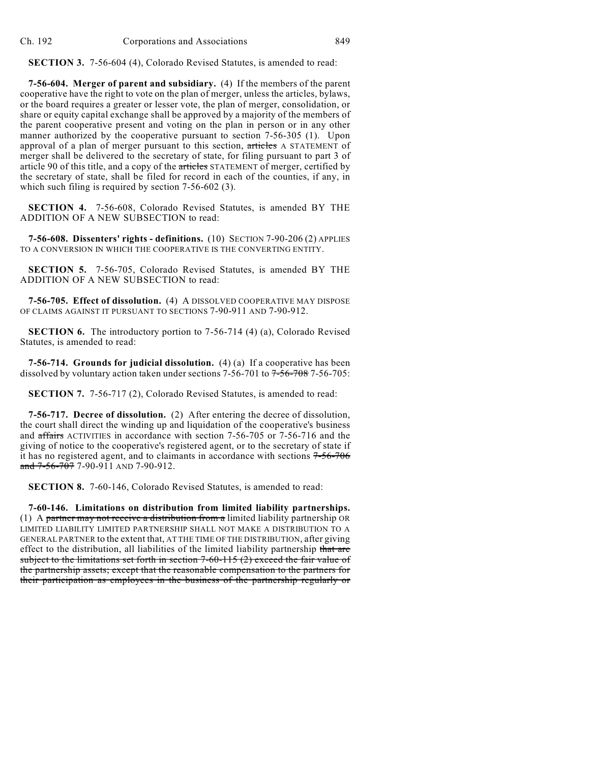**SECTION 3.** 7-56-604 (4), Colorado Revised Statutes, is amended to read:

**7-56-604. Merger of parent and subsidiary.** (4) If the members of the parent cooperative have the right to vote on the plan of merger, unless the articles, bylaws, or the board requires a greater or lesser vote, the plan of merger, consolidation, or share or equity capital exchange shall be approved by a majority of the members of the parent cooperative present and voting on the plan in person or in any other manner authorized by the cooperative pursuant to section 7-56-305 (1). Upon approval of a plan of merger pursuant to this section, ~~articles~~ A STATEMENT of merger shall be delivered to the secretary of state, for filing pursuant to part 3 of article 90 of this title, and a copy of the ~~articles~~ STATEMENT of merger, certified by the secretary of state, shall be filed for record in each of the counties, if any, in which such filing is required by section 7-56-602 (3).

**SECTION 4.** 7-56-608, Colorado Revised Statutes, is amended BY THE ADDITION OF A NEW SUBSECTION to read:

**7-56-608. Dissenters' rights - definitions.** (10) SECTION 7-90-206 (2) APPLIES TO A CONVERSION IN WHICH THE COOPERATIVE IS THE CONVERTING ENTITY.

**SECTION 5.** 7-56-705, Colorado Revised Statutes, is amended BY THE ADDITION OF A NEW SUBSECTION to read:

**7-56-705. Effect of dissolution.** (4) A DISSOLVED COOPERATIVE MAY DISPOSE OF CLAIMS AGAINST IT PURSUANT TO SECTIONS 7-90-911 AND 7-90-912.

**SECTION 6.** The introductory portion to 7-56-714 (4) (a), Colorado Revised Statutes, is amended to read:

**7-56-714. Grounds for judicial dissolution.** (4) (a) If a cooperative has been dissolved by voluntary action taken under sections 7-56-701 to ~~7-56-708~~ 7-56-705:

**SECTION 7.** 7-56-717 (2), Colorado Revised Statutes, is amended to read:

**7-56-717. Decree of dissolution.** (2) After entering the decree of dissolution, the court shall direct the winding up and liquidation of the cooperative's business and ~~affairs~~ ACTIVITIES in accordance with section 7-56-705 or 7-56-716 and the giving of notice to the cooperative's registered agent, or to the secretary of state if it has no registered agent, and to claimants in accordance with sections ~~7-56-706 and 7-56-707~~ 7-90-911 AND 7-90-912.

**SECTION 8.** 7-60-146, Colorado Revised Statutes, is amended to read:

**7-60-146. Limitations on distribution from limited liability partnerships.** (1) A ~~partner may not receive a distribution from a~~ limited liability partnership OR LIMITED LIABILITY LIMITED PARTNERSHIP SHALL NOT MAKE A DISTRIBUTION TO A GENERAL PARTNER to the extent that, AT THE TIME OF THE DISTRIBUTION, after giving effect to the distribution, all liabilities of the limited liability partnership ~~that are subject to the limitations set forth in section 7-60-115 (2) exceed the fair value of the partnership assets; except that the reasonable compensation to the partners for their participation as employees in the business of the partnership regularly or~~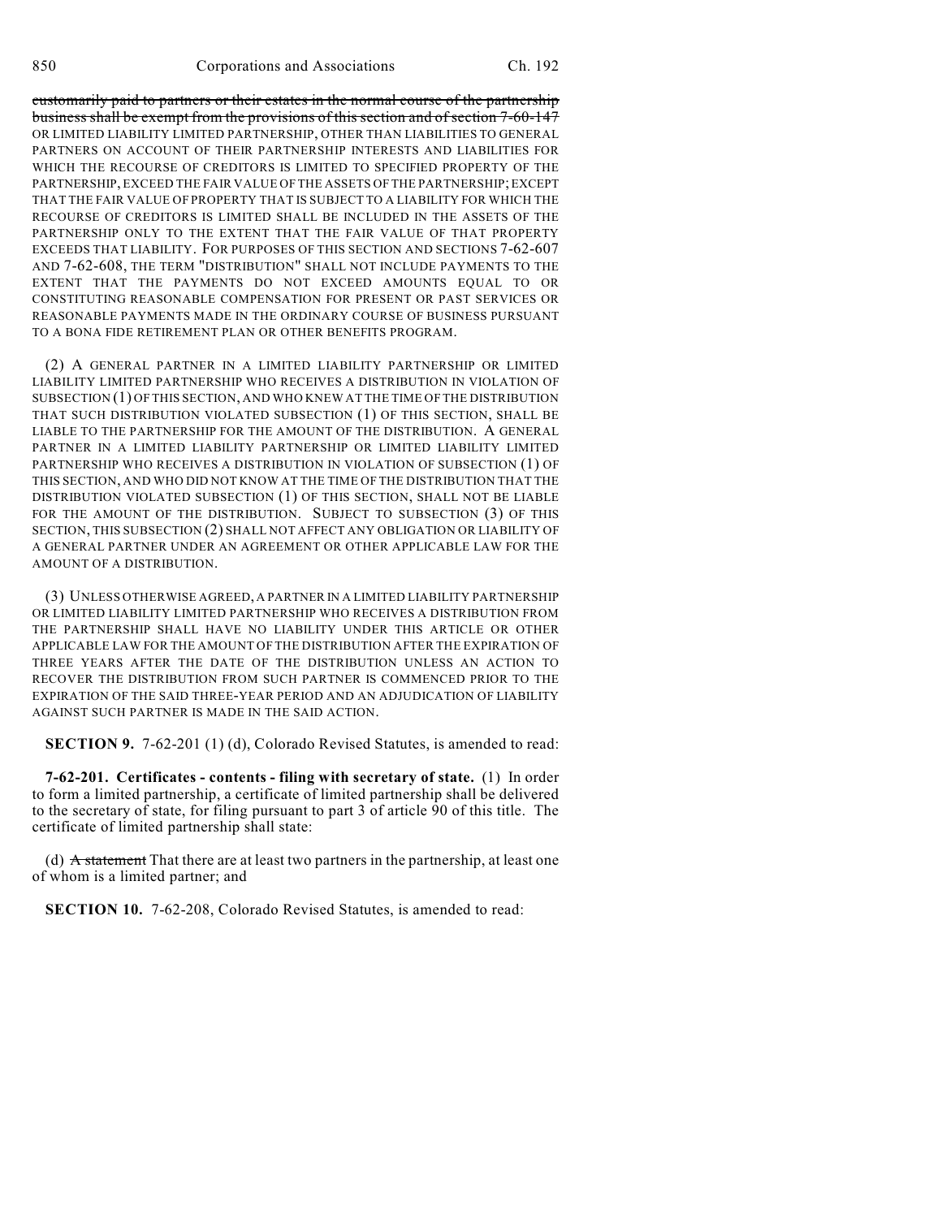~~customarily paid to partners or their estates in the normal course of the partnership business shall be exempt from the provisions of this section and of section 7-60-147~~ OR LIMITED LIABILITY LIMITED PARTNERSHIP, OTHER THAN LIABILITIES TO GENERAL PARTNERS ON ACCOUNT OF THEIR PARTNERSHIP INTERESTS AND LIABILITIES FOR WHICH THE RECOURSE OF CREDITORS IS LIMITED TO SPECIFIED PROPERTY OF THE PARTNERSHIP, EXCEED THE FAIR VALUE OF THE ASSETS OF THE PARTNERSHIP; EXCEPT THAT THE FAIR VALUE OF PROPERTY THAT IS SUBJECT TO A LIABILITY FOR WHICH THE RECOURSE OF CREDITORS IS LIMITED SHALL BE INCLUDED IN THE ASSETS OF THE PARTNERSHIP ONLY TO THE EXTENT THAT THE FAIR VALUE OF THAT PROPERTY EXCEEDS THAT LIABILITY. FOR PURPOSES OF THIS SECTION AND SECTIONS 7-62-607 AND 7-62-608, THE TERM "DISTRIBUTION" SHALL NOT INCLUDE PAYMENTS TO THE EXTENT THAT THE PAYMENTS DO NOT EXCEED AMOUNTS EQUAL TO OR CONSTITUTING REASONABLE COMPENSATION FOR PRESENT OR PAST SERVICES OR REASONABLE PAYMENTS MADE IN THE ORDINARY COURSE OF BUSINESS PURSUANT TO A BONA FIDE RETIREMENT PLAN OR OTHER BENEFITS PROGRAM.

(2) A GENERAL PARTNER IN A LIMITED LIABILITY PARTNERSHIP OR LIMITED LIABILITY LIMITED PARTNERSHIP WHO RECEIVES A DISTRIBUTION IN VIOLATION OF SUBSECTION (1) OF THIS SECTION, AND WHO KNEW AT THE TIME OF THE DISTRIBUTION THAT SUCH DISTRIBUTION VIOLATED SUBSECTION (1) OF THIS SECTION, SHALL BE LIABLE TO THE PARTNERSHIP FOR THE AMOUNT OF THE DISTRIBUTION. A GENERAL PARTNER IN A LIMITED LIABILITY PARTNERSHIP OR LIMITED LIABILITY LIMITED PARTNERSHIP WHO RECEIVES A DISTRIBUTION IN VIOLATION OF SUBSECTION (1) OF THIS SECTION, AND WHO DID NOT KNOW AT THE TIME OF THE DISTRIBUTION THAT THE DISTRIBUTION VIOLATED SUBSECTION (1) OF THIS SECTION, SHALL NOT BE LIABLE FOR THE AMOUNT OF THE DISTRIBUTION. SUBJECT TO SUBSECTION (3) OF THIS SECTION, THIS SUBSECTION (2) SHALL NOT AFFECT ANY OBLIGATION OR LIABILITY OF A GENERAL PARTNER UNDER AN AGREEMENT OR OTHER APPLICABLE LAW FOR THE AMOUNT OF A DISTRIBUTION.

(3) UNLESS OTHERWISE AGREED, A PARTNER IN A LIMITED LIABILITY PARTNERSHIP OR LIMITED LIABILITY LIMITED PARTNERSHIP WHO RECEIVES A DISTRIBUTION FROM THE PARTNERSHIP SHALL HAVE NO LIABILITY UNDER THIS ARTICLE OR OTHER APPLICABLE LAW FOR THE AMOUNT OF THE DISTRIBUTION AFTER THE EXPIRATION OF THREE YEARS AFTER THE DATE OF THE DISTRIBUTION UNLESS AN ACTION TO RECOVER THE DISTRIBUTION FROM SUCH PARTNER IS COMMENCED PRIOR TO THE EXPIRATION OF THE SAID THREE-YEAR PERIOD AND AN ADJUDICATION OF LIABILITY AGAINST SUCH PARTNER IS MADE IN THE SAID ACTION.

**SECTION 9.** 7-62-201 (1) (d), Colorado Revised Statutes, is amended to read:

**7-62-201. Certificates - contents - filing with secretary of state.** (1) In order to form a limited partnership, a certificate of limited partnership shall be delivered to the secretary of state, for filing pursuant to part 3 of article 90 of this title. The certificate of limited partnership shall state:

(d) ~~A statement~~ That there are at least two partners in the partnership, at least one of whom is a limited partner; and

**SECTION 10.** 7-62-208, Colorado Revised Statutes, is amended to read: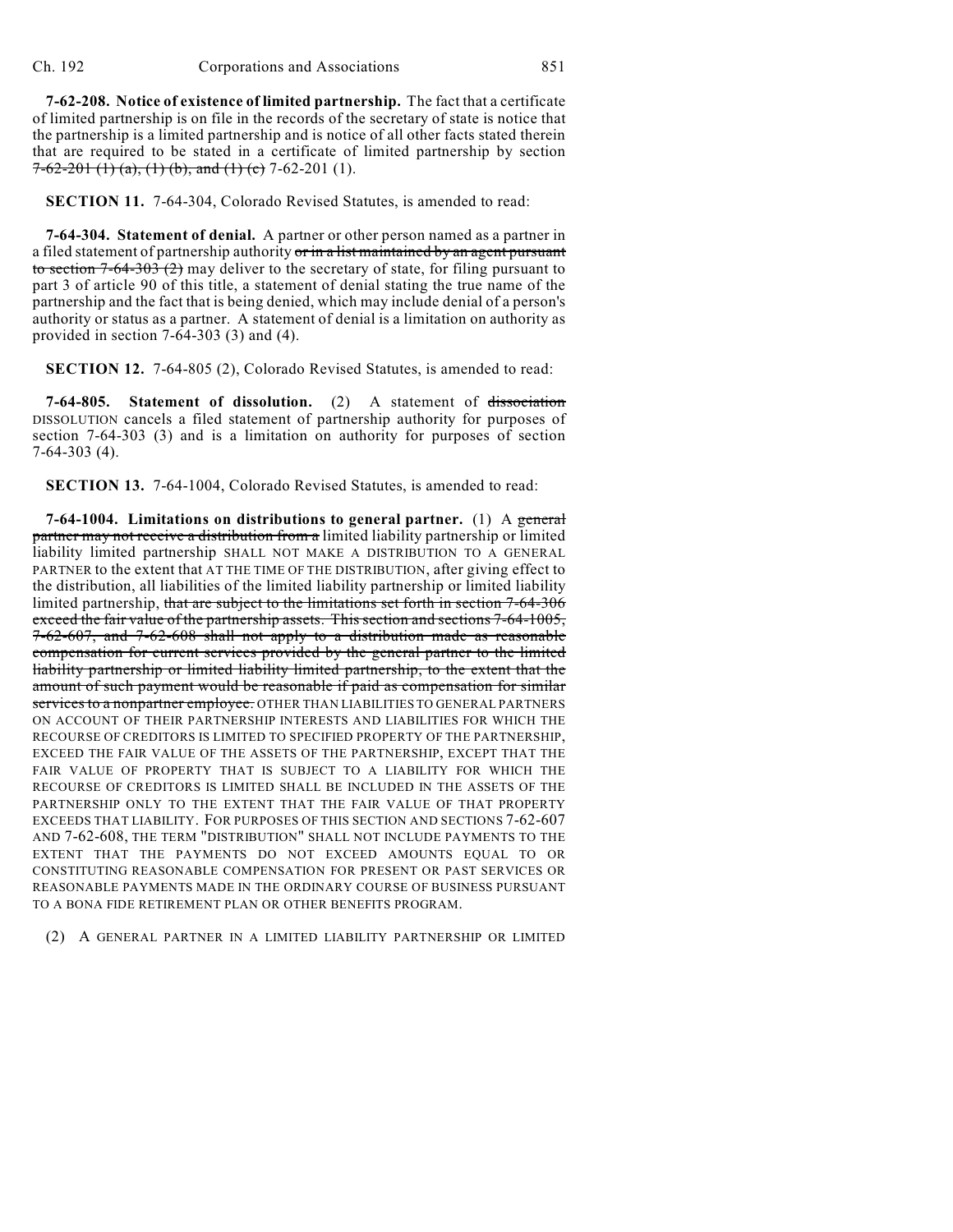**7-62-208. Notice of existence of limited partnership.** The fact that a certificate of limited partnership is on file in the records of the secretary of state is notice that the partnership is a limited partnership and is notice of all other facts stated therein that are required to be stated in a certificate of limited partnership by section ~~7-62-201 (1) (a), (1) (b), and (1) (c)~~ 7-62-201 (1).

**SECTION 11.** 7-64-304, Colorado Revised Statutes, is amended to read:

**7-64-304. Statement of denial.** A partner or other person named as a partner in a filed statement of partnership authority ~~or in a list maintained by an agent pursuant to section 7-64-303 (2)~~ may deliver to the secretary of state, for filing pursuant to part 3 of article 90 of this title, a statement of denial stating the true name of the partnership and the fact that is being denied, which may include denial of a person's authority or status as a partner. A statement of denial is a limitation on authority as provided in section 7-64-303 (3) and (4).

**SECTION 12.** 7-64-805 (2), Colorado Revised Statutes, is amended to read:

**7-64-805. Statement of dissolution.** (2) A statement of ~~dissociation~~ DISSOLUTION cancels a filed statement of partnership authority for purposes of section 7-64-303 (3) and is a limitation on authority for purposes of section 7-64-303 (4).

**SECTION 13.** 7-64-1004, Colorado Revised Statutes, is amended to read:

**7-64-1004. Limitations on distributions to general partner.** (1) A ~~general partner may not receive a distribution from a~~ limited liability partnership or limited liability limited partnership SHALL NOT MAKE A DISTRIBUTION TO A GENERAL PARTNER to the extent that AT THE TIME OF THE DISTRIBUTION, after giving effect to the distribution, all liabilities of the limited liability partnership or limited liability limited partnership, ~~that are subject to the limitations set forth in section 7-64-306 exceed the fair value of the partnership assets. This section and sections 7-64-1005, 7-62-607, and 7-62-608 shall not apply to a distribution made as reasonable compensation for current services provided by the general partner to the limited liability partnership or limited liability limited partnership, to the extent that the amount of such payment would be reasonable if paid as compensation for similar services to a nonpartner employee.~~ OTHER THAN LIABILITIES TO GENERAL PARTNERS ON ACCOUNT OF THEIR PARTNERSHIP INTERESTS AND LIABILITIES FOR WHICH THE RECOURSE OF CREDITORS IS LIMITED TO SPECIFIED PROPERTY OF THE PARTNERSHIP, EXCEED THE FAIR VALUE OF THE ASSETS OF THE PARTNERSHIP, EXCEPT THAT THE FAIR VALUE OF PROPERTY THAT IS SUBJECT TO A LIABILITY FOR WHICH THE RECOURSE OF CREDITORS IS LIMITED SHALL BE INCLUDED IN THE ASSETS OF THE PARTNERSHIP ONLY TO THE EXTENT THAT THE FAIR VALUE OF THAT PROPERTY EXCEEDS THAT LIABILITY. FOR PURPOSES OF THIS SECTION AND SECTIONS 7-62-607 AND 7-62-608, THE TERM "DISTRIBUTION" SHALL NOT INCLUDE PAYMENTS TO THE EXTENT THAT THE PAYMENTS DO NOT EXCEED AMOUNTS EQUAL TO OR CONSTITUTING REASONABLE COMPENSATION FOR PRESENT OR PAST SERVICES OR REASONABLE PAYMENTS MADE IN THE ORDINARY COURSE OF BUSINESS PURSUANT TO A BONA FIDE RETIREMENT PLAN OR OTHER BENEFITS PROGRAM.

(2) A GENERAL PARTNER IN A LIMITED LIABILITY PARTNERSHIP OR LIMITED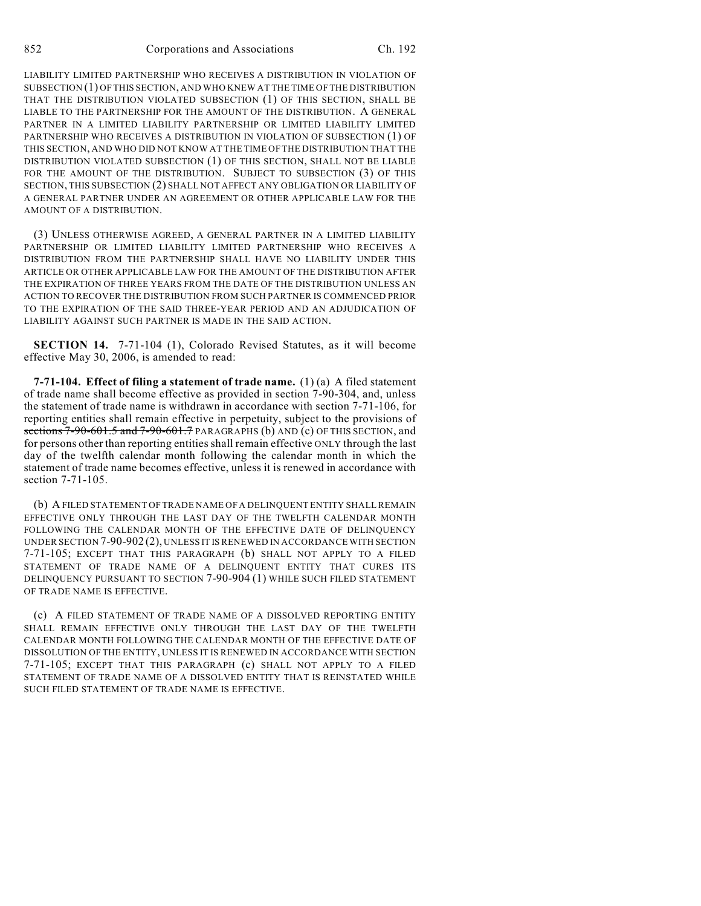LIABILITY LIMITED PARTNERSHIP WHO RECEIVES A DISTRIBUTION IN VIOLATION OF SUBSECTION (1) OF THIS SECTION, AND WHO KNEW AT THE TIME OF THE DISTRIBUTION THAT THE DISTRIBUTION VIOLATED SUBSECTION (1) OF THIS SECTION, SHALL BE LIABLE TO THE PARTNERSHIP FOR THE AMOUNT OF THE DISTRIBUTION. A GENERAL PARTNER IN A LIMITED LIABILITY PARTNERSHIP OR LIMITED LIABILITY LIMITED PARTNERSHIP WHO RECEIVES A DISTRIBUTION IN VIOLATION OF SUBSECTION (1) OF THIS SECTION, AND WHO DID NOT KNOW AT THE TIME OF THE DISTRIBUTION THAT THE DISTRIBUTION VIOLATED SUBSECTION (1) OF THIS SECTION, SHALL NOT BE LIABLE FOR THE AMOUNT OF THE DISTRIBUTION. SUBJECT TO SUBSECTION (3) OF THIS SECTION, THIS SUBSECTION (2) SHALL NOT AFFECT ANY OBLIGATION OR LIABILITY OF A GENERAL PARTNER UNDER AN AGREEMENT OR OTHER APPLICABLE LAW FOR THE AMOUNT OF A DISTRIBUTION.

(3) UNLESS OTHERWISE AGREED, A GENERAL PARTNER IN A LIMITED LIABILITY PARTNERSHIP OR LIMITED LIABILITY LIMITED PARTNERSHIP WHO RECEIVES A DISTRIBUTION FROM THE PARTNERSHIP SHALL HAVE NO LIABILITY UNDER THIS ARTICLE OR OTHER APPLICABLE LAW FOR THE AMOUNT OF THE DISTRIBUTION AFTER THE EXPIRATION OF THREE YEARS FROM THE DATE OF THE DISTRIBUTION UNLESS AN ACTION TO RECOVER THE DISTRIBUTION FROM SUCH PARTNER IS COMMENCED PRIOR TO THE EXPIRATION OF THE SAID THREE-YEAR PERIOD AND AN ADJUDICATION OF LIABILITY AGAINST SUCH PARTNER IS MADE IN THE SAID ACTION.

**SECTION 14.** 7-71-104 (1), Colorado Revised Statutes, as it will become effective May 30, 2006, is amended to read:

**7-71-104. Effect of filing a statement of trade name.** (1) (a) A filed statement of trade name shall become effective as provided in section 7-90-304, and, unless the statement of trade name is withdrawn in accordance with section 7-71-106, for reporting entities shall remain effective in perpetuity, subject to the provisions of ~~sections 7-90-601.5 and 7-90-601.7~~ PARAGRAPHS (b) AND (c) OF THIS SECTION, and for persons other than reporting entities shall remain effective ONLY through the last day of the twelfth calendar month following the calendar month in which the statement of trade name becomes effective, unless it is renewed in accordance with section 7-71-105.

(b) A FILED STATEMENT OF TRADE NAME OF A DELINQUENT ENTITY SHALL REMAIN EFFECTIVE ONLY THROUGH THE LAST DAY OF THE TWELFTH CALENDAR MONTH FOLLOWING THE CALENDAR MONTH OF THE EFFECTIVE DATE OF DELINQUENCY UNDER SECTION 7-90-902 (2), UNLESS IT IS RENEWED IN ACCORDANCE WITH SECTION 7-71-105; EXCEPT THAT THIS PARAGRAPH (b) SHALL NOT APPLY TO A FILED STATEMENT OF TRADE NAME OF A DELINQUENT ENTITY THAT CURES ITS DELINQUENCY PURSUANT TO SECTION 7-90-904 (1) WHILE SUCH FILED STATEMENT OF TRADE NAME IS EFFECTIVE.

(c) A FILED STATEMENT OF TRADE NAME OF A DISSOLVED REPORTING ENTITY SHALL REMAIN EFFECTIVE ONLY THROUGH THE LAST DAY OF THE TWELFTH CALENDAR MONTH FOLLOWING THE CALENDAR MONTH OF THE EFFECTIVE DATE OF DISSOLUTION OF THE ENTITY, UNLESS IT IS RENEWED IN ACCORDANCE WITH SECTION 7-71-105; EXCEPT THAT THIS PARAGRAPH (c) SHALL NOT APPLY TO A FILED STATEMENT OF TRADE NAME OF A DISSOLVED ENTITY THAT IS REINSTATED WHILE SUCH FILED STATEMENT OF TRADE NAME IS EFFECTIVE.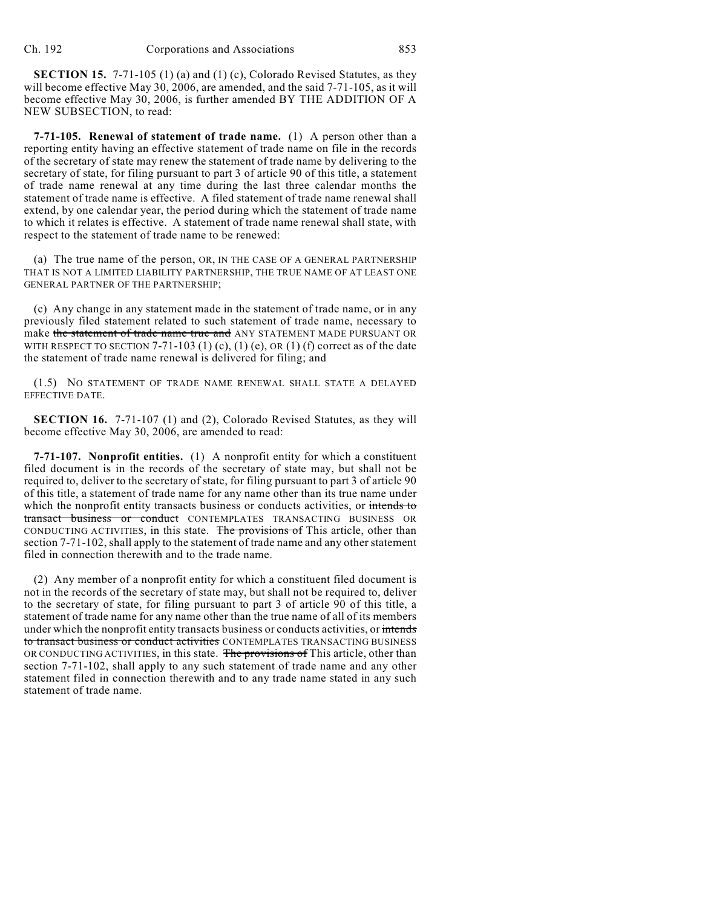**SECTION 15.** 7-71-105 (1) (a) and (1) (c), Colorado Revised Statutes, as they will become effective May 30, 2006, are amended, and the said 7-71-105, as it will become effective May 30, 2006, is further amended BY THE ADDITION OF A NEW SUBSECTION, to read:

**7-71-105. Renewal of statement of trade name.** (1) A person other than a reporting entity having an effective statement of trade name on file in the records of the secretary of state may renew the statement of trade name by delivering to the secretary of state, for filing pursuant to part 3 of article 90 of this title, a statement of trade name renewal at any time during the last three calendar months the statement of trade name is effective. A filed statement of trade name renewal shall extend, by one calendar year, the period during which the statement of trade name to which it relates is effective. A statement of trade name renewal shall state, with respect to the statement of trade name to be renewed:

(a) The true name of the person, OR, IN THE CASE OF A GENERAL PARTNERSHIP THAT IS NOT A LIMITED LIABILITY PARTNERSHIP, THE TRUE NAME OF AT LEAST ONE GENERAL PARTNER OF THE PARTNERSHIP;

(c) Any change in any statement made in the statement of trade name, or in any previously filed statement related to such statement of trade name, necessary to make ~~the statement of trade name true and~~ ANY STATEMENT MADE PURSUANT OR WITH RESPECT TO SECTION 7-71-103 (1) (c), (1) (e), OR (1) (f) correct as of the date the statement of trade name renewal is delivered for filing; and

(1.5) NO STATEMENT OF TRADE NAME RENEWAL SHALL STATE A DELAYED EFFECTIVE DATE.

**SECTION 16.** 7-71-107 (1) and (2), Colorado Revised Statutes, as they will become effective May 30, 2006, are amended to read:

**7-71-107. Nonprofit entities.** (1) A nonprofit entity for which a constituent filed document is in the records of the secretary of state may, but shall not be required to, deliver to the secretary of state, for filing pursuant to part 3 of article 90 of this title, a statement of trade name for any name other than its true name under which the nonprofit entity transacts business or conducts activities, or ~~intends to transact business or conduct~~ CONTEMPLATES TRANSACTING BUSINESS OR CONDUCTING ACTIVITIES, in this state. ~~The provisions of~~ This article, other than section 7-71-102, shall apply to the statement of trade name and any other statement filed in connection therewith and to the trade name.

(2) Any member of a nonprofit entity for which a constituent filed document is not in the records of the secretary of state may, but shall not be required to, deliver to the secretary of state, for filing pursuant to part 3 of article 90 of this title, a statement of trade name for any name other than the true name of all of its members under which the nonprofit entity transacts business or conducts activities, or ~~intends to transact business or conduct activities~~ CONTEMPLATES TRANSACTING BUSINESS OR CONDUCTING ACTIVITIES, in this state. ~~The provisions of~~ This article, other than section 7-71-102, shall apply to any such statement of trade name and any other statement filed in connection therewith and to any trade name stated in any such statement of trade name.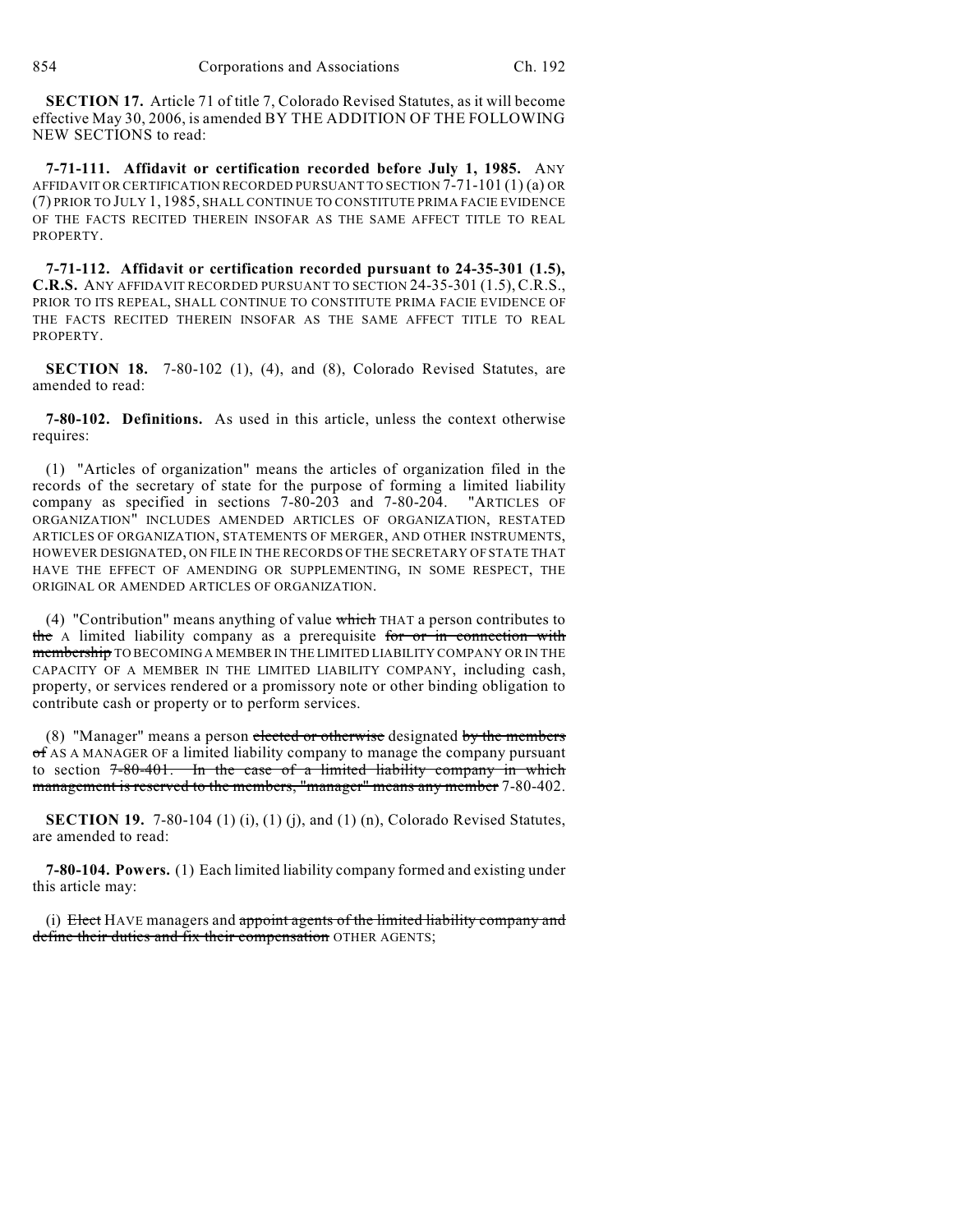**SECTION 17.** Article 71 of title 7, Colorado Revised Statutes, as it will become effective May 30, 2006, is amended BY THE ADDITION OF THE FOLLOWING NEW SECTIONS to read:

**7-71-111. Affidavit or certification recorded before July 1, 1985.** ANY AFFIDAVIT OR CERTIFICATION RECORDED PURSUANT TO SECTION 7-71-101 (1) (a) OR (7) PRIOR TO JULY 1, 1985, SHALL CONTINUE TO CONSTITUTE PRIMA FACIE EVIDENCE OF THE FACTS RECITED THEREIN INSOFAR AS THE SAME AFFECT TITLE TO REAL PROPERTY.

**7-71-112. Affidavit or certification recorded pursuant to 24-35-301 (1.5), C.R.S.** ANY AFFIDAVIT RECORDED PURSUANT TO SECTION 24-35-301 (1.5), C.R.S., PRIOR TO ITS REPEAL, SHALL CONTINUE TO CONSTITUTE PRIMA FACIE EVIDENCE OF THE FACTS RECITED THEREIN INSOFAR AS THE SAME AFFECT TITLE TO REAL PROPERTY.

**SECTION 18.** 7-80-102 (1), (4), and (8), Colorado Revised Statutes, are amended to read:

**7-80-102. Definitions.** As used in this article, unless the context otherwise requires:

(1) "Articles of organization" means the articles of organization filed in the records of the secretary of state for the purpose of forming a limited liability company as specified in sections 7-80-203 and 7-80-204. "ARTICLES OF ORGANIZATION" INCLUDES AMENDED ARTICLES OF ORGANIZATION, RESTATED ARTICLES OF ORGANIZATION, STATEMENTS OF MERGER, AND OTHER INSTRUMENTS, HOWEVER DESIGNATED, ON FILE IN THE RECORDS OF THE SECRETARY OF STATE THAT HAVE THE EFFECT OF AMENDING OR SUPPLEMENTING, IN SOME RESPECT, THE ORIGINAL OR AMENDED ARTICLES OF ORGANIZATION.

(4) "Contribution" means anything of value ~~which~~ THAT a person contributes to ~~the~~ A limited liability company as a prerequisite ~~for or in connection with membership~~ TO BECOMING A MEMBER IN THE LIMITED LIABILITY COMPANY OR IN THE CAPACITY OF A MEMBER IN THE LIMITED LIABILITY COMPANY, including cash, property, or services rendered or a promissory note or other binding obligation to contribute cash or property or to perform services.

(8) "Manager" means a person ~~elected or otherwise~~ designated ~~by the members of~~ AS A MANAGER OF a limited liability company to manage the company pursuant to section ~~7-80-401. In the case of a limited liability company in which management is reserved to the members, "manager" means any member~~ 7-80-402.

**SECTION 19.** 7-80-104 (1) (i), (1) (j), and (1) (n), Colorado Revised Statutes, are amended to read:

**7-80-104. Powers.** (1) Each limited liability company formed and existing under this article may:

(i) ~~Elect~~ HAVE managers and ~~appoint agents of the limited liability company and define their duties and fix their compensation~~ OTHER AGENTS;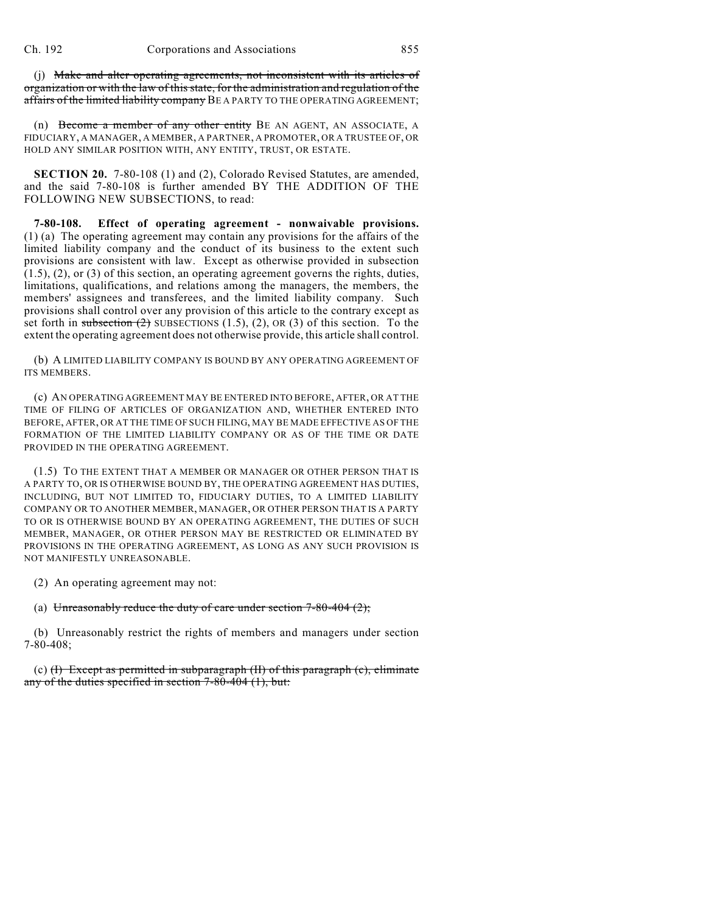(j) ~~Make and alter operating agreements, not inconsistent with its articles of organization or with the law of this state, for the administration and regulation of the affairs of the limited liability company~~ BE A PARTY TO THE OPERATING AGREEMENT;

(n) ~~Become a member of any other entity~~ BE AN AGENT, AN ASSOCIATE, A FIDUCIARY, A MANAGER, A MEMBER, A PARTNER, A PROMOTER, OR A TRUSTEE OF, OR HOLD ANY SIMILAR POSITION WITH, ANY ENTITY, TRUST, OR ESTATE.

**SECTION 20.** 7-80-108 (1) and (2), Colorado Revised Statutes, are amended, and the said 7-80-108 is further amended BY THE ADDITION OF THE FOLLOWING NEW SUBSECTIONS, to read:

**7-80-108. Effect of operating agreement - nonwaivable provisions.** (1) (a) The operating agreement may contain any provisions for the affairs of the limited liability company and the conduct of its business to the extent such provisions are consistent with law. Except as otherwise provided in subsection (1.5), (2), or (3) of this section, an operating agreement governs the rights, duties, limitations, qualifications, and relations among the managers, the members, the members' assignees and transferees, and the limited liability company. Such provisions shall control over any provision of this article to the contrary except as set forth in ~~subsection (2)~~ SUBSECTIONS (1.5), (2), OR (3) of this section. To the extent the operating agreement does not otherwise provide, this article shall control.

(b) A LIMITED LIABILITY COMPANY IS BOUND BY ANY OPERATING AGREEMENT OF ITS MEMBERS.

(c) AN OPERATING AGREEMENT MAY BE ENTERED INTO BEFORE, AFTER, OR AT THE TIME OF FILING OF ARTICLES OF ORGANIZATION AND, WHETHER ENTERED INTO BEFORE, AFTER, OR AT THE TIME OF SUCH FILING, MAY BE MADE EFFECTIVE AS OF THE FORMATION OF THE LIMITED LIABILITY COMPANY OR AS OF THE TIME OR DATE PROVIDED IN THE OPERATING AGREEMENT.

(1.5) TO THE EXTENT THAT A MEMBER OR MANAGER OR OTHER PERSON THAT IS A PARTY TO, OR IS OTHERWISE BOUND BY, THE OPERATING AGREEMENT HAS DUTIES, INCLUDING, BUT NOT LIMITED TO, FIDUCIARY DUTIES, TO A LIMITED LIABILITY COMPANY OR TO ANOTHER MEMBER, MANAGER, OR OTHER PERSON THAT IS A PARTY TO OR IS OTHERWISE BOUND BY AN OPERATING AGREEMENT, THE DUTIES OF SUCH MEMBER, MANAGER, OR OTHER PERSON MAY BE RESTRICTED OR ELIMINATED BY PROVISIONS IN THE OPERATING AGREEMENT, AS LONG AS ANY SUCH PROVISION IS NOT MANIFESTLY UNREASONABLE.

(2) An operating agreement may not:

(a) ~~Unreasonably reduce the duty of care under section 7-80-404 (2);~~

(b) Unreasonably restrict the rights of members and managers under section 7-80-408;

(c) ~~(I) Except as permitted in subparagraph (II) of this paragraph (c), eliminate any of the duties specified in section 7-80-404 (1), but:~~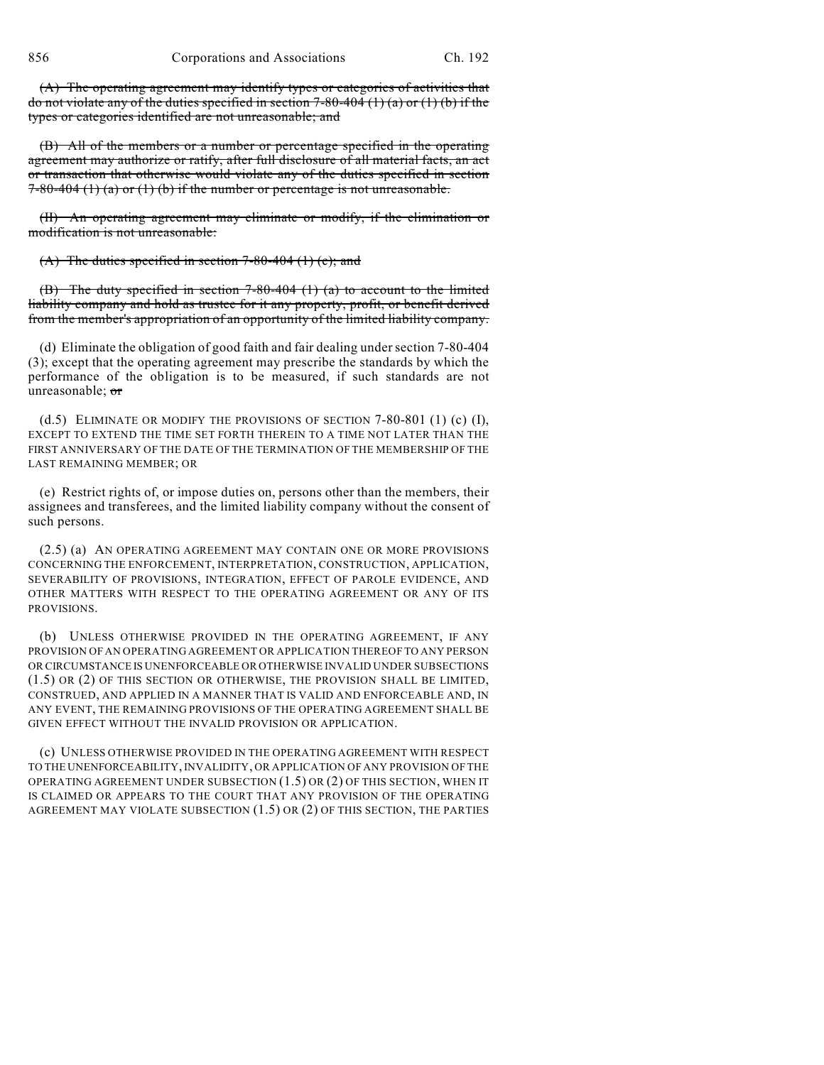~~(A) The operating agreement may identify types or categories of activities that do not violate any of the duties specified in section 7-80-404 (1) (a) or (1) (b) if the types or categories identified are not unreasonable; and~~

~~(B) All of the members or a number or percentage specified in the operating agreement may authorize or ratify, after full disclosure of all material facts, an act or transaction that otherwise would violate any of the duties specified in section 7-80-404 (1) (a) or (1) (b) if the number or percentage is not unreasonable.~~

~~(II) An operating agreement may eliminate or modify, if the elimination or modification is not unreasonable:~~

~~(A) The duties specified in section 7-80-404 (1) (c); and~~

~~(B) The duty specified in section 7-80-404 (1) (a) to account to the limited liability company and hold as trustee for it any property, profit, or benefit derived from the member's appropriation of an opportunity of the limited liability company.~~

(d) Eliminate the obligation of good faith and fair dealing under section 7-80-404 (3); except that the operating agreement may prescribe the standards by which the performance of the obligation is to be measured, if such standards are not unreasonable; ~~or~~

(d.5) ELIMINATE OR MODIFY THE PROVISIONS OF SECTION 7-80-801 (1) (c) (I), EXCEPT TO EXTEND THE TIME SET FORTH THEREIN TO A TIME NOT LATER THAN THE FIRST ANNIVERSARY OF THE DATE OF THE TERMINATION OF THE MEMBERSHIP OF THE LAST REMAINING MEMBER; OR

(e) Restrict rights of, or impose duties on, persons other than the members, their assignees and transferees, and the limited liability company without the consent of such persons.

(2.5) (a) AN OPERATING AGREEMENT MAY CONTAIN ONE OR MORE PROVISIONS CONCERNING THE ENFORCEMENT, INTERPRETATION, CONSTRUCTION, APPLICATION, SEVERABILITY OF PROVISIONS, INTEGRATION, EFFECT OF PAROLE EVIDENCE, AND OTHER MATTERS WITH RESPECT TO THE OPERATING AGREEMENT OR ANY OF ITS PROVISIONS.

(b) UNLESS OTHERWISE PROVIDED IN THE OPERATING AGREEMENT, IF ANY PROVISION OF AN OPERATING AGREEMENT OR APPLICATION THEREOF TO ANY PERSON OR CIRCUMSTANCE IS UNENFORCEABLE OR OTHERWISE INVALID UNDER SUBSECTIONS (1.5) OR (2) OF THIS SECTION OR OTHERWISE, THE PROVISION SHALL BE LIMITED, CONSTRUED, AND APPLIED IN A MANNER THAT IS VALID AND ENFORCEABLE AND, IN ANY EVENT, THE REMAINING PROVISIONS OF THE OPERATING AGREEMENT SHALL BE GIVEN EFFECT WITHOUT THE INVALID PROVISION OR APPLICATION.

(c) UNLESS OTHERWISE PROVIDED IN THE OPERATING AGREEMENT WITH RESPECT TO THE UNENFORCEABILITY, INVALIDITY, OR APPLICATION OF ANY PROVISION OF THE OPERATING AGREEMENT UNDER SUBSECTION (1.5) OR (2) OF THIS SECTION, WHEN IT IS CLAIMED OR APPEARS TO THE COURT THAT ANY PROVISION OF THE OPERATING AGREEMENT MAY VIOLATE SUBSECTION (1.5) OR (2) OF THIS SECTION, THE PARTIES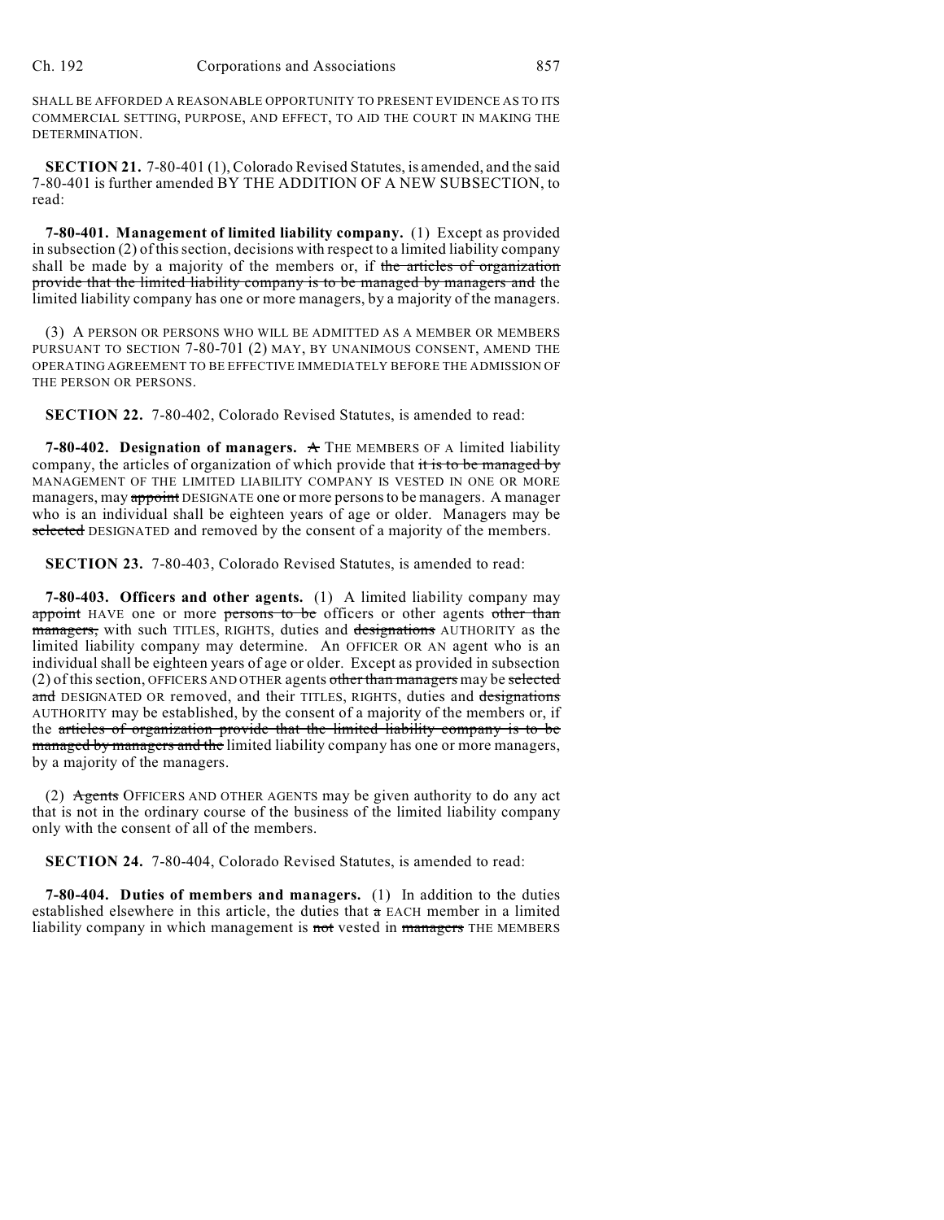SHALL BE AFFORDED A REASONABLE OPPORTUNITY TO PRESENT EVIDENCE AS TO ITS COMMERCIAL SETTING, PURPOSE, AND EFFECT, TO AID THE COURT IN MAKING THE DETERMINATION.

**SECTION 21.** 7-80-401 (1), Colorado Revised Statutes, is amended, and the said 7-80-401 is further amended BY THE ADDITION OF A NEW SUBSECTION, to read:

**7-80-401. Management of limited liability company.** (1) Except as provided in subsection (2) of this section, decisions with respect to a limited liability company shall be made by a majority of the members or, if ~~the articles of organization provide that the limited liability company is to be managed by managers and~~ the limited liability company has one or more managers, by a majority of the managers.

(3) A PERSON OR PERSONS WHO WILL BE ADMITTED AS A MEMBER OR MEMBERS PURSUANT TO SECTION 7-80-701 (2) MAY, BY UNANIMOUS CONSENT, AMEND THE OPERATING AGREEMENT TO BE EFFECTIVE IMMEDIATELY BEFORE THE ADMISSION OF THE PERSON OR PERSONS.

**SECTION 22.** 7-80-402, Colorado Revised Statutes, is amended to read:

**7-80-402. Designation of managers.** ~~A~~ THE MEMBERS OF A limited liability company, the articles of organization of which provide that ~~it is to be managed by~~ MANAGEMENT OF THE LIMITED LIABILITY COMPANY IS VESTED IN ONE OR MORE managers, may ~~appoint~~ DESIGNATE one or more persons to be managers. A manager who is an individual shall be eighteen years of age or older. Managers may be ~~selected~~ DESIGNATED and removed by the consent of a majority of the members.

**SECTION 23.** 7-80-403, Colorado Revised Statutes, is amended to read:

**7-80-403. Officers and other agents.** (1) A limited liability company may ~~appoint~~ HAVE one or more ~~persons to be~~ officers or other agents ~~other than managers,~~ with such TITLES, RIGHTS, duties and ~~designations~~ AUTHORITY as the limited liability company may determine. An OFFICER OR AN agent who is an individual shall be eighteen years of age or older. Except as provided in subsection (2) of this section, OFFICERS AND OTHER agents ~~other than managers~~ may be ~~selected and~~ DESIGNATED OR removed, and their TITLES, RIGHTS, duties and ~~designations~~ AUTHORITY may be established, by the consent of a majority of the members or, if the ~~articles of organization provide that the limited liability company is to be managed by managers and the~~ limited liability company has one or more managers, by a majority of the managers.

(2) ~~Agents~~ OFFICERS AND OTHER AGENTS may be given authority to do any act that is not in the ordinary course of the business of the limited liability company only with the consent of all of the members.

**SECTION 24.** 7-80-404, Colorado Revised Statutes, is amended to read:

**7-80-404. Duties of members and managers.** (1) In addition to the duties established elsewhere in this article, the duties that ~~a~~ EACH member in a limited liability company in which management is ~~not~~ vested in ~~managers~~ THE MEMBERS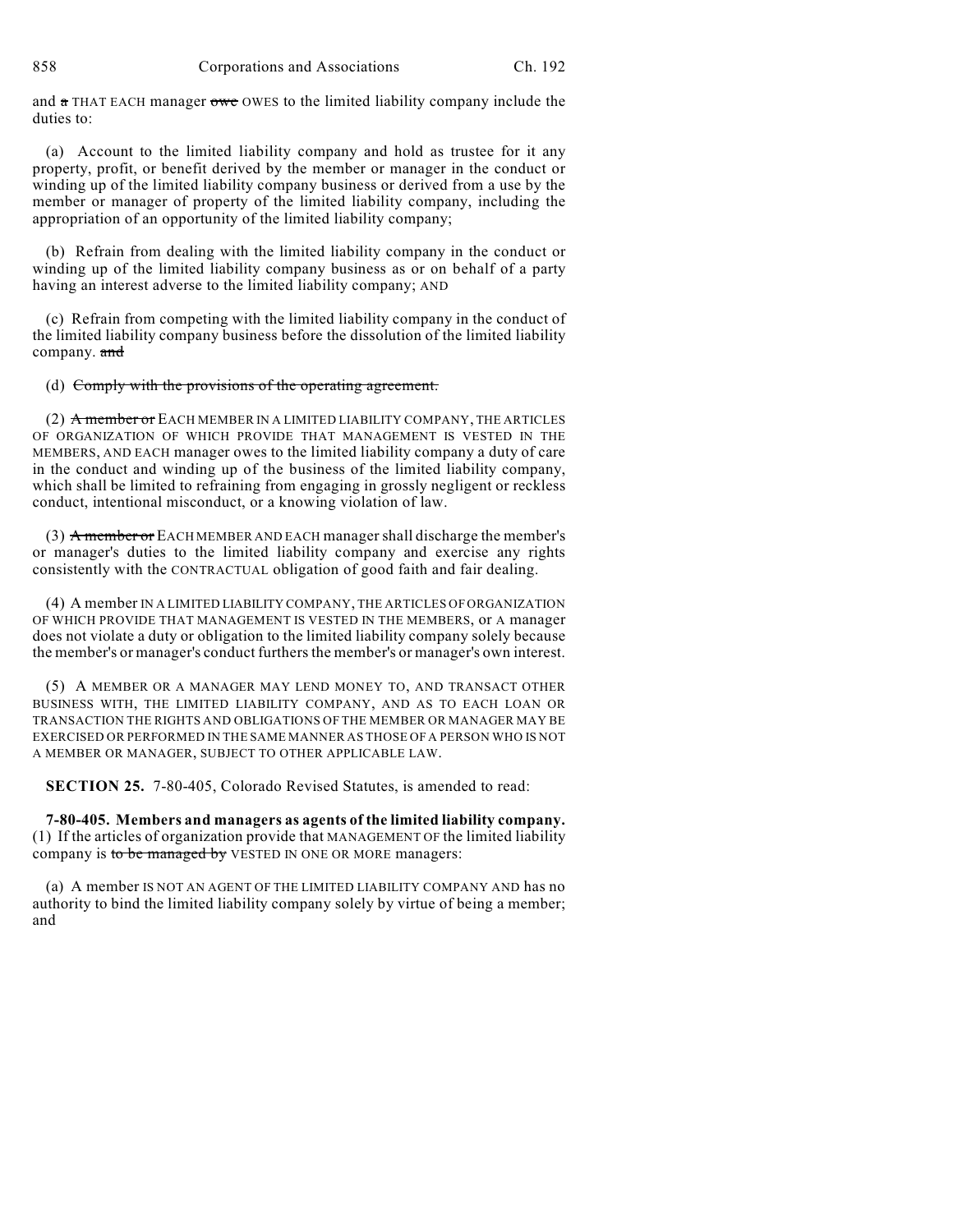and ~~a~~ THAT EACH manager ~~owe~~ OWES to the limited liability company include the duties to:

(a) Account to the limited liability company and hold as trustee for it any property, profit, or benefit derived by the member or manager in the conduct or winding up of the limited liability company business or derived from a use by the member or manager of property of the limited liability company, including the appropriation of an opportunity of the limited liability company;

(b) Refrain from dealing with the limited liability company in the conduct or winding up of the limited liability company business as or on behalf of a party having an interest adverse to the limited liability company; AND

(c) Refrain from competing with the limited liability company in the conduct of the limited liability company business before the dissolution of the limited liability company. ~~and~~

(d) ~~Comply with the provisions of the operating agreement.~~

(2) ~~A member or~~ EACH MEMBER IN A LIMITED LIABILITY COMPANY, THE ARTICLES OF ORGANIZATION OF WHICH PROVIDE THAT MANAGEMENT IS VESTED IN THE MEMBERS, AND EACH manager owes to the limited liability company a duty of care in the conduct and winding up of the business of the limited liability company, which shall be limited to refraining from engaging in grossly negligent or reckless conduct, intentional misconduct, or a knowing violation of law.

(3) ~~A member or~~ EACH MEMBER AND EACH manager shall discharge the member's or manager's duties to the limited liability company and exercise any rights consistently with the CONTRACTUAL obligation of good faith and fair dealing.

(4) A member IN A LIMITED LIABILITY COMPANY, THE ARTICLES OF ORGANIZATION OF WHICH PROVIDE THAT MANAGEMENT IS VESTED IN THE MEMBERS, or A manager does not violate a duty or obligation to the limited liability company solely because the member's or manager's conduct furthers the member's or manager's own interest.

(5) A MEMBER OR A MANAGER MAY LEND MONEY TO, AND TRANSACT OTHER BUSINESS WITH, THE LIMITED LIABILITY COMPANY, AND AS TO EACH LOAN OR TRANSACTION THE RIGHTS AND OBLIGATIONS OF THE MEMBER OR MANAGER MAY BE EXERCISED OR PERFORMED IN THE SAME MANNER AS THOSE OF A PERSON WHO IS NOT A MEMBER OR MANAGER, SUBJECT TO OTHER APPLICABLE LAW.

**SECTION 25.** 7-80-405, Colorado Revised Statutes, is amended to read:

**7-80-405. Members and managers as agents of the limited liability company.** (1) If the articles of organization provide that MANAGEMENT OF the limited liability company is ~~to be managed by~~ VESTED IN ONE OR MORE managers:

(a) A member IS NOT AN AGENT OF THE LIMITED LIABILITY COMPANY AND has no authority to bind the limited liability company solely by virtue of being a member; and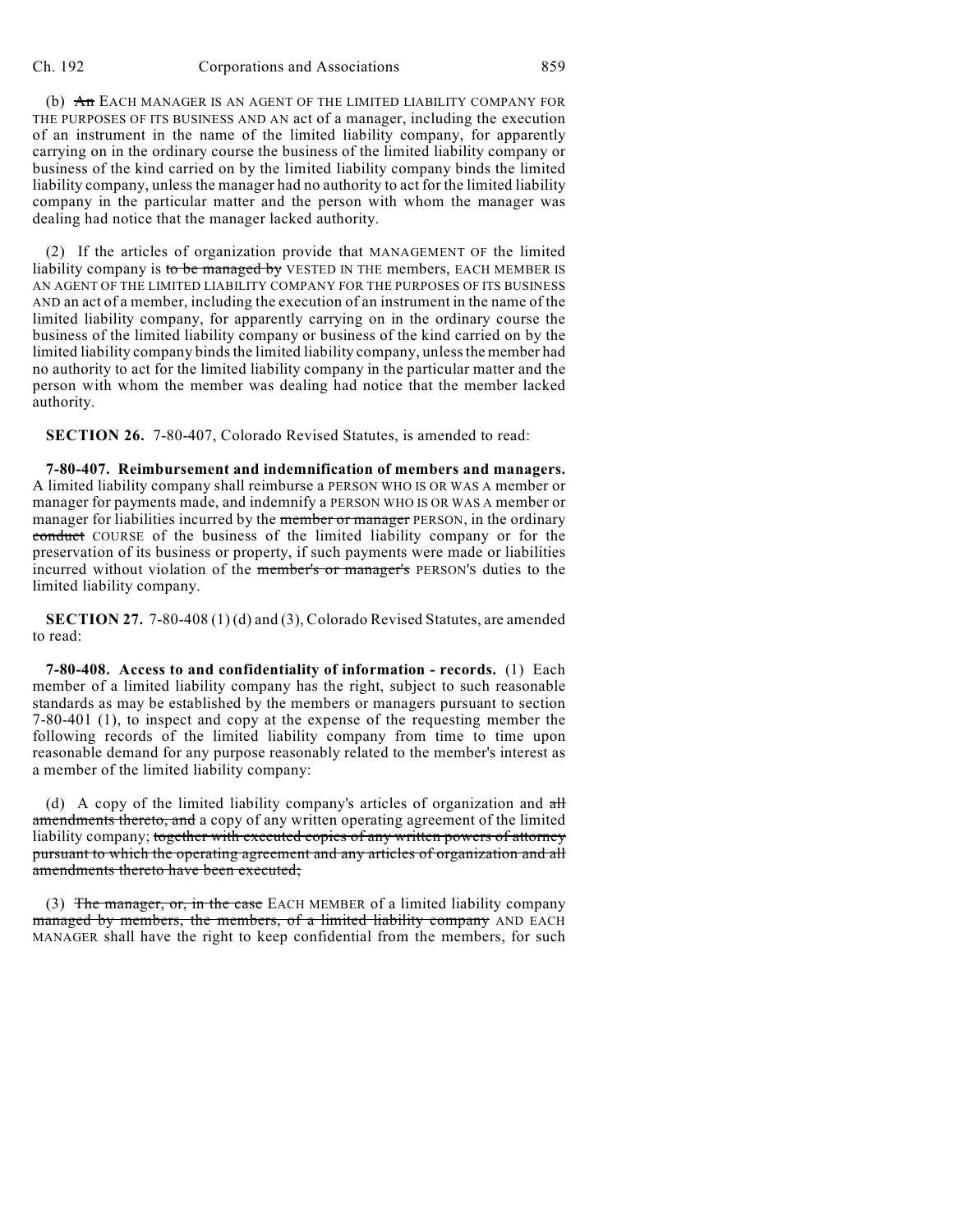(b) ~~An~~ EACH MANAGER IS AN AGENT OF THE LIMITED LIABILITY COMPANY FOR THE PURPOSES OF ITS BUSINESS AND AN act of a manager, including the execution of an instrument in the name of the limited liability company, for apparently carrying on in the ordinary course the business of the limited liability company or business of the kind carried on by the limited liability company binds the limited liability company, unless the manager had no authority to act for the limited liability company in the particular matter and the person with whom the manager was dealing had notice that the manager lacked authority.

(2) If the articles of organization provide that MANAGEMENT OF the limited liability company is ~~to be managed by~~ VESTED IN THE members, EACH MEMBER IS AN AGENT OF THE LIMITED LIABILITY COMPANY FOR THE PURPOSES OF ITS BUSINESS AND an act of a member, including the execution of an instrument in the name of the limited liability company, for apparently carrying on in the ordinary course the business of the limited liability company or business of the kind carried on by the limited liability company binds the limited liability company, unless the member had no authority to act for the limited liability company in the particular matter and the person with whom the member was dealing had notice that the member lacked authority.

**SECTION 26.** 7-80-407, Colorado Revised Statutes, is amended to read:

**7-80-407. Reimbursement and indemnification of members and managers.** A limited liability company shall reimburse a PERSON WHO IS OR WAS A member or manager for payments made, and indemnify a PERSON WHO IS OR WAS A member or manager for liabilities incurred by the ~~member or manager~~ PERSON, in the ordinary ~~conduct~~ COURSE of the business of the limited liability company or for the preservation of its business or property, if such payments were made or liabilities incurred without violation of the ~~member's or manager's~~ PERSON'S duties to the limited liability company.

**SECTION 27.** 7-80-408 (1) (d) and (3), Colorado Revised Statutes, are amended to read:

**7-80-408. Access to and confidentiality of information - records.** (1) Each member of a limited liability company has the right, subject to such reasonable standards as may be established by the members or managers pursuant to section 7-80-401 (1), to inspect and copy at the expense of the requesting member the following records of the limited liability company from time to time upon reasonable demand for any purpose reasonably related to the member's interest as a member of the limited liability company:

(d) A copy of the limited liability company's articles of organization and ~~all amendments thereto, and~~ a copy of any written operating agreement of the limited liability company; ~~together with executed copies of any written powers of attorney pursuant to which the operating agreement and any articles of organization and all amendments thereto have been executed;~~

(3) ~~The manager, or, in the case~~ EACH MEMBER of a limited liability company ~~managed by members, the members, of a limited liability company~~ AND EACH MANAGER shall have the right to keep confidential from the members, for such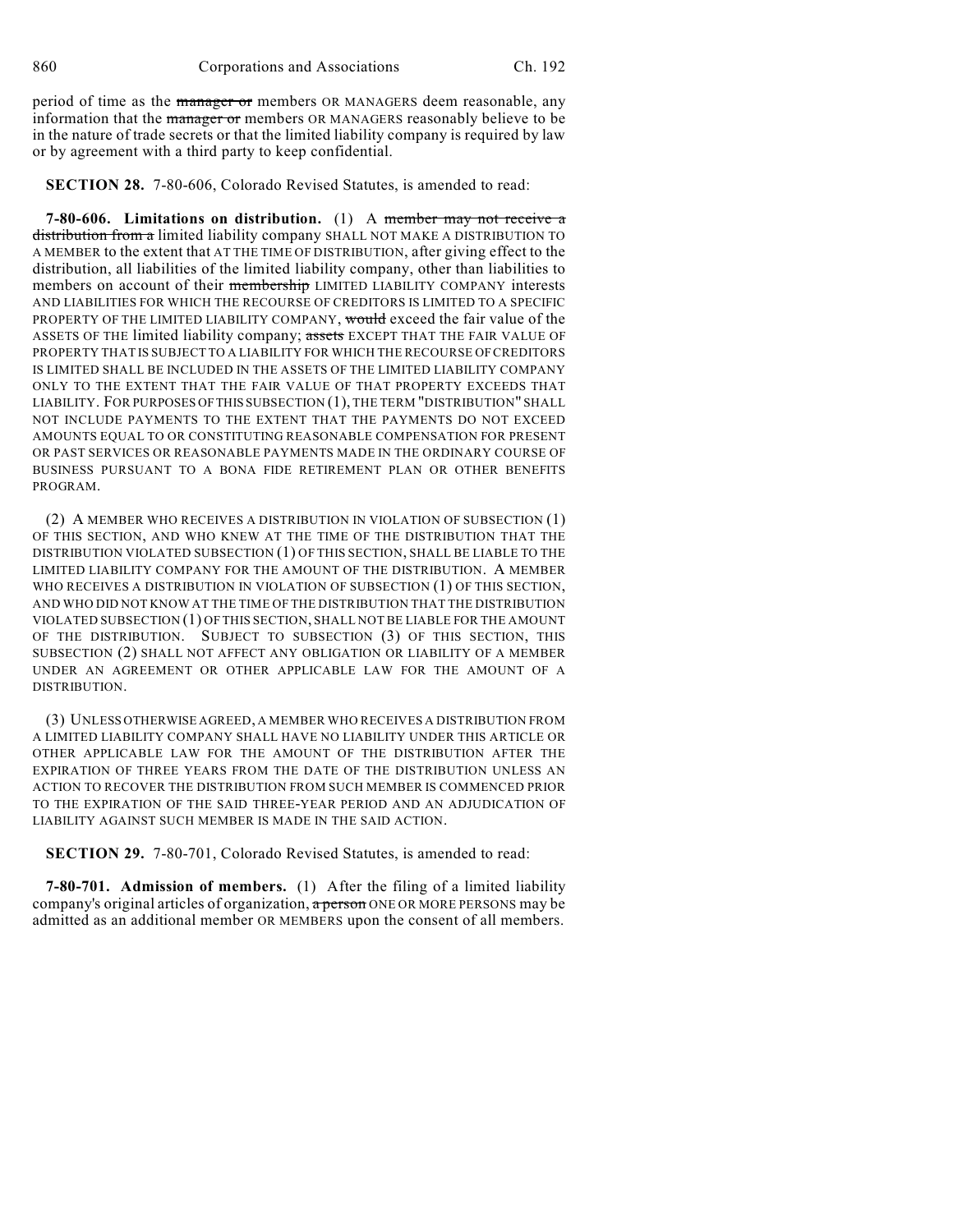period of time as the ~~manager or~~ members OR MANAGERS deem reasonable, any information that the ~~manager or~~ members OR MANAGERS reasonably believe to be in the nature of trade secrets or that the limited liability company is required by law or by agreement with a third party to keep confidential.

**SECTION 28.** 7-80-606, Colorado Revised Statutes, is amended to read:

**7-80-606. Limitations on distribution.** (1) A ~~member may not receive a distribution from a~~ limited liability company SHALL NOT MAKE A DISTRIBUTION TO A MEMBER to the extent that AT THE TIME OF DISTRIBUTION, after giving effect to the distribution, all liabilities of the limited liability company, other than liabilities to members on account of their ~~membership~~ LIMITED LIABILITY COMPANY interests AND LIABILITIES FOR WHICH THE RECOURSE OF CREDITORS IS LIMITED TO A SPECIFIC PROPERTY OF THE LIMITED LIABILITY COMPANY, ~~would~~ exceed the fair value of the ASSETS OF THE limited liability company; ~~assets~~ EXCEPT THAT THE FAIR VALUE OF PROPERTY THAT IS SUBJECT TO A LIABILITY FOR WHICH THE RECOURSE OF CREDITORS IS LIMITED SHALL BE INCLUDED IN THE ASSETS OF THE LIMITED LIABILITY COMPANY ONLY TO THE EXTENT THAT THE FAIR VALUE OF THAT PROPERTY EXCEEDS THAT LIABILITY. FOR PURPOSES OF THIS SUBSECTION (1), THE TERM "DISTRIBUTION" SHALL NOT INCLUDE PAYMENTS TO THE EXTENT THAT THE PAYMENTS DO NOT EXCEED AMOUNTS EQUAL TO OR CONSTITUTING REASONABLE COMPENSATION FOR PRESENT OR PAST SERVICES OR REASONABLE PAYMENTS MADE IN THE ORDINARY COURSE OF BUSINESS PURSUANT TO A BONA FIDE RETIREMENT PLAN OR OTHER BENEFITS PROGRAM.

(2) A MEMBER WHO RECEIVES A DISTRIBUTION IN VIOLATION OF SUBSECTION (1) OF THIS SECTION, AND WHO KNEW AT THE TIME OF THE DISTRIBUTION THAT THE DISTRIBUTION VIOLATED SUBSECTION (1) OF THIS SECTION, SHALL BE LIABLE TO THE LIMITED LIABILITY COMPANY FOR THE AMOUNT OF THE DISTRIBUTION. A MEMBER WHO RECEIVES A DISTRIBUTION IN VIOLATION OF SUBSECTION (1) OF THIS SECTION, AND WHO DID NOT KNOW AT THE TIME OF THE DISTRIBUTION THAT THE DISTRIBUTION VIOLATED SUBSECTION (1) OF THIS SECTION, SHALL NOT BE LIABLE FOR THE AMOUNT OF THE DISTRIBUTION. SUBJECT TO SUBSECTION (3) OF THIS SECTION, THIS SUBSECTION (2) SHALL NOT AFFECT ANY OBLIGATION OR LIABILITY OF A MEMBER UNDER AN AGREEMENT OR OTHER APPLICABLE LAW FOR THE AMOUNT OF A DISTRIBUTION.

(3) UNLESS OTHERWISE AGREED, A MEMBER WHO RECEIVES A DISTRIBUTION FROM A LIMITED LIABILITY COMPANY SHALL HAVE NO LIABILITY UNDER THIS ARTICLE OR OTHER APPLICABLE LAW FOR THE AMOUNT OF THE DISTRIBUTION AFTER THE EXPIRATION OF THREE YEARS FROM THE DATE OF THE DISTRIBUTION UNLESS AN ACTION TO RECOVER THE DISTRIBUTION FROM SUCH MEMBER IS COMMENCED PRIOR TO THE EXPIRATION OF THE SAID THREE-YEAR PERIOD AND AN ADJUDICATION OF LIABILITY AGAINST SUCH MEMBER IS MADE IN THE SAID ACTION.

**SECTION 29.** 7-80-701, Colorado Revised Statutes, is amended to read:

**7-80-701. Admission of members.** (1) After the filing of a limited liability company's original articles of organization, ~~a person~~ ONE OR MORE PERSONS may be admitted as an additional member OR MEMBERS upon the consent of all members.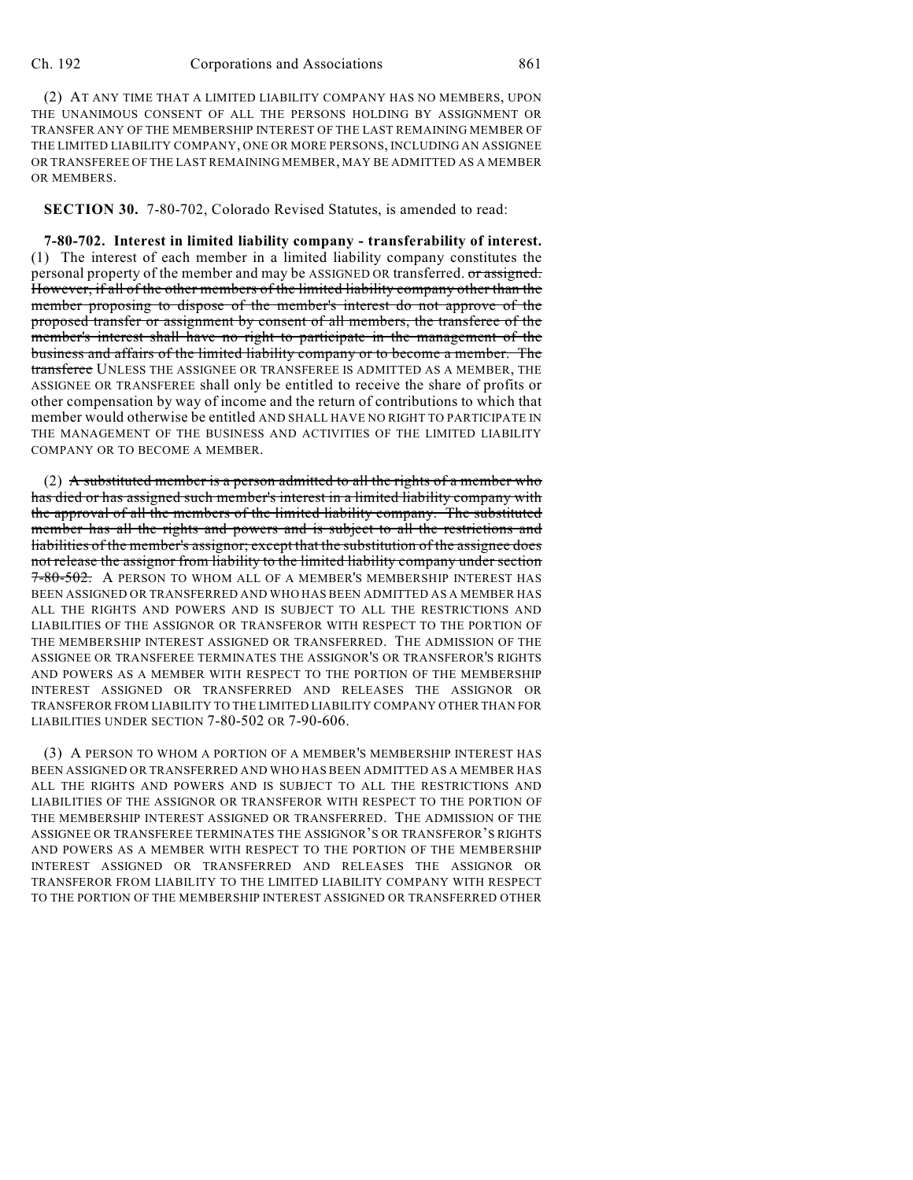(2) AT ANY TIME THAT A LIMITED LIABILITY COMPANY HAS NO MEMBERS, UPON THE UNANIMOUS CONSENT OF ALL THE PERSONS HOLDING BY ASSIGNMENT OR TRANSFER ANY OF THE MEMBERSHIP INTEREST OF THE LAST REMAINING MEMBER OF THE LIMITED LIABILITY COMPANY, ONE OR MORE PERSONS, INCLUDING AN ASSIGNEE OR TRANSFEREE OF THE LAST REMAINING MEMBER, MAY BE ADMITTED AS A MEMBER OR MEMBERS.

**SECTION 30.** 7-80-702, Colorado Revised Statutes, is amended to read:

**7-80-702. Interest in limited liability company - transferability of interest.** (1) The interest of each member in a limited liability company constitutes the personal property of the member and may be ASSIGNED OR transferred. ~~or assigned. However, if all of the other members of the limited liability company other than the member proposing to dispose of the member's interest do not approve of the proposed transfer or assignment by consent of all members, the transferee of the member's interest shall have no right to participate in the management of the business and affairs of the limited liability company or to become a member. The transferee~~ UNLESS THE ASSIGNEE OR TRANSFEREE IS ADMITTED AS A MEMBER, THE ASSIGNEE OR TRANSFEREE shall only be entitled to receive the share of profits or other compensation by way of income and the return of contributions to which that member would otherwise be entitled AND SHALL HAVE NO RIGHT TO PARTICIPATE IN THE MANAGEMENT OF THE BUSINESS AND ACTIVITIES OF THE LIMITED LIABILITY COMPANY OR TO BECOME A MEMBER.

(2) ~~A substituted member is a person admitted to all the rights of a member who has died or has assigned such member's interest in a limited liability company with the approval of all the members of the limited liability company. The substituted member has all the rights and powers and is subject to all the restrictions and liabilities of the member's assignor; except that the substitution of the assignee does not release the assignor from liability to the limited liability company under section 7-80-502.~~ A PERSON TO WHOM ALL OF A MEMBER'S MEMBERSHIP INTEREST HAS BEEN ASSIGNED OR TRANSFERRED AND WHO HAS BEEN ADMITTED AS A MEMBER HAS ALL THE RIGHTS AND POWERS AND IS SUBJECT TO ALL THE RESTRICTIONS AND LIABILITIES OF THE ASSIGNOR OR TRANSFEROR WITH RESPECT TO THE PORTION OF THE MEMBERSHIP INTEREST ASSIGNED OR TRANSFERRED. THE ADMISSION OF THE ASSIGNEE OR TRANSFEREE TERMINATES THE ASSIGNOR'S OR TRANSFEROR'S RIGHTS AND POWERS AS A MEMBER WITH RESPECT TO THE PORTION OF THE MEMBERSHIP INTEREST ASSIGNED OR TRANSFERRED AND RELEASES THE ASSIGNOR OR TRANSFEROR FROM LIABILITY TO THE LIMITED LIABILITY COMPANY OTHER THAN FOR LIABILITIES UNDER SECTION 7-80-502 OR 7-90-606.

(3) A PERSON TO WHOM A PORTION OF A MEMBER'S MEMBERSHIP INTEREST HAS BEEN ASSIGNED OR TRANSFERRED AND WHO HAS BEEN ADMITTED AS A MEMBER HAS ALL THE RIGHTS AND POWERS AND IS SUBJECT TO ALL THE RESTRICTIONS AND LIABILITIES OF THE ASSIGNOR OR TRANSFEROR WITH RESPECT TO THE PORTION OF THE MEMBERSHIP INTEREST ASSIGNED OR TRANSFERRED. THE ADMISSION OF THE ASSIGNEE OR TRANSFEREE TERMINATES THE ASSIGNOR'S OR TRANSFEROR'S RIGHTS AND POWERS AS A MEMBER WITH RESPECT TO THE PORTION OF THE MEMBERSHIP INTEREST ASSIGNED OR TRANSFERRED AND RELEASES THE ASSIGNOR OR TRANSFEROR FROM LIABILITY TO THE LIMITED LIABILITY COMPANY WITH RESPECT TO THE PORTION OF THE MEMBERSHIP INTEREST ASSIGNED OR TRANSFERRED OTHER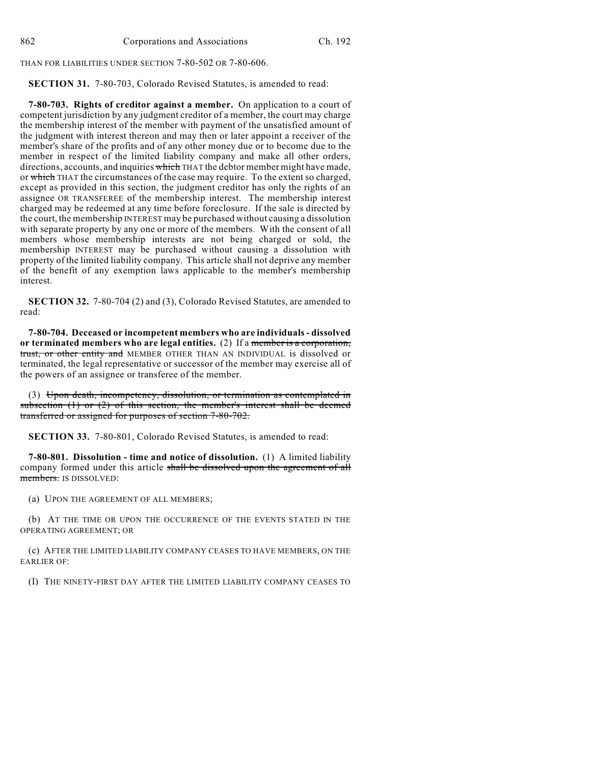THAN FOR LIABILITIES UNDER SECTION 7-80-502 OR 7-80-606.

**SECTION 31.** 7-80-703, Colorado Revised Statutes, is amended to read:

**7-80-703. Rights of creditor against a member.** On application to a court of competent jurisdiction by any judgment creditor of a member, the court may charge the membership interest of the member with payment of the unsatisfied amount of the judgment with interest thereon and may then or later appoint a receiver of the member's share of the profits and of any other money due or to become due to the member in respect of the limited liability company and make all other orders, directions, accounts, and inquiries ~~which~~ THAT the debtor member might have made, or ~~which~~ THAT the circumstances of the case may require. To the extent so charged, except as provided in this section, the judgment creditor has only the rights of an assignee OR TRANSFEREE of the membership interest. The membership interest charged may be redeemed at any time before foreclosure. If the sale is directed by the court, the membership INTEREST may be purchased without causing a dissolution with separate property by any one or more of the members. With the consent of all members whose membership interests are not being charged or sold, the membership INTEREST may be purchased without causing a dissolution with property of the limited liability company. This article shall not deprive any member of the benefit of any exemption laws applicable to the member's membership interest.

**SECTION 32.** 7-80-704 (2) and (3), Colorado Revised Statutes, are amended to read:

**7-80-704. Deceased or incompetent members who are individuals - dissolved or terminated members who are legal entities.** (2) If a ~~member is a corporation, trust, or other entity and~~ MEMBER OTHER THAN AN INDIVIDUAL is dissolved or terminated, the legal representative or successor of the member may exercise all of the powers of an assignee or transferee of the member.

(3) ~~Upon death, incompetency, dissolution, or termination as contemplated in subsection (1) or (2) of this section, the member's interest shall be deemed transferred or assigned for purposes of section 7-80-702.~~

**SECTION 33.** 7-80-801, Colorado Revised Statutes, is amended to read:

**7-80-801. Dissolution - time and notice of dissolution.** (1) A limited liability company formed under this article ~~shall be dissolved upon the agreement of all members.~~ IS DISSOLVED:

(a) UPON THE AGREEMENT OF ALL MEMBERS;

(b) AT THE TIME OR UPON THE OCCURRENCE OF THE EVENTS STATED IN THE OPERATING AGREEMENT; OR

(c) AFTER THE LIMITED LIABILITY COMPANY CEASES TO HAVE MEMBERS, ON THE EARLIER OF:

(I) THE NINETY-FIRST DAY AFTER THE LIMITED LIABILITY COMPANY CEASES TO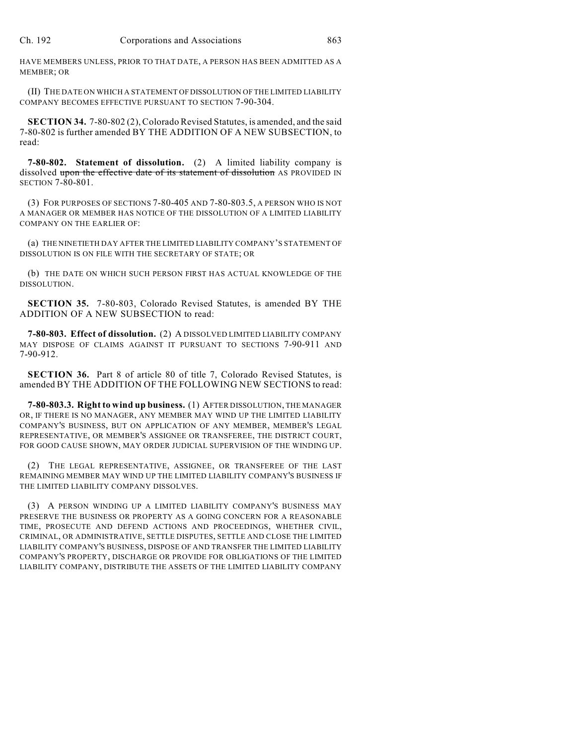HAVE MEMBERS UNLESS, PRIOR TO THAT DATE, A PERSON HAS BEEN ADMITTED AS A MEMBER; OR

(II) THE DATE ON WHICH A STATEMENT OF DISSOLUTION OF THE LIMITED LIABILITY COMPANY BECOMES EFFECTIVE PURSUANT TO SECTION 7-90-304.

**SECTION 34.** 7-80-802 (2), Colorado Revised Statutes, is amended, and the said 7-80-802 is further amended BY THE ADDITION OF A NEW SUBSECTION, to read:

**7-80-802. Statement of dissolution.** (2) A limited liability company is dissolved ~~upon the effective date of its statement of dissolution~~ AS PROVIDED IN SECTION 7-80-801.

(3) FOR PURPOSES OF SECTIONS 7-80-405 AND 7-80-803.5, A PERSON WHO IS NOT A MANAGER OR MEMBER HAS NOTICE OF THE DISSOLUTION OF A LIMITED LIABILITY COMPANY ON THE EARLIER OF:

(a) THE NINETIETH DAY AFTER THE LIMITED LIABILITY COMPANY'S STATEMENT OF DISSOLUTION IS ON FILE WITH THE SECRETARY OF STATE; OR

(b) THE DATE ON WHICH SUCH PERSON FIRST HAS ACTUAL KNOWLEDGE OF THE DISSOLUTION.

**SECTION 35.** 7-80-803, Colorado Revised Statutes, is amended BY THE ADDITION OF A NEW SUBSECTION to read:

**7-80-803. Effect of dissolution.** (2) A DISSOLVED LIMITED LIABILITY COMPANY MAY DISPOSE OF CLAIMS AGAINST IT PURSUANT TO SECTIONS 7-90-911 AND 7-90-912.

**SECTION 36.** Part 8 of article 80 of title 7, Colorado Revised Statutes, is amended BY THE ADDITION OF THE FOLLOWING NEW SECTIONS to read:

**7-80-803.3. Right to wind up business.** (1) AFTER DISSOLUTION, THE MANAGER OR, IF THERE IS NO MANAGER, ANY MEMBER MAY WIND UP THE LIMITED LIABILITY COMPANY'S BUSINESS, BUT ON APPLICATION OF ANY MEMBER, MEMBER'S LEGAL REPRESENTATIVE, OR MEMBER'S ASSIGNEE OR TRANSFEREE, THE DISTRICT COURT, FOR GOOD CAUSE SHOWN, MAY ORDER JUDICIAL SUPERVISION OF THE WINDING UP.

(2) THE LEGAL REPRESENTATIVE, ASSIGNEE, OR TRANSFEREE OF THE LAST REMAINING MEMBER MAY WIND UP THE LIMITED LIABILITY COMPANY'S BUSINESS IF THE LIMITED LIABILITY COMPANY DISSOLVES.

(3) A PERSON WINDING UP A LIMITED LIABILITY COMPANY'S BUSINESS MAY PRESERVE THE BUSINESS OR PROPERTY AS A GOING CONCERN FOR A REASONABLE TIME, PROSECUTE AND DEFEND ACTIONS AND PROCEEDINGS, WHETHER CIVIL, CRIMINAL, OR ADMINISTRATIVE, SETTLE DISPUTES, SETTLE AND CLOSE THE LIMITED LIABILITY COMPANY'S BUSINESS, DISPOSE OF AND TRANSFER THE LIMITED LIABILITY COMPANY'S PROPERTY, DISCHARGE OR PROVIDE FOR OBLIGATIONS OF THE LIMITED LIABILITY COMPANY, DISTRIBUTE THE ASSETS OF THE LIMITED LIABILITY COMPANY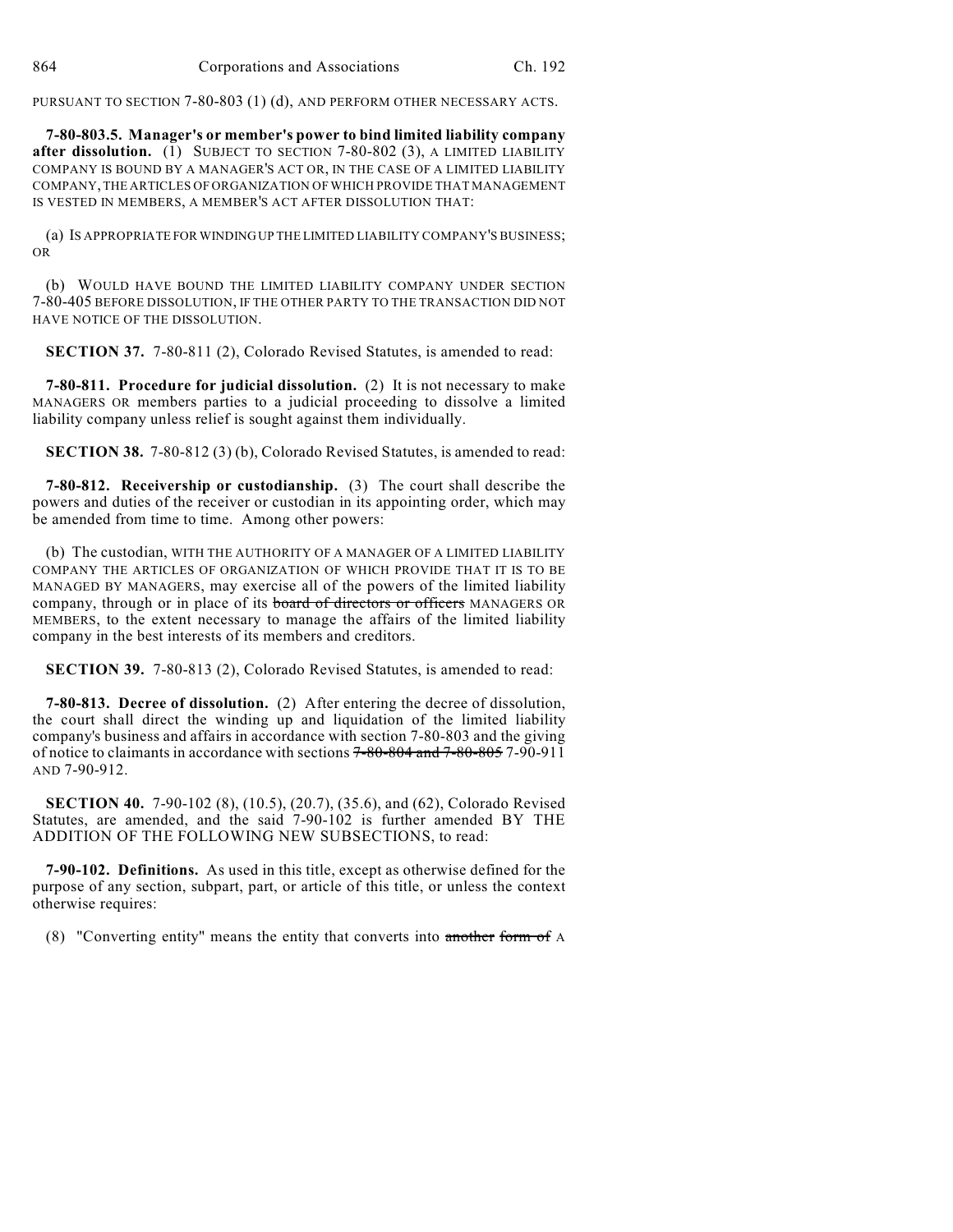PURSUANT TO SECTION 7-80-803 (1) (d), AND PERFORM OTHER NECESSARY ACTS.

**7-80-803.5. Manager's or member's power to bind limited liability company after dissolution.** (1) SUBJECT TO SECTION 7-80-802 (3), A LIMITED LIABILITY COMPANY IS BOUND BY A MANAGER'S ACT OR, IN THE CASE OF A LIMITED LIABILITY COMPANY, THE ARTICLES OF ORGANIZATION OF WHICH PROVIDE THAT MANAGEMENT IS VESTED IN MEMBERS, A MEMBER'S ACT AFTER DISSOLUTION THAT:

(a) IS APPROPRIATE FOR WINDING UP THE LIMITED LIABILITY COMPANY'S BUSINESS; OR

(b) WOULD HAVE BOUND THE LIMITED LIABILITY COMPANY UNDER SECTION 7-80-405 BEFORE DISSOLUTION, IF THE OTHER PARTY TO THE TRANSACTION DID NOT HAVE NOTICE OF THE DISSOLUTION.

**SECTION 37.** 7-80-811 (2), Colorado Revised Statutes, is amended to read:

**7-80-811. Procedure for judicial dissolution.** (2) It is not necessary to make MANAGERS OR members parties to a judicial proceeding to dissolve a limited liability company unless relief is sought against them individually.

**SECTION 38.** 7-80-812 (3) (b), Colorado Revised Statutes, is amended to read:

**7-80-812. Receivership or custodianship.** (3) The court shall describe the powers and duties of the receiver or custodian in its appointing order, which may be amended from time to time. Among other powers:

(b) The custodian, WITH THE AUTHORITY OF A MANAGER OF A LIMITED LIABILITY COMPANY THE ARTICLES OF ORGANIZATION OF WHICH PROVIDE THAT IT IS TO BE MANAGED BY MANAGERS, may exercise all of the powers of the limited liability company, through or in place of its ~~board of directors or officers~~ MANAGERS OR MEMBERS, to the extent necessary to manage the affairs of the limited liability company in the best interests of its members and creditors.

**SECTION 39.** 7-80-813 (2), Colorado Revised Statutes, is amended to read:

**7-80-813. Decree of dissolution.** (2) After entering the decree of dissolution, the court shall direct the winding up and liquidation of the limited liability company's business and affairs in accordance with section 7-80-803 and the giving of notice to claimants in accordance with sections ~~7-80-804 and 7-80-805~~ 7-90-911 AND 7-90-912.

**SECTION 40.** 7-90-102 (8), (10.5), (20.7), (35.6), and (62), Colorado Revised Statutes, are amended, and the said 7-90-102 is further amended BY THE ADDITION OF THE FOLLOWING NEW SUBSECTIONS, to read:

**7-90-102. Definitions.** As used in this title, except as otherwise defined for the purpose of any section, subpart, part, or article of this title, or unless the context otherwise requires:

(8) "Converting entity" means the entity that converts into ~~another form of~~ A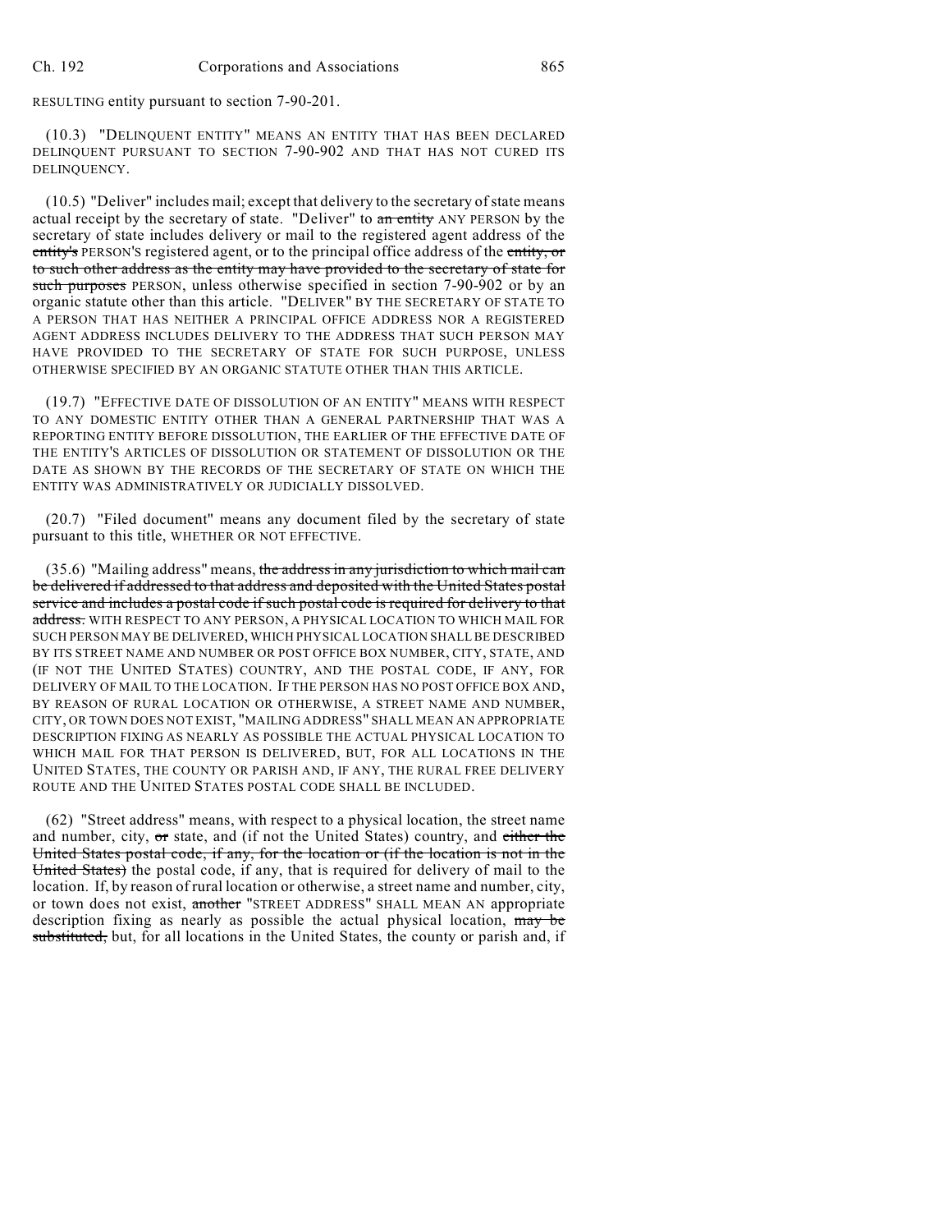RESULTING entity pursuant to section 7-90-201.

(10.3) "DELINQUENT ENTITY" MEANS AN ENTITY THAT HAS BEEN DECLARED DELINQUENT PURSUANT TO SECTION 7-90-902 AND THAT HAS NOT CURED ITS DELINQUENCY.

(10.5) "Deliver" includes mail; except that delivery to the secretary of state means actual receipt by the secretary of state. "Deliver" to ~~an entity~~ ANY PERSON by the secretary of state includes delivery or mail to the registered agent address of the ~~entity's~~ PERSON'S registered agent, or to the principal office address of the ~~entity, or to such other address as the entity may have provided to the secretary of state for such purposes~~ PERSON, unless otherwise specified in section 7-90-902 or by an organic statute other than this article. "DELIVER" BY THE SECRETARY OF STATE TO A PERSON THAT HAS NEITHER A PRINCIPAL OFFICE ADDRESS NOR A REGISTERED AGENT ADDRESS INCLUDES DELIVERY TO THE ADDRESS THAT SUCH PERSON MAY HAVE PROVIDED TO THE SECRETARY OF STATE FOR SUCH PURPOSE, UNLESS OTHERWISE SPECIFIED BY AN ORGANIC STATUTE OTHER THAN THIS ARTICLE.

(19.7) "EFFECTIVE DATE OF DISSOLUTION OF AN ENTITY" MEANS WITH RESPECT TO ANY DOMESTIC ENTITY OTHER THAN A GENERAL PARTNERSHIP THAT WAS A REPORTING ENTITY BEFORE DISSOLUTION, THE EARLIER OF THE EFFECTIVE DATE OF THE ENTITY'S ARTICLES OF DISSOLUTION OR STATEMENT OF DISSOLUTION OR THE DATE AS SHOWN BY THE RECORDS OF THE SECRETARY OF STATE ON WHICH THE ENTITY WAS ADMINISTRATIVELY OR JUDICIALLY DISSOLVED.

(20.7) "Filed document" means any document filed by the secretary of state pursuant to this title, WHETHER OR NOT EFFECTIVE.

(35.6) "Mailing address" means, ~~the address in any jurisdiction to which mail can be delivered if addressed to that address and deposited with the United States postal service and includes a postal code if such postal code is required for delivery to that address.~~ WITH RESPECT TO ANY PERSON, A PHYSICAL LOCATION TO WHICH MAIL FOR SUCH PERSON MAY BE DELIVERED, WHICH PHYSICAL LOCATION SHALL BE DESCRIBED BY ITS STREET NAME AND NUMBER OR POST OFFICE BOX NUMBER, CITY, STATE, AND (IF NOT THE UNITED STATES) COUNTRY, AND THE POSTAL CODE, IF ANY, FOR DELIVERY OF MAIL TO THE LOCATION. IF THE PERSON HAS NO POST OFFICE BOX AND, BY REASON OF RURAL LOCATION OR OTHERWISE, A STREET NAME AND NUMBER, CITY, OR TOWN DOES NOT EXIST, "MAILING ADDRESS" SHALL MEAN AN APPROPRIATE DESCRIPTION FIXING AS NEARLY AS POSSIBLE THE ACTUAL PHYSICAL LOCATION TO WHICH MAIL FOR THAT PERSON IS DELIVERED, BUT, FOR ALL LOCATIONS IN THE UNITED STATES, THE COUNTY OR PARISH AND, IF ANY, THE RURAL FREE DELIVERY ROUTE AND THE UNITED STATES POSTAL CODE SHALL BE INCLUDED.

(62) "Street address" means, with respect to a physical location, the street name and number, city, ~~or~~ state, and (if not the United States) country, and ~~either the United States postal code, if any, for the location or (if the location is not in the United States)~~ the postal code, if any, that is required for delivery of mail to the location. If, by reason of rural location or otherwise, a street name and number, city, or town does not exist, ~~another~~ "STREET ADDRESS" SHALL MEAN AN appropriate description fixing as nearly as possible the actual physical location, ~~may be substituted,~~ but, for all locations in the United States, the county or parish and, if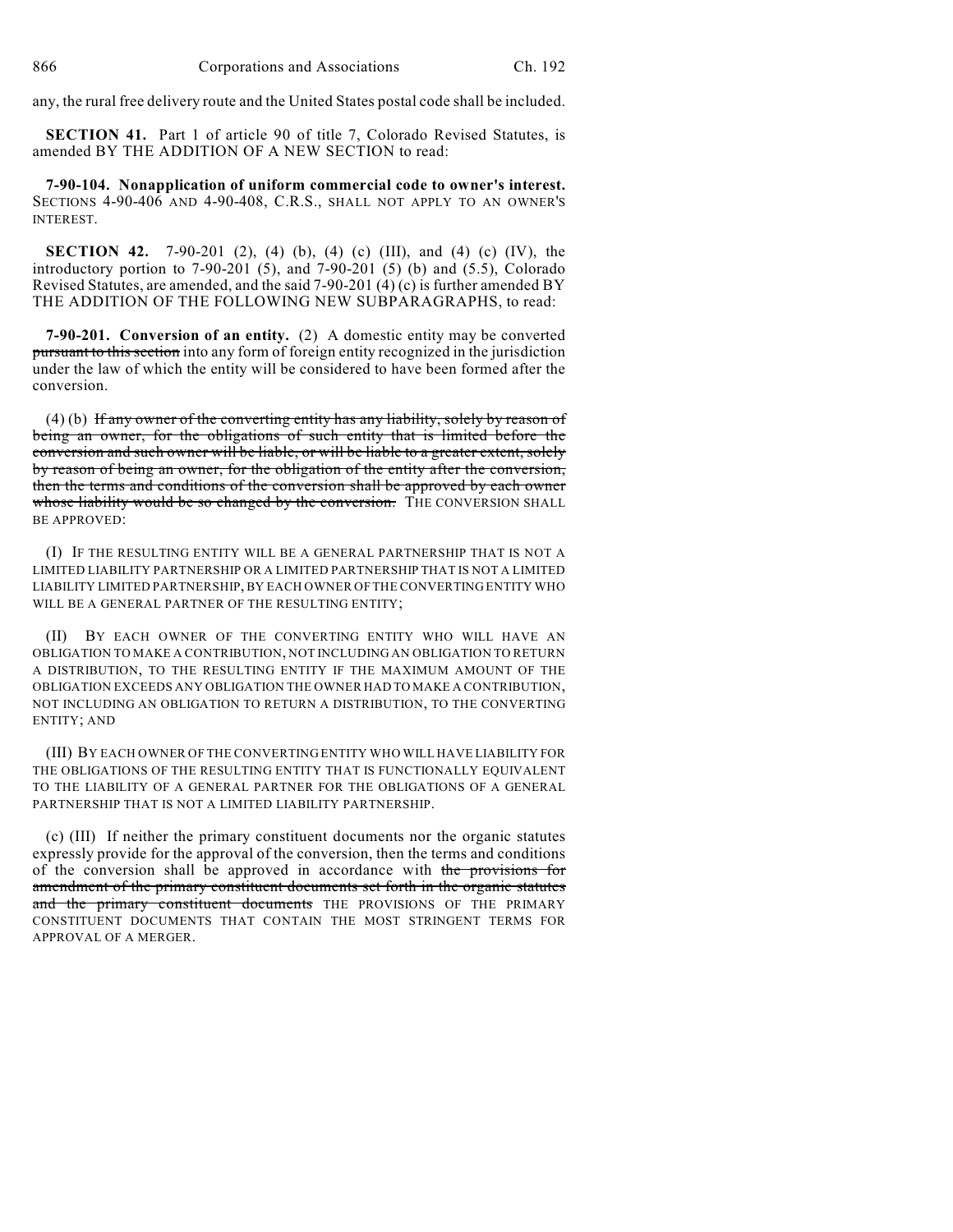any, the rural free delivery route and the United States postal code shall be included.

**SECTION 41.** Part 1 of article 90 of title 7, Colorado Revised Statutes, is amended BY THE ADDITION OF A NEW SECTION to read:

**7-90-104. Nonapplication of uniform commercial code to owner's interest.** SECTIONS 4-90-406 AND 4-90-408, C.R.S., SHALL NOT APPLY TO AN OWNER'S INTEREST.

**SECTION 42.** 7-90-201 (2), (4) (b), (4) (c) (III), and (4) (c) (IV), the introductory portion to 7-90-201 (5), and 7-90-201 (5) (b) and (5.5), Colorado Revised Statutes, are amended, and the said 7-90-201 (4) (c) is further amended BY THE ADDITION OF THE FOLLOWING NEW SUBPARAGRAPHS, to read:

**7-90-201. Conversion of an entity.** (2) A domestic entity may be converted ~~pursuant to this section~~ into any form of foreign entity recognized in the jurisdiction under the law of which the entity will be considered to have been formed after the conversion.

(4) (b) ~~If any owner of the converting entity has any liability, solely by reason of being an owner, for the obligations of such entity that is limited before the conversion and such owner will be liable, or will be liable to a greater extent, solely by reason of being an owner, for the obligation of the entity after the conversion, then the terms and conditions of the conversion shall be approved by each owner whose liability would be so changed by the conversion.~~ THE CONVERSION SHALL BE APPROVED:

(I) IF THE RESULTING ENTITY WILL BE A GENERAL PARTNERSHIP THAT IS NOT A LIMITED LIABILITY PARTNERSHIP OR A LIMITED PARTNERSHIP THAT IS NOT A LIMITED LIABILITY LIMITED PARTNERSHIP, BY EACH OWNER OF THE CONVERTING ENTITY WHO WILL BE A GENERAL PARTNER OF THE RESULTING ENTITY;

(II) BY EACH OWNER OF THE CONVERTING ENTITY WHO WILL HAVE AN OBLIGATION TO MAKE A CONTRIBUTION, NOT INCLUDING AN OBLIGATION TO RETURN A DISTRIBUTION, TO THE RESULTING ENTITY IF THE MAXIMUM AMOUNT OF THE OBLIGATION EXCEEDS ANY OBLIGATION THE OWNER HAD TO MAKE A CONTRIBUTION, NOT INCLUDING AN OBLIGATION TO RETURN A DISTRIBUTION, TO THE CONVERTING ENTITY; AND

(III) BY EACH OWNER OF THE CONVERTING ENTITY WHO WILL HAVE LIABILITY FOR THE OBLIGATIONS OF THE RESULTING ENTITY THAT IS FUNCTIONALLY EQUIVALENT TO THE LIABILITY OF A GENERAL PARTNER FOR THE OBLIGATIONS OF A GENERAL PARTNERSHIP THAT IS NOT A LIMITED LIABILITY PARTNERSHIP.

(c) (III) If neither the primary constituent documents nor the organic statutes expressly provide for the approval of the conversion, then the terms and conditions of the conversion shall be approved in accordance with ~~the provisions for amendment of the primary constituent documents set forth in the organic statutes and the primary constituent documents~~ THE PROVISIONS OF THE PRIMARY CONSTITUENT DOCUMENTS THAT CONTAIN THE MOST STRINGENT TERMS FOR APPROVAL OF A MERGER.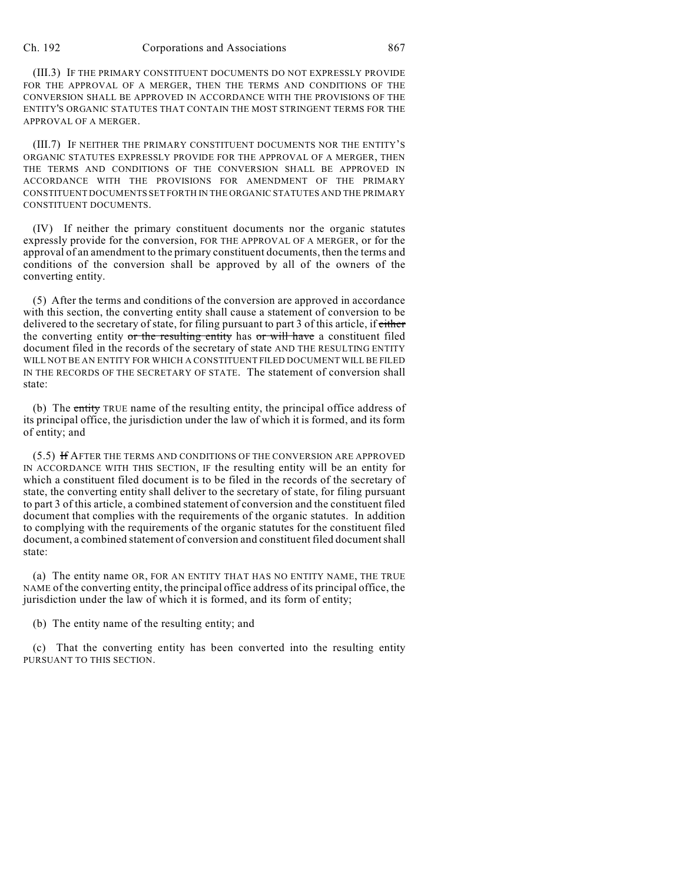(III.3) IF THE PRIMARY CONSTITUENT DOCUMENTS DO NOT EXPRESSLY PROVIDE FOR THE APPROVAL OF A MERGER, THEN THE TERMS AND CONDITIONS OF THE CONVERSION SHALL BE APPROVED IN ACCORDANCE WITH THE PROVISIONS OF THE ENTITY'S ORGANIC STATUTES THAT CONTAIN THE MOST STRINGENT TERMS FOR THE APPROVAL OF A MERGER.

(III.7) IF NEITHER THE PRIMARY CONSTITUENT DOCUMENTS NOR THE ENTITY'S ORGANIC STATUTES EXPRESSLY PROVIDE FOR THE APPROVAL OF A MERGER, THEN THE TERMS AND CONDITIONS OF THE CONVERSION SHALL BE APPROVED IN ACCORDANCE WITH THE PROVISIONS FOR AMENDMENT OF THE PRIMARY CONSTITUENT DOCUMENTS SET FORTH IN THE ORGANIC STATUTES AND THE PRIMARY CONSTITUENT DOCUMENTS.

(IV) If neither the primary constituent documents nor the organic statutes expressly provide for the conversion, FOR THE APPROVAL OF A MERGER, or for the approval of an amendment to the primary constituent documents, then the terms and conditions of the conversion shall be approved by all of the owners of the converting entity.

(5) After the terms and conditions of the conversion are approved in accordance with this section, the converting entity shall cause a statement of conversion to be delivered to the secretary of state, for filing pursuant to part 3 of this article, if ~~either~~ the converting entity ~~or the resulting entity~~ has ~~or will have~~ a constituent filed document filed in the records of the secretary of state AND THE RESULTING ENTITY WILL NOT BE AN ENTITY FOR WHICH A CONSTITUENT FILED DOCUMENT WILL BE FILED IN THE RECORDS OF THE SECRETARY OF STATE. The statement of conversion shall state:

(b) The ~~entity~~ TRUE name of the resulting entity, the principal office address of its principal office, the jurisdiction under the law of which it is formed, and its form of entity; and

(5.5) ~~If~~ AFTER THE TERMS AND CONDITIONS OF THE CONVERSION ARE APPROVED IN ACCORDANCE WITH THIS SECTION, IF the resulting entity will be an entity for which a constituent filed document is to be filed in the records of the secretary of state, the converting entity shall deliver to the secretary of state, for filing pursuant to part 3 of this article, a combined statement of conversion and the constituent filed document that complies with the requirements of the organic statutes. In addition to complying with the requirements of the organic statutes for the constituent filed document, a combined statement of conversion and constituent filed document shall state:

(a) The entity name OR, FOR AN ENTITY THAT HAS NO ENTITY NAME, THE TRUE NAME of the converting entity, the principal office address of its principal office, the jurisdiction under the law of which it is formed, and its form of entity;

(b) The entity name of the resulting entity; and

(c) That the converting entity has been converted into the resulting entity PURSUANT TO THIS SECTION.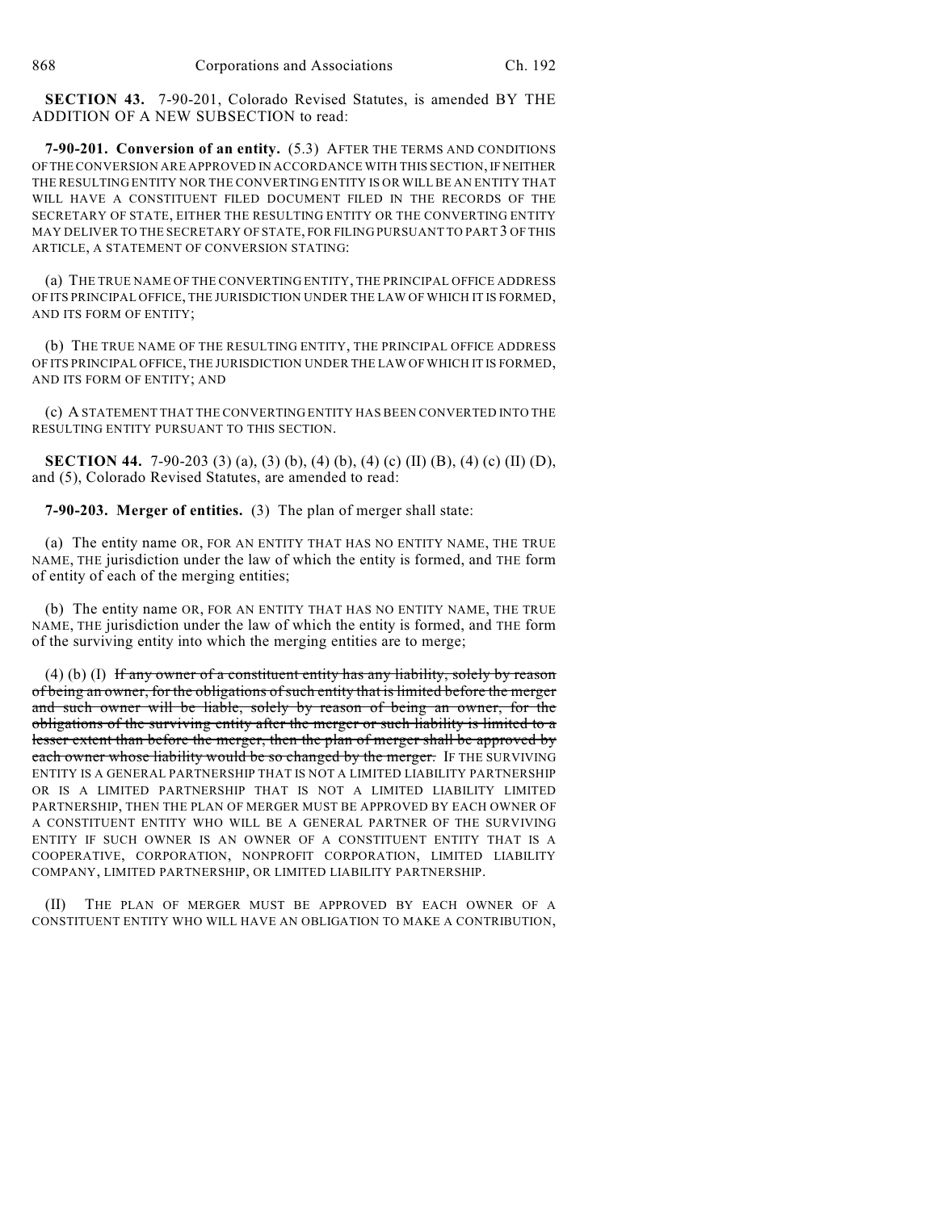**SECTION 43.** 7-90-201, Colorado Revised Statutes, is amended BY THE ADDITION OF A NEW SUBSECTION to read:

**7-90-201. Conversion of an entity.** (5.3) AFTER THE TERMS AND CONDITIONS OF THE CONVERSION ARE APPROVED IN ACCORDANCE WITH THIS SECTION, IF NEITHER THE RESULTING ENTITY NOR THE CONVERTING ENTITY IS OR WILL BE AN ENTITY THAT WILL HAVE A CONSTITUENT FILED DOCUMENT FILED IN THE RECORDS OF THE SECRETARY OF STATE, EITHER THE RESULTING ENTITY OR THE CONVERTING ENTITY MAY DELIVER TO THE SECRETARY OF STATE, FOR FILING PURSUANT TO PART 3 OF THIS ARTICLE, A STATEMENT OF CONVERSION STATING:

(a) THE TRUE NAME OF THE CONVERTING ENTITY, THE PRINCIPAL OFFICE ADDRESS OF ITS PRINCIPAL OFFICE, THE JURISDICTION UNDER THE LAW OF WHICH IT IS FORMED, AND ITS FORM OF ENTITY;

(b) THE TRUE NAME OF THE RESULTING ENTITY, THE PRINCIPAL OFFICE ADDRESS OF ITS PRINCIPAL OFFICE, THE JURISDICTION UNDER THE LAW OF WHICH IT IS FORMED, AND ITS FORM OF ENTITY; AND

(c) A STATEMENT THAT THE CONVERTING ENTITY HAS BEEN CONVERTED INTO THE RESULTING ENTITY PURSUANT TO THIS SECTION.

**SECTION 44.** 7-90-203 (3) (a), (3) (b), (4) (b), (4) (c) (II) (B), (4) (c) (II) (D), and (5), Colorado Revised Statutes, are amended to read:

**7-90-203. Merger of entities.** (3) The plan of merger shall state:

(a) The entity name OR, FOR AN ENTITY THAT HAS NO ENTITY NAME, THE TRUE NAME, THE jurisdiction under the law of which the entity is formed, and THE form of entity of each of the merging entities;

(b) The entity name OR, FOR AN ENTITY THAT HAS NO ENTITY NAME, THE TRUE NAME, THE jurisdiction under the law of which the entity is formed, and THE form of the surviving entity into which the merging entities are to merge;

(4) (b) (I) ~~If any owner of a constituent entity has any liability, solely by reason of being an owner, for the obligations of such entity that is limited before the merger and such owner will be liable, solely by reason of being an owner, for the obligations of the surviving entity after the merger or such liability is limited to a lesser extent than before the merger, then the plan of merger shall be approved by each owner whose liability would be so changed by the merger.~~ IF THE SURVIVING ENTITY IS A GENERAL PARTNERSHIP THAT IS NOT A LIMITED LIABILITY PARTNERSHIP OR IS A LIMITED PARTNERSHIP THAT IS NOT A LIMITED LIABILITY LIMITED PARTNERSHIP, THEN THE PLAN OF MERGER MUST BE APPROVED BY EACH OWNER OF A CONSTITUENT ENTITY WHO WILL BE A GENERAL PARTNER OF THE SURVIVING ENTITY IF SUCH OWNER IS AN OWNER OF A CONSTITUENT ENTITY THAT IS A COOPERATIVE, CORPORATION, NONPROFIT CORPORATION, LIMITED LIABILITY COMPANY, LIMITED PARTNERSHIP, OR LIMITED LIABILITY PARTNERSHIP.

(II) THE PLAN OF MERGER MUST BE APPROVED BY EACH OWNER OF A CONSTITUENT ENTITY WHO WILL HAVE AN OBLIGATION TO MAKE A CONTRIBUTION,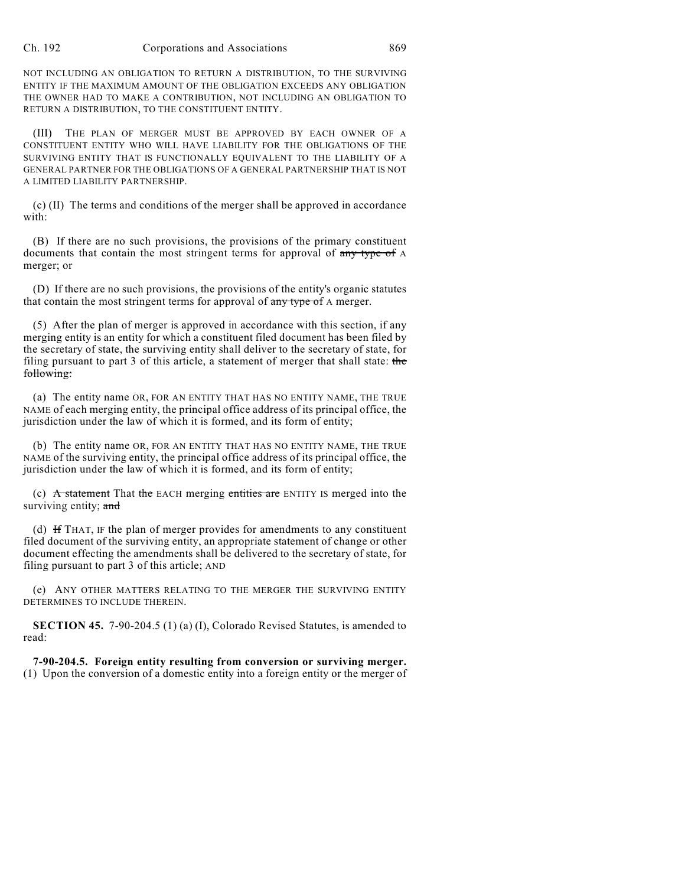NOT INCLUDING AN OBLIGATION TO RETURN A DISTRIBUTION, TO THE SURVIVING ENTITY IF THE MAXIMUM AMOUNT OF THE OBLIGATION EXCEEDS ANY OBLIGATION THE OWNER HAD TO MAKE A CONTRIBUTION, NOT INCLUDING AN OBLIGATION TO RETURN A DISTRIBUTION, TO THE CONSTITUENT ENTITY.

(III) THE PLAN OF MERGER MUST BE APPROVED BY EACH OWNER OF A CONSTITUENT ENTITY WHO WILL HAVE LIABILITY FOR THE OBLIGATIONS OF THE SURVIVING ENTITY THAT IS FUNCTIONALLY EQUIVALENT TO THE LIABILITY OF A GENERAL PARTNER FOR THE OBLIGATIONS OF A GENERAL PARTNERSHIP THAT IS NOT A LIMITED LIABILITY PARTNERSHIP.

(c) (II) The terms and conditions of the merger shall be approved in accordance with:

(B) If there are no such provisions, the provisions of the primary constituent documents that contain the most stringent terms for approval of ~~any type of~~ A merger; or

(D) If there are no such provisions, the provisions of the entity's organic statutes that contain the most stringent terms for approval of ~~any type of~~ A merger.

(5) After the plan of merger is approved in accordance with this section, if any merging entity is an entity for which a constituent filed document has been filed by the secretary of state, the surviving entity shall deliver to the secretary of state, for filing pursuant to part 3 of this article, a statement of merger that shall state: ~~the following:~~

(a) The entity name OR, FOR AN ENTITY THAT HAS NO ENTITY NAME, THE TRUE NAME of each merging entity, the principal office address of its principal office, the jurisdiction under the law of which it is formed, and its form of entity;

(b) The entity name OR, FOR AN ENTITY THAT HAS NO ENTITY NAME, THE TRUE NAME of the surviving entity, the principal office address of its principal office, the jurisdiction under the law of which it is formed, and its form of entity;

(c) ~~A statement~~ That ~~the~~ EACH merging ~~entities are~~ ENTITY IS merged into the surviving entity; ~~and~~

(d) ~~If~~ THAT, IF the plan of merger provides for amendments to any constituent filed document of the surviving entity, an appropriate statement of change or other document effecting the amendments shall be delivered to the secretary of state, for filing pursuant to part 3 of this article; AND

(e) ANY OTHER MATTERS RELATING TO THE MERGER THE SURVIVING ENTITY DETERMINES TO INCLUDE THEREIN.

**SECTION 45.** 7-90-204.5 (1) (a) (I), Colorado Revised Statutes, is amended to read:

**7-90-204.5. Foreign entity resulting from conversion or surviving merger.** (1) Upon the conversion of a domestic entity into a foreign entity or the merger of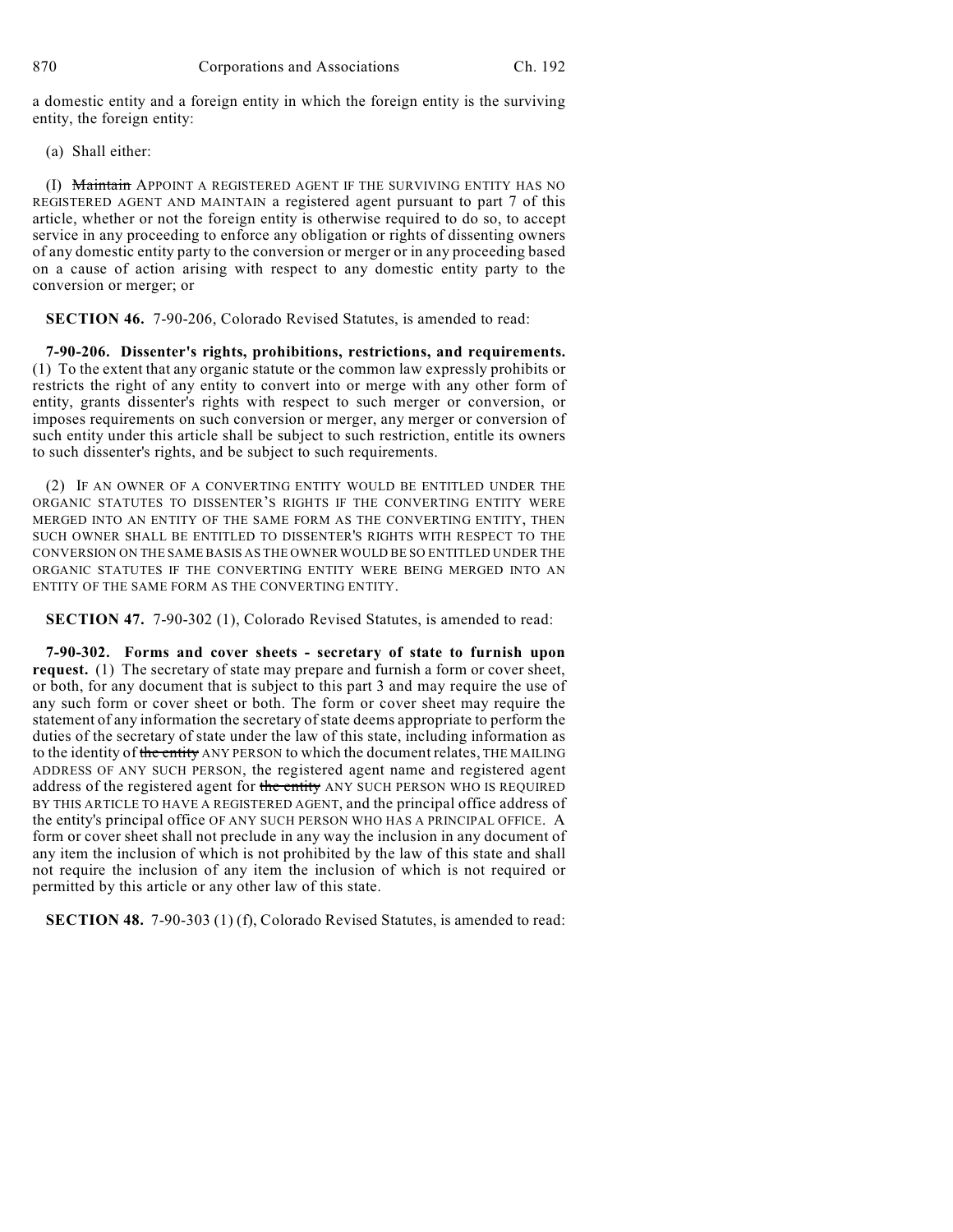a domestic entity and a foreign entity in which the foreign entity is the surviving entity, the foreign entity:

(a) Shall either:

(I) ~~Maintain~~ APPOINT A REGISTERED AGENT IF THE SURVIVING ENTITY HAS NO REGISTERED AGENT AND MAINTAIN a registered agent pursuant to part 7 of this article, whether or not the foreign entity is otherwise required to do so, to accept service in any proceeding to enforce any obligation or rights of dissenting owners of any domestic entity party to the conversion or merger or in any proceeding based on a cause of action arising with respect to any domestic entity party to the conversion or merger; or

**SECTION 46.** 7-90-206, Colorado Revised Statutes, is amended to read:

**7-90-206. Dissenter's rights, prohibitions, restrictions, and requirements.** (1) To the extent that any organic statute or the common law expressly prohibits or restricts the right of any entity to convert into or merge with any other form of entity, grants dissenter's rights with respect to such merger or conversion, or imposes requirements on such conversion or merger, any merger or conversion of such entity under this article shall be subject to such restriction, entitle its owners to such dissenter's rights, and be subject to such requirements.

(2) IF AN OWNER OF A CONVERTING ENTITY WOULD BE ENTITLED UNDER THE ORGANIC STATUTES TO DISSENTER'S RIGHTS IF THE CONVERTING ENTITY WERE MERGED INTO AN ENTITY OF THE SAME FORM AS THE CONVERTING ENTITY, THEN SUCH OWNER SHALL BE ENTITLED TO DISSENTER'S RIGHTS WITH RESPECT TO THE CONVERSION ON THE SAME BASIS AS THE OWNER WOULD BE SO ENTITLED UNDER THE ORGANIC STATUTES IF THE CONVERTING ENTITY WERE BEING MERGED INTO AN ENTITY OF THE SAME FORM AS THE CONVERTING ENTITY.

**SECTION 47.** 7-90-302 (1), Colorado Revised Statutes, is amended to read:

**7-90-302. Forms and cover sheets - secretary of state to furnish upon request.** (1) The secretary of state may prepare and furnish a form or cover sheet, or both, for any document that is subject to this part 3 and may require the use of any such form or cover sheet or both. The form or cover sheet may require the statement of any information the secretary of state deems appropriate to perform the duties of the secretary of state under the law of this state, including information as to the identity of ~~the entity~~ ANY PERSON to which the document relates, THE MAILING ADDRESS OF ANY SUCH PERSON, the registered agent name and registered agent address of the registered agent for ~~the entity~~ ANY SUCH PERSON WHO IS REQUIRED BY THIS ARTICLE TO HAVE A REGISTERED AGENT, and the principal office address of the entity's principal office OF ANY SUCH PERSON WHO HAS A PRINCIPAL OFFICE. A form or cover sheet shall not preclude in any way the inclusion in any document of any item the inclusion of which is not prohibited by the law of this state and shall not require the inclusion of any item the inclusion of which is not required or permitted by this article or any other law of this state.

**SECTION 48.** 7-90-303 (1) (f), Colorado Revised Statutes, is amended to read: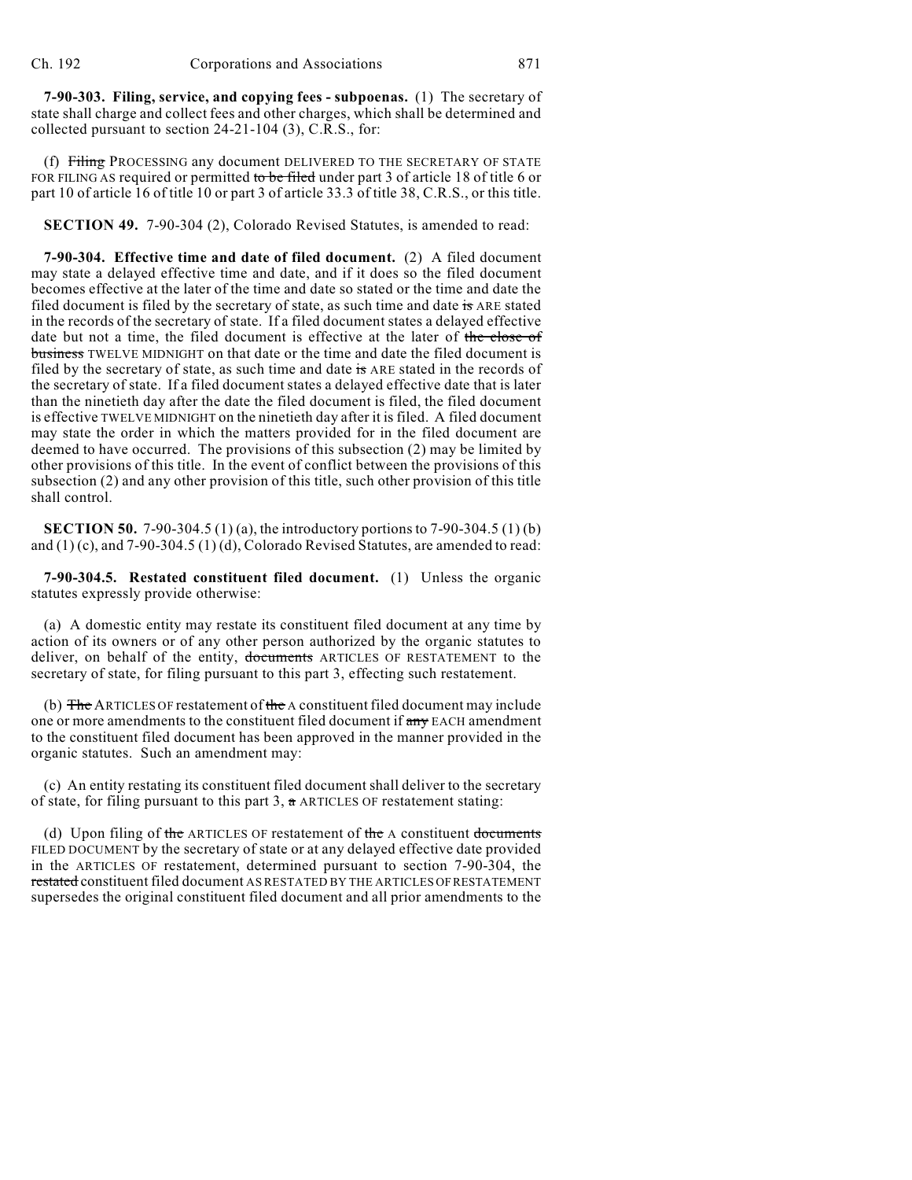**7-90-303. Filing, service, and copying fees - subpoenas.** (1) The secretary of state shall charge and collect fees and other charges, which shall be determined and collected pursuant to section 24-21-104 (3), C.R.S., for:

(f) ~~Filing~~ PROCESSING any document DELIVERED TO THE SECRETARY OF STATE FOR FILING AS required or permitted ~~to be filed~~ under part 3 of article 18 of title 6 or part 10 of article 16 of title 10 or part 3 of article 33.3 of title 38, C.R.S., or this title.

**SECTION 49.** 7-90-304 (2), Colorado Revised Statutes, is amended to read:

**7-90-304. Effective time and date of filed document.** (2) A filed document may state a delayed effective time and date, and if it does so the filed document becomes effective at the later of the time and date so stated or the time and date the filed document is filed by the secretary of state, as such time and date ~~is~~ ARE stated in the records of the secretary of state. If a filed document states a delayed effective date but not a time, the filed document is effective at the later of ~~the close of business~~ TWELVE MIDNIGHT on that date or the time and date the filed document is filed by the secretary of state, as such time and date ~~is~~ ARE stated in the records of the secretary of state. If a filed document states a delayed effective date that is later than the ninetieth day after the date the filed document is filed, the filed document is effective TWELVE MIDNIGHT on the ninetieth day after it is filed. A filed document may state the order in which the matters provided for in the filed document are deemed to have occurred. The provisions of this subsection (2) may be limited by other provisions of this title. In the event of conflict between the provisions of this subsection (2) and any other provision of this title, such other provision of this title shall control.

**SECTION 50.** 7-90-304.5 (1) (a), the introductory portions to 7-90-304.5 (1) (b) and (1) (c), and 7-90-304.5 (1) (d), Colorado Revised Statutes, are amended to read:

**7-90-304.5. Restated constituent filed document.** (1) Unless the organic statutes expressly provide otherwise:

(a) A domestic entity may restate its constituent filed document at any time by action of its owners or of any other person authorized by the organic statutes to deliver, on behalf of the entity, ~~documents~~ ARTICLES OF RESTATEMENT to the secretary of state, for filing pursuant to this part 3, effecting such restatement.

(b) ~~The~~ ARTICLES OF restatement of ~~the~~ A constituent filed document may include one or more amendments to the constituent filed document if ~~any~~ EACH amendment to the constituent filed document has been approved in the manner provided in the organic statutes. Such an amendment may:

(c) An entity restating its constituent filed document shall deliver to the secretary of state, for filing pursuant to this part 3, ~~a~~ ARTICLES OF restatement stating:

(d) Upon filing of ~~the~~ ARTICLES OF restatement of ~~the~~ A constituent ~~documents~~ FILED DOCUMENT by the secretary of state or at any delayed effective date provided in the ARTICLES OF restatement, determined pursuant to section 7-90-304, the ~~restated~~ constituent filed document AS RESTATED BY THE ARTICLES OF RESTATEMENT supersedes the original constituent filed document and all prior amendments to the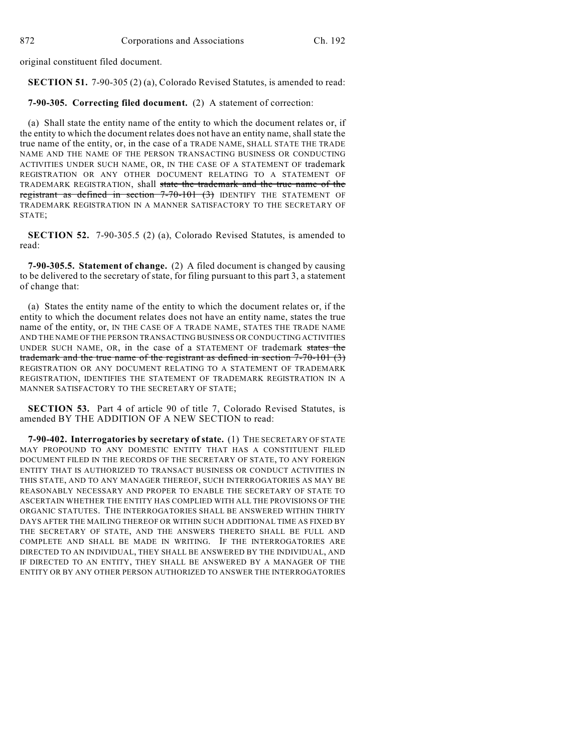original constituent filed document.

**SECTION 51.** 7-90-305 (2) (a), Colorado Revised Statutes, is amended to read:

**7-90-305. Correcting filed document.** (2) A statement of correction:

(a) Shall state the entity name of the entity to which the document relates or, if the entity to which the document relates does not have an entity name, shall state the true name of the entity, or, in the case of a TRADE NAME, SHALL STATE THE TRADE NAME AND THE NAME OF THE PERSON TRANSACTING BUSINESS OR CONDUCTING ACTIVITIES UNDER SUCH NAME, OR, IN THE CASE OF A STATEMENT OF trademark REGISTRATION OR ANY OTHER DOCUMENT RELATING TO A STATEMENT OF TRADEMARK REGISTRATION, shall ~~state the trademark and the true name of the registrant as defined in section 7-70-101 (3)~~ IDENTIFY THE STATEMENT OF TRADEMARK REGISTRATION IN A MANNER SATISFACTORY TO THE SECRETARY OF STATE;

**SECTION 52.** 7-90-305.5 (2) (a), Colorado Revised Statutes, is amended to read:

**7-90-305.5. Statement of change.** (2) A filed document is changed by causing to be delivered to the secretary of state, for filing pursuant to this part 3, a statement of change that:

(a) States the entity name of the entity to which the document relates or, if the entity to which the document relates does not have an entity name, states the true name of the entity, or, IN THE CASE OF A TRADE NAME, STATES THE TRADE NAME AND THE NAME OF THE PERSON TRANSACTING BUSINESS OR CONDUCTING ACTIVITIES UNDER SUCH NAME, OR, in the case of a STATEMENT OF trademark ~~states the trademark and the true name of the registrant as defined in section 7-70-101 (3)~~ REGISTRATION OR ANY DOCUMENT RELATING TO A STATEMENT OF TRADEMARK REGISTRATION, IDENTIFIES THE STATEMENT OF TRADEMARK REGISTRATION IN A MANNER SATISFACTORY TO THE SECRETARY OF STATE;

**SECTION 53.** Part 4 of article 90 of title 7, Colorado Revised Statutes, is amended BY THE ADDITION OF A NEW SECTION to read:

**7-90-402. Interrogatories by secretary of state.** (1) THE SECRETARY OF STATE MAY PROPOUND TO ANY DOMESTIC ENTITY THAT HAS A CONSTITUENT FILED DOCUMENT FILED IN THE RECORDS OF THE SECRETARY OF STATE, TO ANY FOREIGN ENTITY THAT IS AUTHORIZED TO TRANSACT BUSINESS OR CONDUCT ACTIVITIES IN THIS STATE, AND TO ANY MANAGER THEREOF, SUCH INTERROGATORIES AS MAY BE REASONABLY NECESSARY AND PROPER TO ENABLE THE SECRETARY OF STATE TO ASCERTAIN WHETHER THE ENTITY HAS COMPLIED WITH ALL THE PROVISIONS OF THE ORGANIC STATUTES. THE INTERROGATORIES SHALL BE ANSWERED WITHIN THIRTY DAYS AFTER THE MAILING THEREOF OR WITHIN SUCH ADDITIONAL TIME AS FIXED BY THE SECRETARY OF STATE, AND THE ANSWERS THERETO SHALL BE FULL AND COMPLETE AND SHALL BE MADE IN WRITING. IF THE INTERROGATORIES ARE DIRECTED TO AN INDIVIDUAL, THEY SHALL BE ANSWERED BY THE INDIVIDUAL, AND IF DIRECTED TO AN ENTITY, THEY SHALL BE ANSWERED BY A MANAGER OF THE ENTITY OR BY ANY OTHER PERSON AUTHORIZED TO ANSWER THE INTERROGATORIES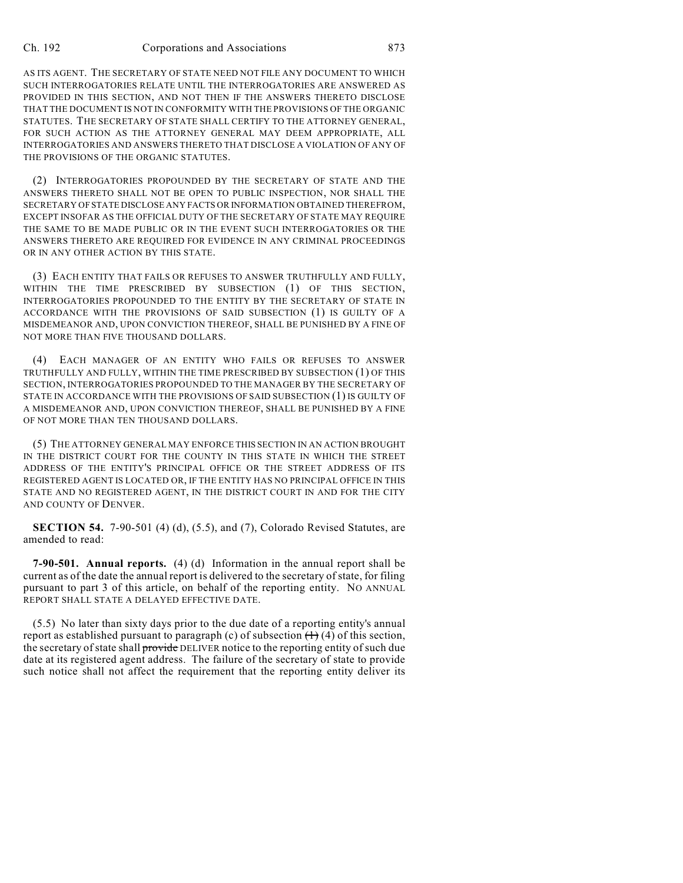AS ITS AGENT. THE SECRETARY OF STATE NEED NOT FILE ANY DOCUMENT TO WHICH SUCH INTERROGATORIES RELATE UNTIL THE INTERROGATORIES ARE ANSWERED AS PROVIDED IN THIS SECTION, AND NOT THEN IF THE ANSWERS THERETO DISCLOSE THAT THE DOCUMENT IS NOT IN CONFORMITY WITH THE PROVISIONS OF THE ORGANIC STATUTES. THE SECRETARY OF STATE SHALL CERTIFY TO THE ATTORNEY GENERAL, FOR SUCH ACTION AS THE ATTORNEY GENERAL MAY DEEM APPROPRIATE, ALL INTERROGATORIES AND ANSWERS THERETO THAT DISCLOSE A VIOLATION OF ANY OF THE PROVISIONS OF THE ORGANIC STATUTES.

(2) INTERROGATORIES PROPOUNDED BY THE SECRETARY OF STATE AND THE ANSWERS THERETO SHALL NOT BE OPEN TO PUBLIC INSPECTION, NOR SHALL THE SECRETARY OF STATE DISCLOSE ANY FACTS OR INFORMATION OBTAINED THEREFROM, EXCEPT INSOFAR AS THE OFFICIAL DUTY OF THE SECRETARY OF STATE MAY REQUIRE THE SAME TO BE MADE PUBLIC OR IN THE EVENT SUCH INTERROGATORIES OR THE ANSWERS THERETO ARE REQUIRED FOR EVIDENCE IN ANY CRIMINAL PROCEEDINGS OR IN ANY OTHER ACTION BY THIS STATE.

(3) EACH ENTITY THAT FAILS OR REFUSES TO ANSWER TRUTHFULLY AND FULLY, WITHIN THE TIME PRESCRIBED BY SUBSECTION (1) OF THIS SECTION, INTERROGATORIES PROPOUNDED TO THE ENTITY BY THE SECRETARY OF STATE IN ACCORDANCE WITH THE PROVISIONS OF SAID SUBSECTION (1) IS GUILTY OF A MISDEMEANOR AND, UPON CONVICTION THEREOF, SHALL BE PUNISHED BY A FINE OF NOT MORE THAN FIVE THOUSAND DOLLARS.

(4) EACH MANAGER OF AN ENTITY WHO FAILS OR REFUSES TO ANSWER TRUTHFULLY AND FULLY, WITHIN THE TIME PRESCRIBED BY SUBSECTION (1) OF THIS SECTION, INTERROGATORIES PROPOUNDED TO THE MANAGER BY THE SECRETARY OF STATE IN ACCORDANCE WITH THE PROVISIONS OF SAID SUBSECTION (1) IS GUILTY OF A MISDEMEANOR AND, UPON CONVICTION THEREOF, SHALL BE PUNISHED BY A FINE OF NOT MORE THAN TEN THOUSAND DOLLARS.

(5) THE ATTORNEY GENERAL MAY ENFORCE THIS SECTION IN AN ACTION BROUGHT IN THE DISTRICT COURT FOR THE COUNTY IN THIS STATE IN WHICH THE STREET ADDRESS OF THE ENTITY'S PRINCIPAL OFFICE OR THE STREET ADDRESS OF ITS REGISTERED AGENT IS LOCATED OR, IF THE ENTITY HAS NO PRINCIPAL OFFICE IN THIS STATE AND NO REGISTERED AGENT, IN THE DISTRICT COURT IN AND FOR THE CITY AND COUNTY OF DENVER.

**SECTION 54.** 7-90-501 (4) (d), (5.5), and (7), Colorado Revised Statutes, are amended to read:

**7-90-501. Annual reports.** (4) (d) Information in the annual report shall be current as of the date the annual report is delivered to the secretary of state, for filing pursuant to part 3 of this article, on behalf of the reporting entity. NO ANNUAL REPORT SHALL STATE A DELAYED EFFECTIVE DATE.

(5.5) No later than sixty days prior to the due date of a reporting entity's annual report as established pursuant to paragraph (c) of subsection ~~(1)~~ (4) of this section, the secretary of state shall ~~provide~~ DELIVER notice to the reporting entity of such due date at its registered agent address. The failure of the secretary of state to provide such notice shall not affect the requirement that the reporting entity deliver its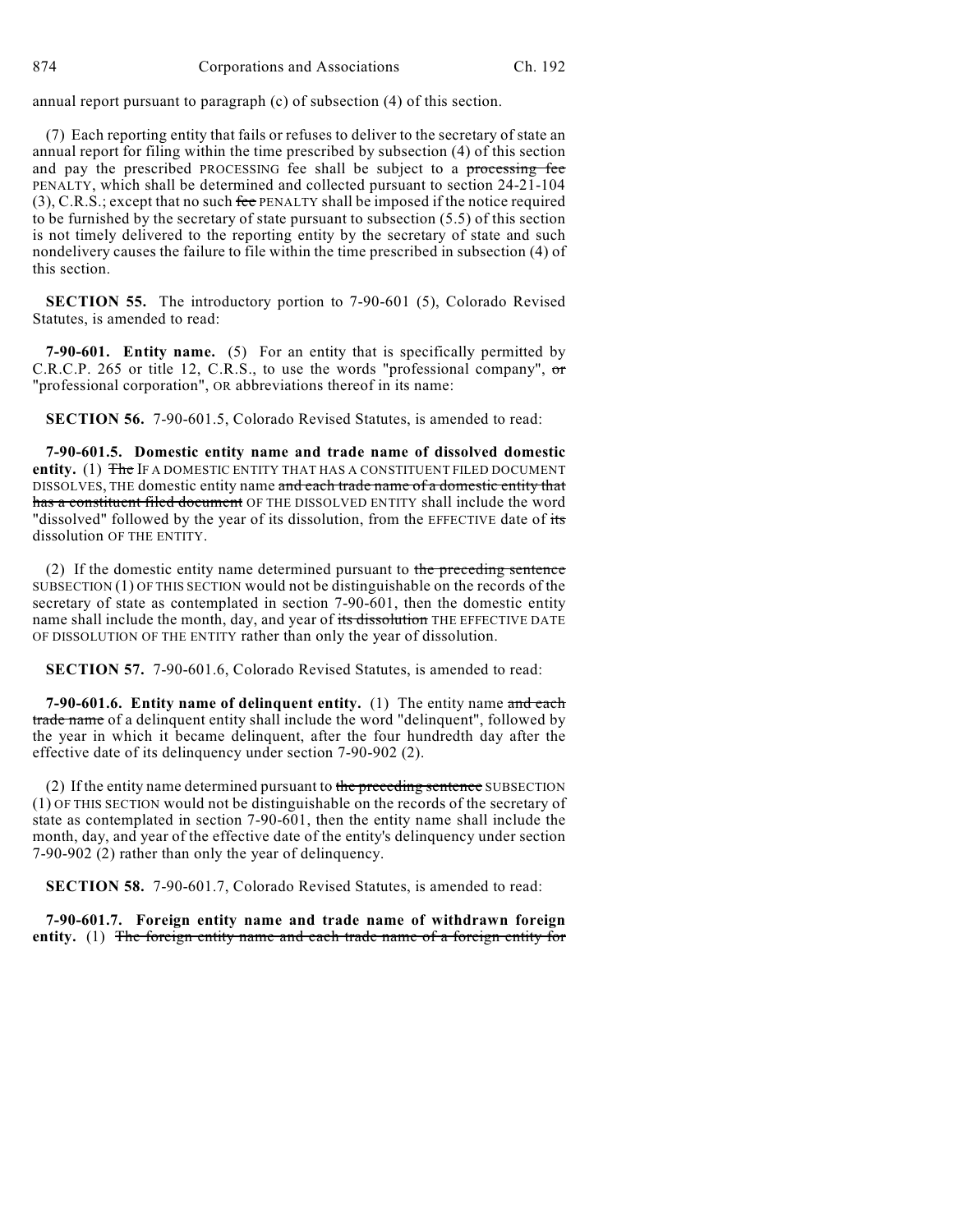annual report pursuant to paragraph (c) of subsection (4) of this section.

(7) Each reporting entity that fails or refuses to deliver to the secretary of state an annual report for filing within the time prescribed by subsection (4) of this section and pay the prescribed PROCESSING fee shall be subject to a ~~processing fee~~ PENALTY, which shall be determined and collected pursuant to section 24-21-104 (3), C.R.S.; except that no such ~~fee~~ PENALTY shall be imposed if the notice required to be furnished by the secretary of state pursuant to subsection (5.5) of this section is not timely delivered to the reporting entity by the secretary of state and such nondelivery causes the failure to file within the time prescribed in subsection (4) of this section.

**SECTION 55.** The introductory portion to 7-90-601 (5), Colorado Revised Statutes, is amended to read:

**7-90-601. Entity name.** (5) For an entity that is specifically permitted by C.R.C.P. 265 or title 12, C.R.S., to use the words "professional company", ~~or~~ "professional corporation", OR abbreviations thereof in its name:

**SECTION 56.** 7-90-601.5, Colorado Revised Statutes, is amended to read:

**7-90-601.5. Domestic entity name and trade name of dissolved domestic entity.** (1) ~~The~~ IF A DOMESTIC ENTITY THAT HAS A CONSTITUENT FILED DOCUMENT DISSOLVES, THE domestic entity name ~~and each trade name of a domestic entity that has a constituent filed document~~ OF THE DISSOLVED ENTITY shall include the word "dissolved" followed by the year of its dissolution, from the EFFECTIVE date of ~~its~~ dissolution OF THE ENTITY.

(2) If the domestic entity name determined pursuant to ~~the preceding sentence~~ SUBSECTION (1) OF THIS SECTION would not be distinguishable on the records of the secretary of state as contemplated in section 7-90-601, then the domestic entity name shall include the month, day, and year of ~~its dissolution~~ THE EFFECTIVE DATE OF DISSOLUTION OF THE ENTITY rather than only the year of dissolution.

**SECTION 57.** 7-90-601.6, Colorado Revised Statutes, is amended to read:

**7-90-601.6. Entity name of delinquent entity.** (1) The entity name ~~and each trade name~~ of a delinquent entity shall include the word "delinquent", followed by the year in which it became delinquent, after the four hundredth day after the effective date of its delinquency under section 7-90-902 (2).

(2) If the entity name determined pursuant to ~~the preceding sentence~~ SUBSECTION (1) OF THIS SECTION would not be distinguishable on the records of the secretary of state as contemplated in section 7-90-601, then the entity name shall include the month, day, and year of the effective date of the entity's delinquency under section 7-90-902 (2) rather than only the year of delinquency.

**SECTION 58.** 7-90-601.7, Colorado Revised Statutes, is amended to read:

**7-90-601.7. Foreign entity name and trade name of withdrawn foreign entity.** (1) ~~The foreign entity name and each trade name of a foreign entity for~~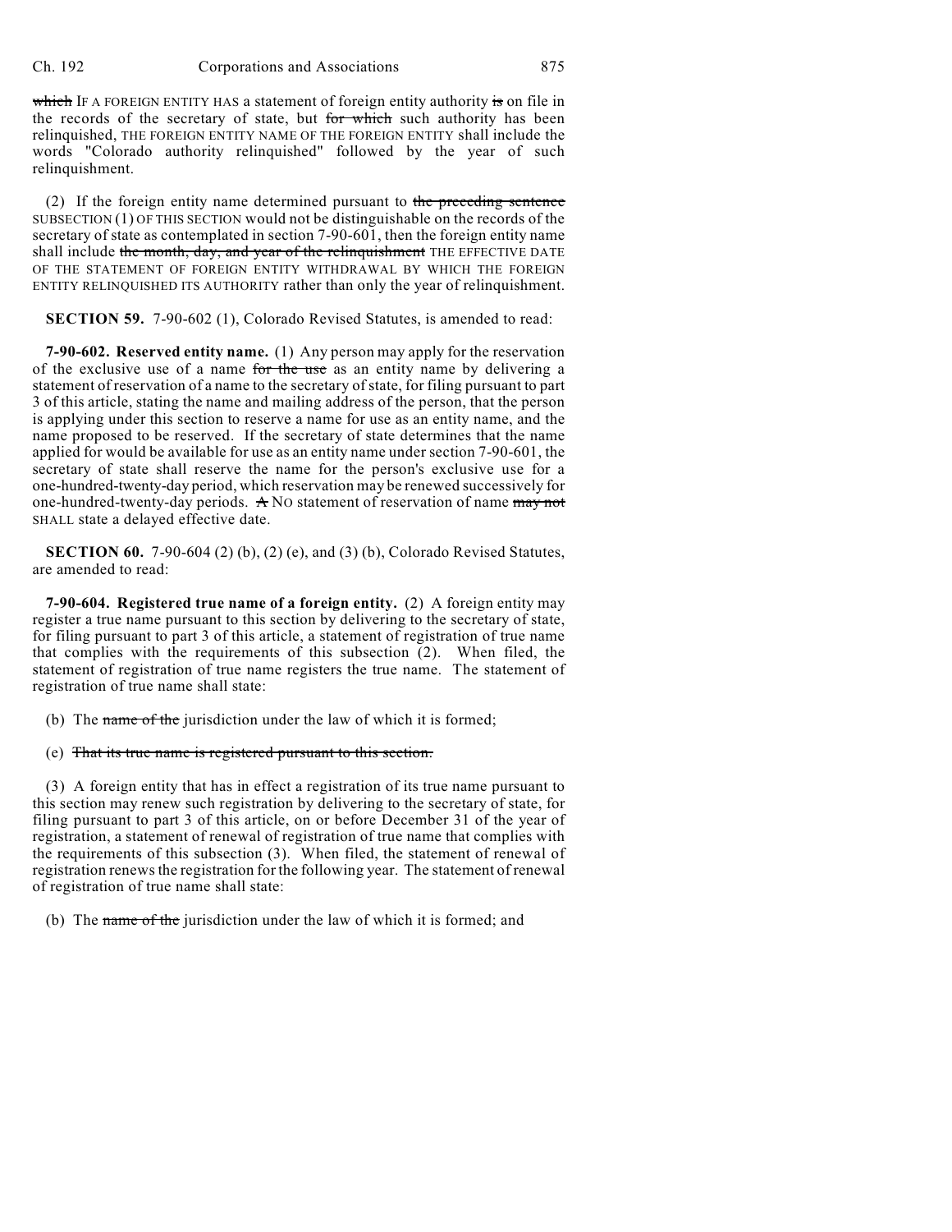~~which~~ IF A FOREIGN ENTITY HAS a statement of foreign entity authority ~~is~~ on file in the records of the secretary of state, but ~~for which~~ such authority has been relinquished, THE FOREIGN ENTITY NAME OF THE FOREIGN ENTITY shall include the words "Colorado authority relinquished" followed by the year of such relinquishment.

(2) If the foreign entity name determined pursuant to ~~the preceding sentence~~ SUBSECTION (1) OF THIS SECTION would not be distinguishable on the records of the secretary of state as contemplated in section 7-90-601, then the foreign entity name shall include ~~the month, day, and year of the relinquishment~~ THE EFFECTIVE DATE OF THE STATEMENT OF FOREIGN ENTITY WITHDRAWAL BY WHICH THE FOREIGN ENTITY RELINQUISHED ITS AUTHORITY rather than only the year of relinquishment.

**SECTION 59.** 7-90-602 (1), Colorado Revised Statutes, is amended to read:

**7-90-602. Reserved entity name.** (1) Any person may apply for the reservation of the exclusive use of a name ~~for the use~~ as an entity name by delivering a statement of reservation of a name to the secretary of state, for filing pursuant to part 3 of this article, stating the name and mailing address of the person, that the person is applying under this section to reserve a name for use as an entity name, and the name proposed to be reserved. If the secretary of state determines that the name applied for would be available for use as an entity name under section 7-90-601, the secretary of state shall reserve the name for the person's exclusive use for a one-hundred-twenty-day period, which reservation may be renewed successively for one-hundred-twenty-day periods. ~~A~~ NO statement of reservation of name ~~may not~~ SHALL state a delayed effective date.

**SECTION 60.** 7-90-604 (2) (b), (2) (e), and (3) (b), Colorado Revised Statutes, are amended to read:

**7-90-604. Registered true name of a foreign entity.** (2) A foreign entity may register a true name pursuant to this section by delivering to the secretary of state, for filing pursuant to part 3 of this article, a statement of registration of true name that complies with the requirements of this subsection (2). When filed, the statement of registration of true name registers the true name. The statement of registration of true name shall state:

(b) The ~~name of the~~ jurisdiction under the law of which it is formed;

(e) ~~That its true name is registered pursuant to this section.~~

(3) A foreign entity that has in effect a registration of its true name pursuant to this section may renew such registration by delivering to the secretary of state, for filing pursuant to part 3 of this article, on or before December 31 of the year of registration, a statement of renewal of registration of true name that complies with the requirements of this subsection (3). When filed, the statement of renewal of registration renews the registration for the following year. The statement of renewal of registration of true name shall state:

(b) The ~~name of the~~ jurisdiction under the law of which it is formed; and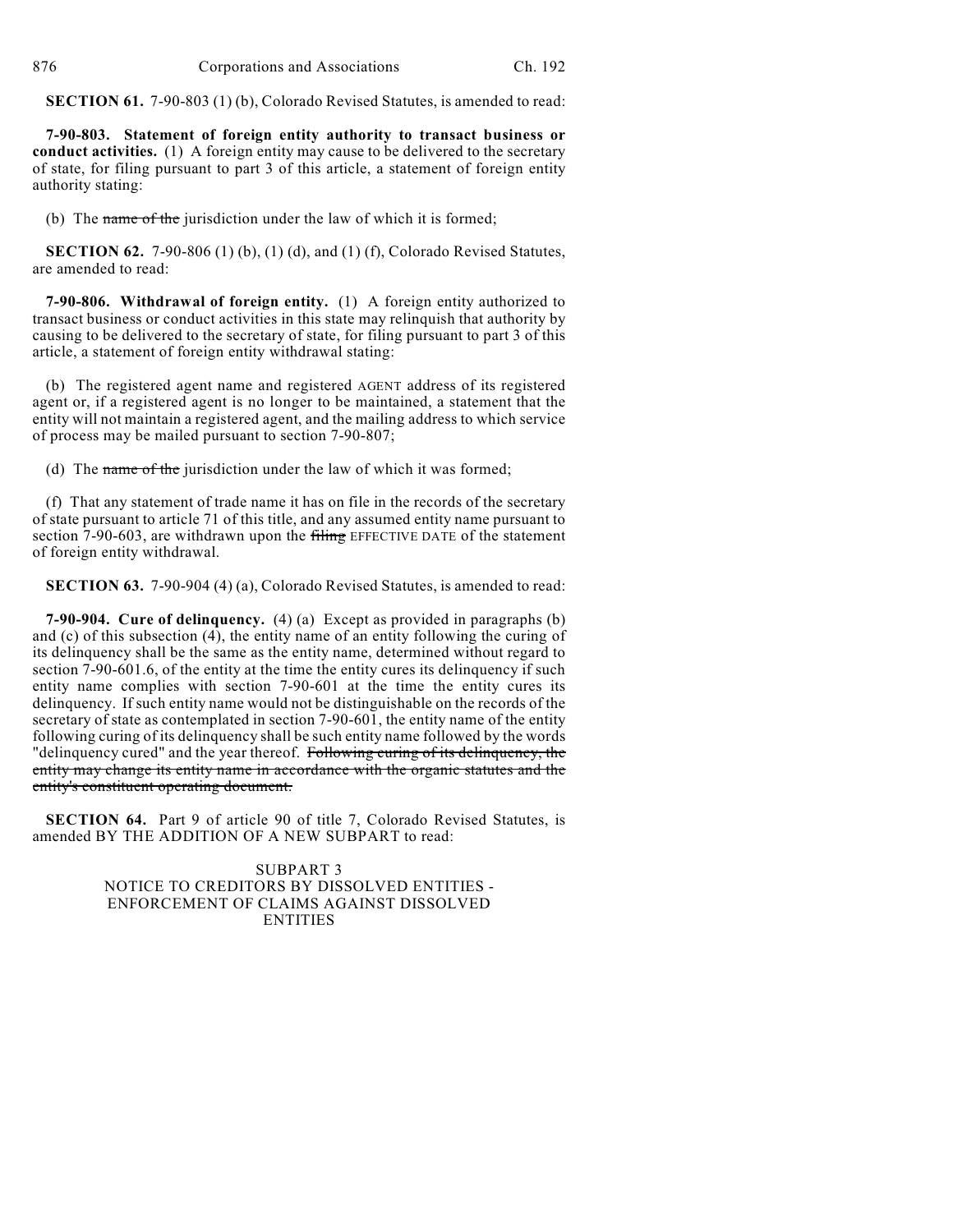**SECTION 61.** 7-90-803 (1) (b), Colorado Revised Statutes, is amended to read:

**7-90-803. Statement of foreign entity authority to transact business or conduct activities.** (1) A foreign entity may cause to be delivered to the secretary of state, for filing pursuant to part 3 of this article, a statement of foreign entity authority stating:

(b) The ~~name of the~~ jurisdiction under the law of which it is formed;

**SECTION 62.** 7-90-806 (1) (b), (1) (d), and (1) (f), Colorado Revised Statutes, are amended to read:

**7-90-806. Withdrawal of foreign entity.** (1) A foreign entity authorized to transact business or conduct activities in this state may relinquish that authority by causing to be delivered to the secretary of state, for filing pursuant to part 3 of this article, a statement of foreign entity withdrawal stating:

(b) The registered agent name and registered AGENT address of its registered agent or, if a registered agent is no longer to be maintained, a statement that the entity will not maintain a registered agent, and the mailing address to which service of process may be mailed pursuant to section 7-90-807;

(d) The ~~name of the~~ jurisdiction under the law of which it was formed;

(f) That any statement of trade name it has on file in the records of the secretary of state pursuant to article 71 of this title, and any assumed entity name pursuant to section 7-90-603, are withdrawn upon the ~~filing~~ EFFECTIVE DATE of the statement of foreign entity withdrawal.

**SECTION 63.** 7-90-904 (4) (a), Colorado Revised Statutes, is amended to read:

**7-90-904. Cure of delinquency.** (4) (a) Except as provided in paragraphs (b) and (c) of this subsection (4), the entity name of an entity following the curing of its delinquency shall be the same as the entity name, determined without regard to section 7-90-601.6, of the entity at the time the entity cures its delinquency if such entity name complies with section 7-90-601 at the time the entity cures its delinquency. If such entity name would not be distinguishable on the records of the secretary of state as contemplated in section 7-90-601, the entity name of the entity following curing of its delinquency shall be such entity name followed by the words "delinquency cured" and the year thereof. ~~Following curing of its delinquency, the entity may change its entity name in accordance with the organic statutes and the entity's constituent operating document.~~

**SECTION 64.** Part 9 of article 90 of title 7, Colorado Revised Statutes, is amended BY THE ADDITION OF A NEW SUBPART to read:

SUBPART 3
NOTICE TO CREDITORS BY DISSOLVED ENTITIES - ENFORCEMENT OF CLAIMS AGAINST DISSOLVED ENTITIES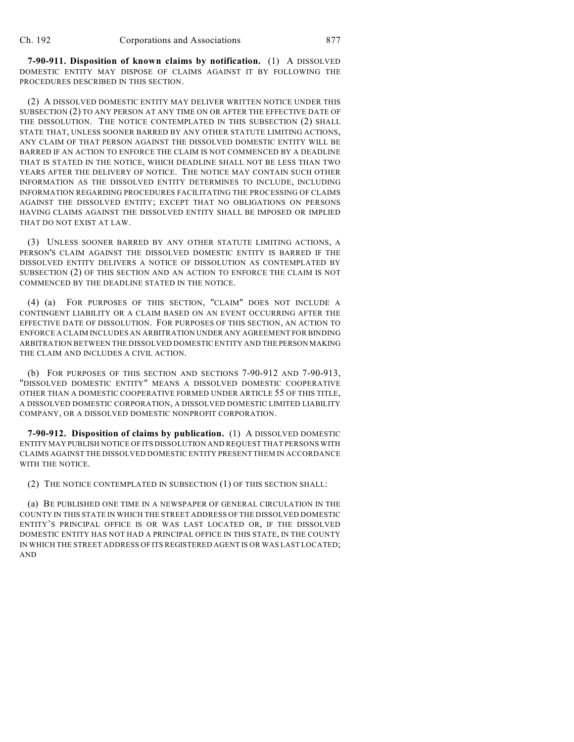**7-90-911. Disposition of known claims by notification.** (1) A DISSOLVED DOMESTIC ENTITY MAY DISPOSE OF CLAIMS AGAINST IT BY FOLLOWING THE PROCEDURES DESCRIBED IN THIS SECTION.

(2) A DISSOLVED DOMESTIC ENTITY MAY DELIVER WRITTEN NOTICE UNDER THIS SUBSECTION (2) TO ANY PERSON AT ANY TIME ON OR AFTER THE EFFECTIVE DATE OF THE DISSOLUTION. THE NOTICE CONTEMPLATED IN THIS SUBSECTION (2) SHALL STATE THAT, UNLESS SOONER BARRED BY ANY OTHER STATUTE LIMITING ACTIONS, ANY CLAIM OF THAT PERSON AGAINST THE DISSOLVED DOMESTIC ENTITY WILL BE BARRED IF AN ACTION TO ENFORCE THE CLAIM IS NOT COMMENCED BY A DEADLINE THAT IS STATED IN THE NOTICE, WHICH DEADLINE SHALL NOT BE LESS THAN TWO YEARS AFTER THE DELIVERY OF NOTICE. THE NOTICE MAY CONTAIN SUCH OTHER INFORMATION AS THE DISSOLVED ENTITY DETERMINES TO INCLUDE, INCLUDING INFORMATION REGARDING PROCEDURES FACILITATING THE PROCESSING OF CLAIMS AGAINST THE DISSOLVED ENTITY; EXCEPT THAT NO OBLIGATIONS ON PERSONS HAVING CLAIMS AGAINST THE DISSOLVED ENTITY SHALL BE IMPOSED OR IMPLIED THAT DO NOT EXIST AT LAW.

(3) UNLESS SOONER BARRED BY ANY OTHER STATUTE LIMITING ACTIONS, A PERSON'S CLAIM AGAINST THE DISSOLVED DOMESTIC ENTITY IS BARRED IF THE DISSOLVED ENTITY DELIVERS A NOTICE OF DISSOLUTION AS CONTEMPLATED BY SUBSECTION (2) OF THIS SECTION AND AN ACTION TO ENFORCE THE CLAIM IS NOT COMMENCED BY THE DEADLINE STATED IN THE NOTICE.

(4) (a) FOR PURPOSES OF THIS SECTION, "CLAIM" DOES NOT INCLUDE A CONTINGENT LIABILITY OR A CLAIM BASED ON AN EVENT OCCURRING AFTER THE EFFECTIVE DATE OF DISSOLUTION. FOR PURPOSES OF THIS SECTION, AN ACTION TO ENFORCE A CLAIM INCLUDES AN ARBITRATION UNDER ANY AGREEMENT FOR BINDING ARBITRATION BETWEEN THE DISSOLVED DOMESTIC ENTITY AND THE PERSON MAKING THE CLAIM AND INCLUDES A CIVIL ACTION.

(b) FOR PURPOSES OF THIS SECTION AND SECTIONS 7-90-912 AND 7-90-913, "DISSOLVED DOMESTIC ENTITY" MEANS A DISSOLVED DOMESTIC COOPERATIVE OTHER THAN A DOMESTIC COOPERATIVE FORMED UNDER ARTICLE 55 OF THIS TITLE, A DISSOLVED DOMESTIC CORPORATION, A DISSOLVED DOMESTIC LIMITED LIABILITY COMPANY, OR A DISSOLVED DOMESTIC NONPROFIT CORPORATION.

**7-90-912. Disposition of claims by publication.** (1) A DISSOLVED DOMESTIC ENTITY MAY PUBLISH NOTICE OF ITS DISSOLUTION AND REQUEST THAT PERSONS WITH CLAIMS AGAINST THE DISSOLVED DOMESTIC ENTITY PRESENT THEM IN ACCORDANCE WITH THE NOTICE.

(2) THE NOTICE CONTEMPLATED IN SUBSECTION (1) OF THIS SECTION SHALL:

(a) BE PUBLISHED ONE TIME IN A NEWSPAPER OF GENERAL CIRCULATION IN THE COUNTY IN THIS STATE IN WHICH THE STREET ADDRESS OF THE DISSOLVED DOMESTIC ENTITY'S PRINCIPAL OFFICE IS OR WAS LAST LOCATED OR, IF THE DISSOLVED DOMESTIC ENTITY HAS NOT HAD A PRINCIPAL OFFICE IN THIS STATE, IN THE COUNTY IN WHICH THE STREET ADDRESS OF ITS REGISTERED AGENT IS OR WAS LAST LOCATED; AND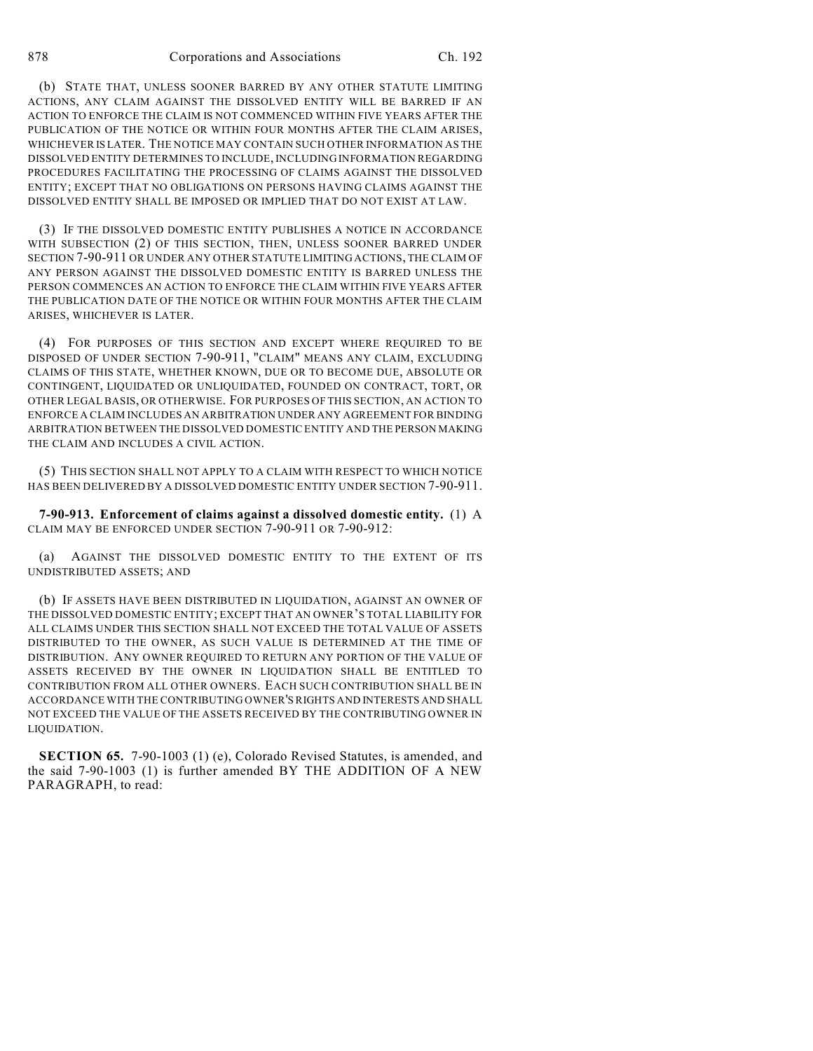(b) STATE THAT, UNLESS SOONER BARRED BY ANY OTHER STATUTE LIMITING ACTIONS, ANY CLAIM AGAINST THE DISSOLVED ENTITY WILL BE BARRED IF AN ACTION TO ENFORCE THE CLAIM IS NOT COMMENCED WITHIN FIVE YEARS AFTER THE PUBLICATION OF THE NOTICE OR WITHIN FOUR MONTHS AFTER THE CLAIM ARISES, WHICHEVER IS LATER. THE NOTICE MAY CONTAIN SUCH OTHER INFORMATION AS THE DISSOLVED ENTITY DETERMINES TO INCLUDE, INCLUDING INFORMATION REGARDING PROCEDURES FACILITATING THE PROCESSING OF CLAIMS AGAINST THE DISSOLVED ENTITY; EXCEPT THAT NO OBLIGATIONS ON PERSONS HAVING CLAIMS AGAINST THE DISSOLVED ENTITY SHALL BE IMPOSED OR IMPLIED THAT DO NOT EXIST AT LAW.

(3) IF THE DISSOLVED DOMESTIC ENTITY PUBLISHES A NOTICE IN ACCORDANCE WITH SUBSECTION (2) OF THIS SECTION, THEN, UNLESS SOONER BARRED UNDER SECTION 7-90-911 OR UNDER ANY OTHER STATUTE LIMITING ACTIONS, THE CLAIM OF ANY PERSON AGAINST THE DISSOLVED DOMESTIC ENTITY IS BARRED UNLESS THE PERSON COMMENCES AN ACTION TO ENFORCE THE CLAIM WITHIN FIVE YEARS AFTER THE PUBLICATION DATE OF THE NOTICE OR WITHIN FOUR MONTHS AFTER THE CLAIM ARISES, WHICHEVER IS LATER.

(4) FOR PURPOSES OF THIS SECTION AND EXCEPT WHERE REQUIRED TO BE DISPOSED OF UNDER SECTION 7-90-911, "CLAIM" MEANS ANY CLAIM, EXCLUDING CLAIMS OF THIS STATE, WHETHER KNOWN, DUE OR TO BECOME DUE, ABSOLUTE OR CONTINGENT, LIQUIDATED OR UNLIQUIDATED, FOUNDED ON CONTRACT, TORT, OR OTHER LEGAL BASIS, OR OTHERWISE. FOR PURPOSES OF THIS SECTION, AN ACTION TO ENFORCE A CLAIM INCLUDES AN ARBITRATION UNDER ANY AGREEMENT FOR BINDING ARBITRATION BETWEEN THE DISSOLVED DOMESTIC ENTITY AND THE PERSON MAKING THE CLAIM AND INCLUDES A CIVIL ACTION.

(5) THIS SECTION SHALL NOT APPLY TO A CLAIM WITH RESPECT TO WHICH NOTICE HAS BEEN DELIVERED BY A DISSOLVED DOMESTIC ENTITY UNDER SECTION 7-90-911.

**7-90-913. Enforcement of claims against a dissolved domestic entity.** (1) A CLAIM MAY BE ENFORCED UNDER SECTION 7-90-911 OR 7-90-912:

(a) AGAINST THE DISSOLVED DOMESTIC ENTITY TO THE EXTENT OF ITS UNDISTRIBUTED ASSETS; AND

(b) IF ASSETS HAVE BEEN DISTRIBUTED IN LIQUIDATION, AGAINST AN OWNER OF THE DISSOLVED DOMESTIC ENTITY; EXCEPT THAT AN OWNER'S TOTAL LIABILITY FOR ALL CLAIMS UNDER THIS SECTION SHALL NOT EXCEED THE TOTAL VALUE OF ASSETS DISTRIBUTED TO THE OWNER, AS SUCH VALUE IS DETERMINED AT THE TIME OF DISTRIBUTION. ANY OWNER REQUIRED TO RETURN ANY PORTION OF THE VALUE OF ASSETS RECEIVED BY THE OWNER IN LIQUIDATION SHALL BE ENTITLED TO CONTRIBUTION FROM ALL OTHER OWNERS. EACH SUCH CONTRIBUTION SHALL BE IN ACCORDANCE WITH THE CONTRIBUTING OWNER'S RIGHTS AND INTERESTS AND SHALL NOT EXCEED THE VALUE OF THE ASSETS RECEIVED BY THE CONTRIBUTING OWNER IN LIQUIDATION.

**SECTION 65.** 7-90-1003 (1) (e), Colorado Revised Statutes, is amended, and the said 7-90-1003 (1) is further amended BY THE ADDITION OF A NEW PARAGRAPH, to read: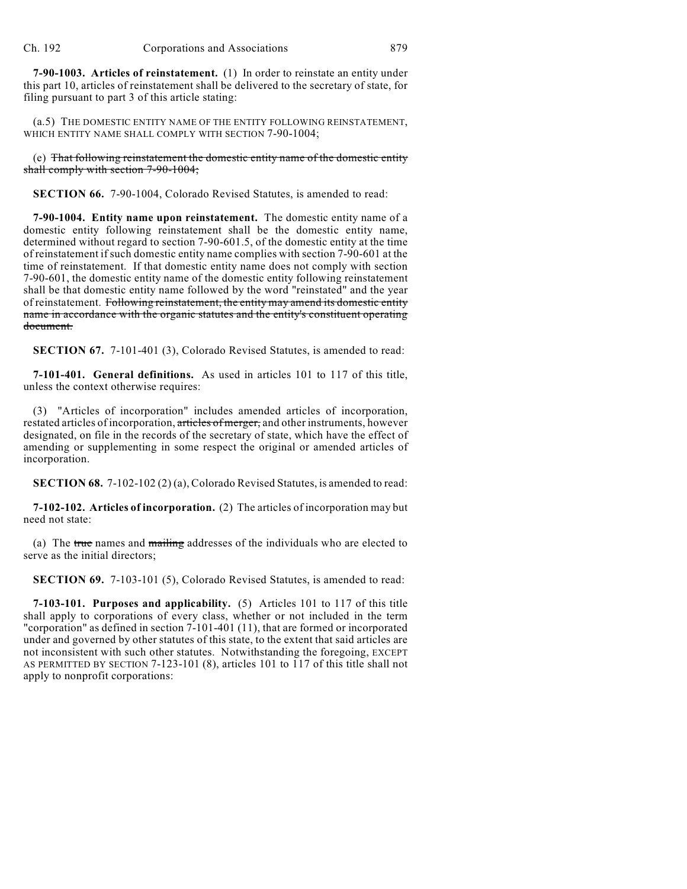**7-90-1003. Articles of reinstatement.** (1) In order to reinstate an entity under this part 10, articles of reinstatement shall be delivered to the secretary of state, for filing pursuant to part 3 of this article stating:

(a.5) THE DOMESTIC ENTITY NAME OF THE ENTITY FOLLOWING REINSTATEMENT, WHICH ENTITY NAME SHALL COMPLY WITH SECTION 7-90-1004;

(e) ~~That following reinstatement the domestic entity name of the domestic entity shall comply with section 7-90-1004;~~

**SECTION 66.** 7-90-1004, Colorado Revised Statutes, is amended to read:

**7-90-1004. Entity name upon reinstatement.** The domestic entity name of a domestic entity following reinstatement shall be the domestic entity name, determined without regard to section 7-90-601.5, of the domestic entity at the time of reinstatement if such domestic entity name complies with section 7-90-601 at the time of reinstatement. If that domestic entity name does not comply with section 7-90-601, the domestic entity name of the domestic entity following reinstatement shall be that domestic entity name followed by the word "reinstated" and the year of reinstatement. ~~Following reinstatement, the entity may amend its domestic entity name in accordance with the organic statutes and the entity's constituent operating document.~~

**SECTION 67.** 7-101-401 (3), Colorado Revised Statutes, is amended to read:

**7-101-401. General definitions.** As used in articles 101 to 117 of this title, unless the context otherwise requires:

(3) "Articles of incorporation" includes amended articles of incorporation, restated articles of incorporation, ~~articles of merger,~~ and other instruments, however designated, on file in the records of the secretary of state, which have the effect of amending or supplementing in some respect the original or amended articles of incorporation.

**SECTION 68.** 7-102-102 (2) (a), Colorado Revised Statutes, is amended to read:

**7-102-102. Articles of incorporation.** (2) The articles of incorporation may but need not state:

(a) The ~~true~~ names and ~~mailing~~ addresses of the individuals who are elected to serve as the initial directors;

**SECTION 69.** 7-103-101 (5), Colorado Revised Statutes, is amended to read:

**7-103-101. Purposes and applicability.** (5) Articles 101 to 117 of this title shall apply to corporations of every class, whether or not included in the term "corporation" as defined in section 7-101-401 (11), that are formed or incorporated under and governed by other statutes of this state, to the extent that said articles are not inconsistent with such other statutes. Notwithstanding the foregoing, EXCEPT AS PERMITTED BY SECTION 7-123-101 (8), articles 101 to 117 of this title shall not apply to nonprofit corporations: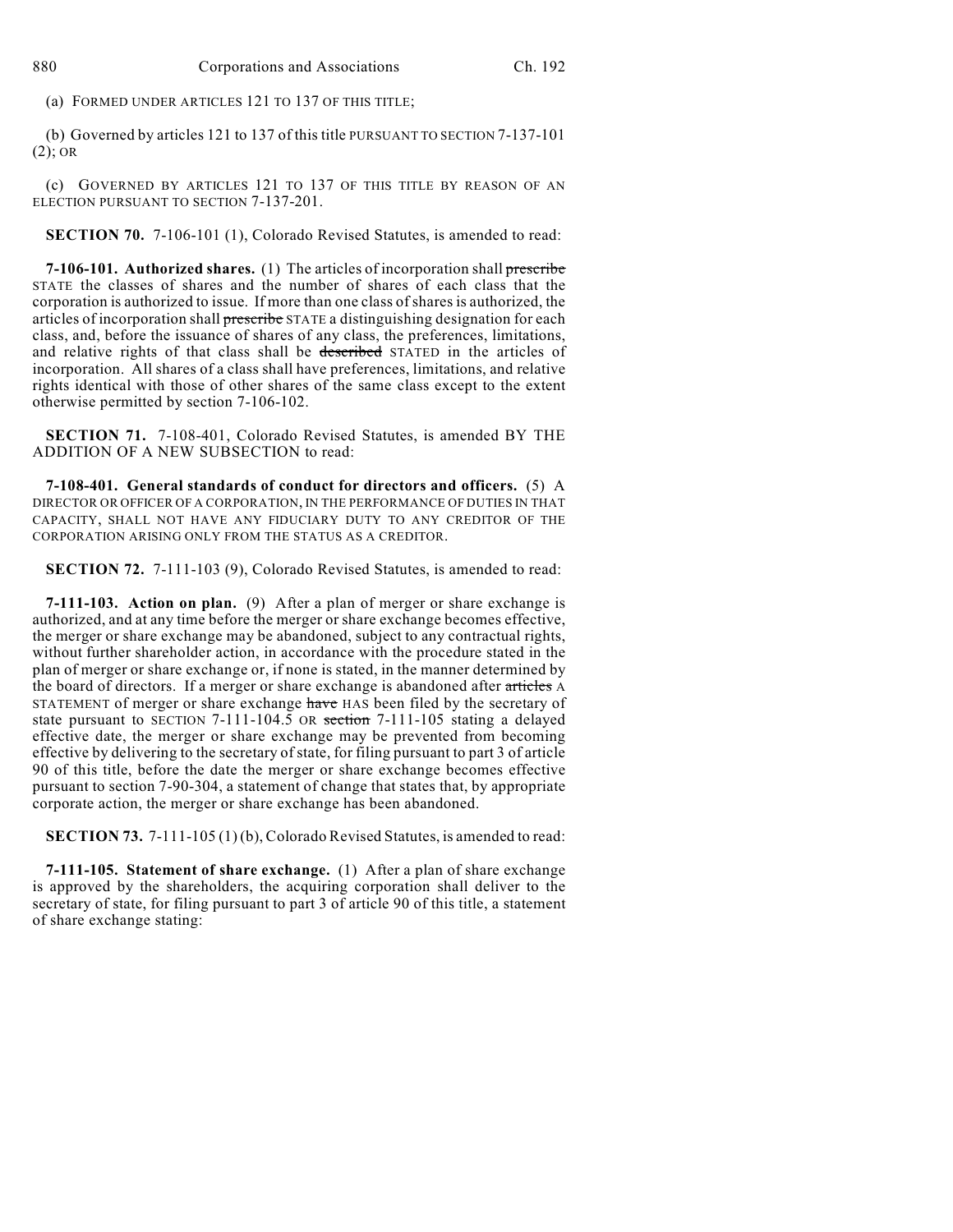(a) FORMED UNDER ARTICLES 121 TO 137 OF THIS TITLE;

(b) Governed by articles 121 to 137 of this title PURSUANT TO SECTION 7-137-101 (2); OR

(c) GOVERNED BY ARTICLES 121 TO 137 OF THIS TITLE BY REASON OF AN ELECTION PURSUANT TO SECTION 7-137-201.

**SECTION 70.** 7-106-101 (1), Colorado Revised Statutes, is amended to read:

**7-106-101. Authorized shares.** (1) The articles of incorporation shall ~~prescribe~~ STATE the classes of shares and the number of shares of each class that the corporation is authorized to issue. If more than one class of shares is authorized, the articles of incorporation shall ~~prescribe~~ STATE a distinguishing designation for each class, and, before the issuance of shares of any class, the preferences, limitations, and relative rights of that class shall be ~~described~~ STATED in the articles of incorporation. All shares of a class shall have preferences, limitations, and relative rights identical with those of other shares of the same class except to the extent otherwise permitted by section 7-106-102.

**SECTION 71.** 7-108-401, Colorado Revised Statutes, is amended BY THE ADDITION OF A NEW SUBSECTION to read:

**7-108-401. General standards of conduct for directors and officers.** (5) A DIRECTOR OR OFFICER OF A CORPORATION, IN THE PERFORMANCE OF DUTIES IN THAT CAPACITY, SHALL NOT HAVE ANY FIDUCIARY DUTY TO ANY CREDITOR OF THE CORPORATION ARISING ONLY FROM THE STATUS AS A CREDITOR.

**SECTION 72.** 7-111-103 (9), Colorado Revised Statutes, is amended to read:

**7-111-103. Action on plan.** (9) After a plan of merger or share exchange is authorized, and at any time before the merger or share exchange becomes effective, the merger or share exchange may be abandoned, subject to any contractual rights, without further shareholder action, in accordance with the procedure stated in the plan of merger or share exchange or, if none is stated, in the manner determined by the board of directors. If a merger or share exchange is abandoned after ~~articles~~ A STATEMENT of merger or share exchange ~~have~~ HAS been filed by the secretary of state pursuant to SECTION 7-111-104.5 OR ~~section~~ 7-111-105 stating a delayed effective date, the merger or share exchange may be prevented from becoming effective by delivering to the secretary of state, for filing pursuant to part 3 of article 90 of this title, before the date the merger or share exchange becomes effective pursuant to section 7-90-304, a statement of change that states that, by appropriate corporate action, the merger or share exchange has been abandoned.

**SECTION 73.** 7-111-105 (1) (b), Colorado Revised Statutes, is amended to read:

**7-111-105. Statement of share exchange.** (1) After a plan of share exchange is approved by the shareholders, the acquiring corporation shall deliver to the secretary of state, for filing pursuant to part 3 of article 90 of this title, a statement of share exchange stating: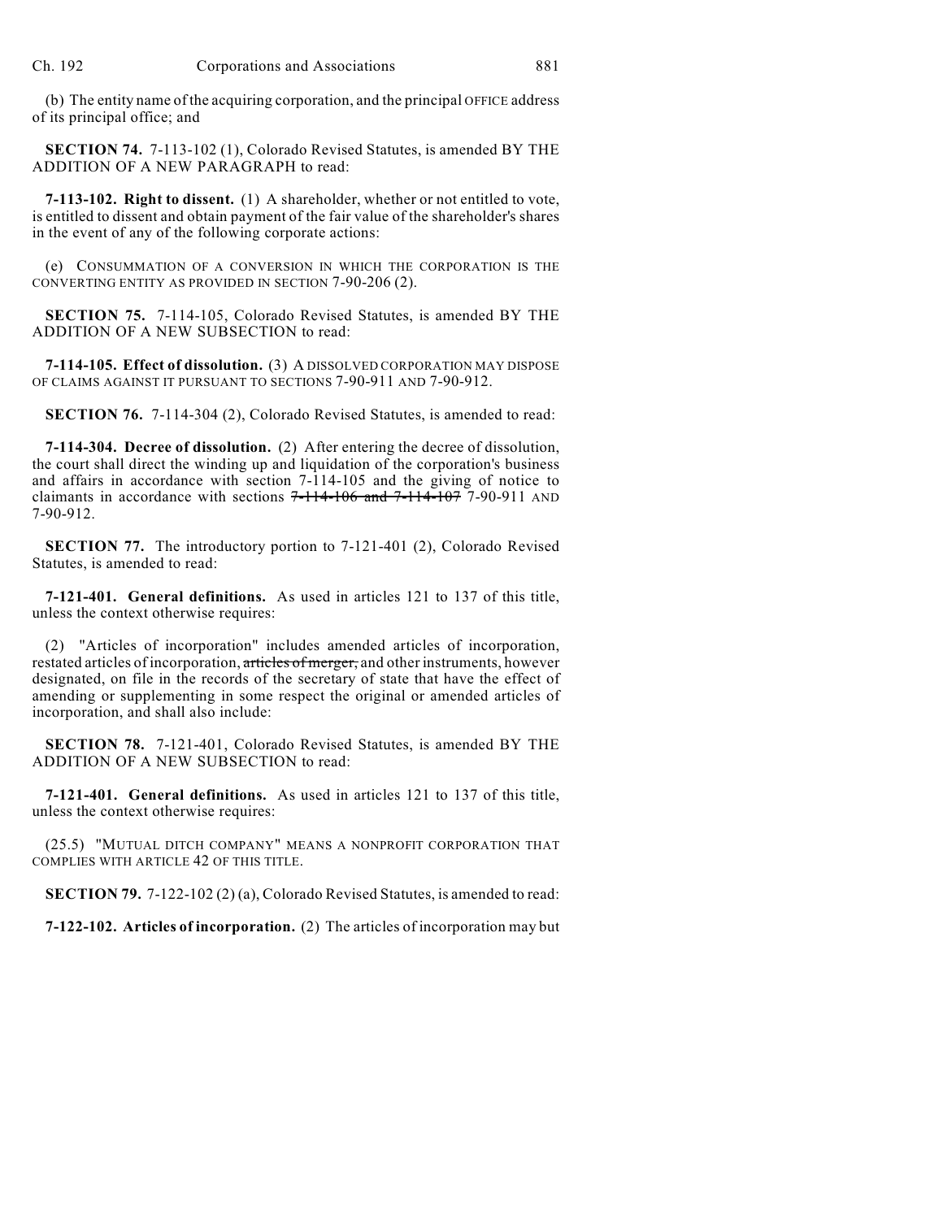(b) The entity name of the acquiring corporation, and the principal OFFICE address of its principal office; and

**SECTION 74.** 7-113-102 (1), Colorado Revised Statutes, is amended BY THE ADDITION OF A NEW PARAGRAPH to read:

**7-113-102. Right to dissent.** (1) A shareholder, whether or not entitled to vote, is entitled to dissent and obtain payment of the fair value of the shareholder's shares in the event of any of the following corporate actions:

(e) CONSUMMATION OF A CONVERSION IN WHICH THE CORPORATION IS THE CONVERTING ENTITY AS PROVIDED IN SECTION 7-90-206 (2).

**SECTION 75.** 7-114-105, Colorado Revised Statutes, is amended BY THE ADDITION OF A NEW SUBSECTION to read:

**7-114-105. Effect of dissolution.** (3) A DISSOLVED CORPORATION MAY DISPOSE OF CLAIMS AGAINST IT PURSUANT TO SECTIONS 7-90-911 AND 7-90-912.

**SECTION 76.** 7-114-304 (2), Colorado Revised Statutes, is amended to read:

**7-114-304. Decree of dissolution.** (2) After entering the decree of dissolution, the court shall direct the winding up and liquidation of the corporation's business and affairs in accordance with section 7-114-105 and the giving of notice to claimants in accordance with sections ~~7-114-106 and 7-114-107~~ 7-90-911 AND 7-90-912.

**SECTION 77.** The introductory portion to 7-121-401 (2), Colorado Revised Statutes, is amended to read:

**7-121-401. General definitions.** As used in articles 121 to 137 of this title, unless the context otherwise requires:

(2) "Articles of incorporation" includes amended articles of incorporation, restated articles of incorporation, ~~articles of merger,~~ and other instruments, however designated, on file in the records of the secretary of state that have the effect of amending or supplementing in some respect the original or amended articles of incorporation, and shall also include:

**SECTION 78.** 7-121-401, Colorado Revised Statutes, is amended BY THE ADDITION OF A NEW SUBSECTION to read:

**7-121-401. General definitions.** As used in articles 121 to 137 of this title, unless the context otherwise requires:

(25.5) "MUTUAL DITCH COMPANY" MEANS A NONPROFIT CORPORATION THAT COMPLIES WITH ARTICLE 42 OF THIS TITLE.

**SECTION 79.** 7-122-102 (2) (a), Colorado Revised Statutes, is amended to read:

**7-122-102. Articles of incorporation.** (2) The articles of incorporation may but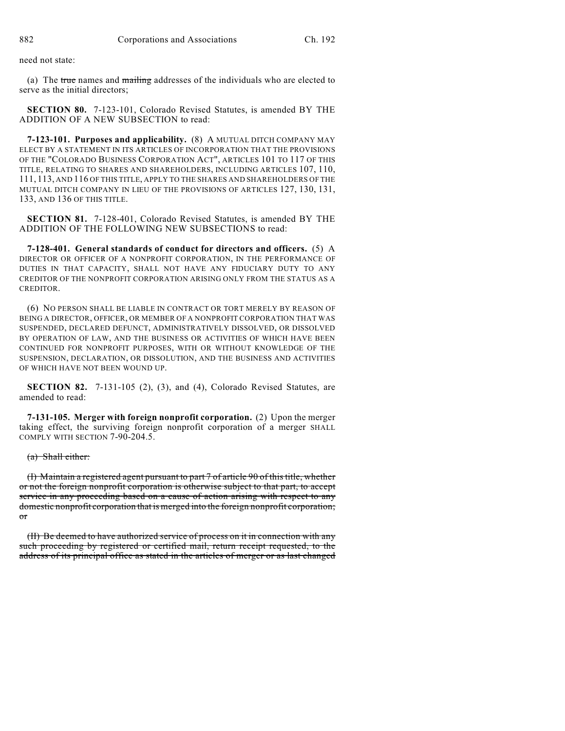need not state:

(a) The ~~true~~ names and ~~mailing~~ addresses of the individuals who are elected to serve as the initial directors;

**SECTION 80.** 7-123-101, Colorado Revised Statutes, is amended BY THE ADDITION OF A NEW SUBSECTION to read:

**7-123-101. Purposes and applicability.** (8) A MUTUAL DITCH COMPANY MAY ELECT BY A STATEMENT IN ITS ARTICLES OF INCORPORATION THAT THE PROVISIONS OF THE "COLORADO BUSINESS CORPORATION ACT", ARTICLES 101 TO 117 OF THIS TITLE, RELATING TO SHARES AND SHAREHOLDERS, INCLUDING ARTICLES 107, 110, 111, 113, AND 116 OF THIS TITLE, APPLY TO THE SHARES AND SHAREHOLDERS OF THE MUTUAL DITCH COMPANY IN LIEU OF THE PROVISIONS OF ARTICLES 127, 130, 131, 133, AND 136 OF THIS TITLE.

**SECTION 81.** 7-128-401, Colorado Revised Statutes, is amended BY THE ADDITION OF THE FOLLOWING NEW SUBSECTIONS to read:

**7-128-401. General standards of conduct for directors and officers.** (5) A DIRECTOR OR OFFICER OF A NONPROFIT CORPORATION, IN THE PERFORMANCE OF DUTIES IN THAT CAPACITY, SHALL NOT HAVE ANY FIDUCIARY DUTY TO ANY CREDITOR OF THE NONPROFIT CORPORATION ARISING ONLY FROM THE STATUS AS A CREDITOR.

(6) NO PERSON SHALL BE LIABLE IN CONTRACT OR TORT MERELY BY REASON OF BEING A DIRECTOR, OFFICER, OR MEMBER OF A NONPROFIT CORPORATION THAT WAS SUSPENDED, DECLARED DEFUNCT, ADMINISTRATIVELY DISSOLVED, OR DISSOLVED BY OPERATION OF LAW, AND THE BUSINESS OR ACTIVITIES OF WHICH HAVE BEEN CONTINUED FOR NONPROFIT PURPOSES, WITH OR WITHOUT KNOWLEDGE OF THE SUSPENSION, DECLARATION, OR DISSOLUTION, AND THE BUSINESS AND ACTIVITIES OF WHICH HAVE NOT BEEN WOUND UP.

**SECTION 82.** 7-131-105 (2), (3), and (4), Colorado Revised Statutes, are amended to read:

**7-131-105. Merger with foreign nonprofit corporation.** (2) Upon the merger taking effect, the surviving foreign nonprofit corporation of a merger SHALL COMPLY WITH SECTION 7-90-204.5.

~~(a) Shall either:~~

~~(I) Maintain a registered agent pursuant to part 7 of article 90 of this title, whether or not the foreign nonprofit corporation is otherwise subject to that part, to accept service in any proceeding based on a cause of action arising with respect to any domestic nonprofit corporation that is merged into the foreign nonprofit corporation; or~~

~~(II) Be deemed to have authorized service of process on it in connection with any such proceeding by registered or certified mail, return receipt requested, to the address of its principal office as stated in the articles of merger or as last changed~~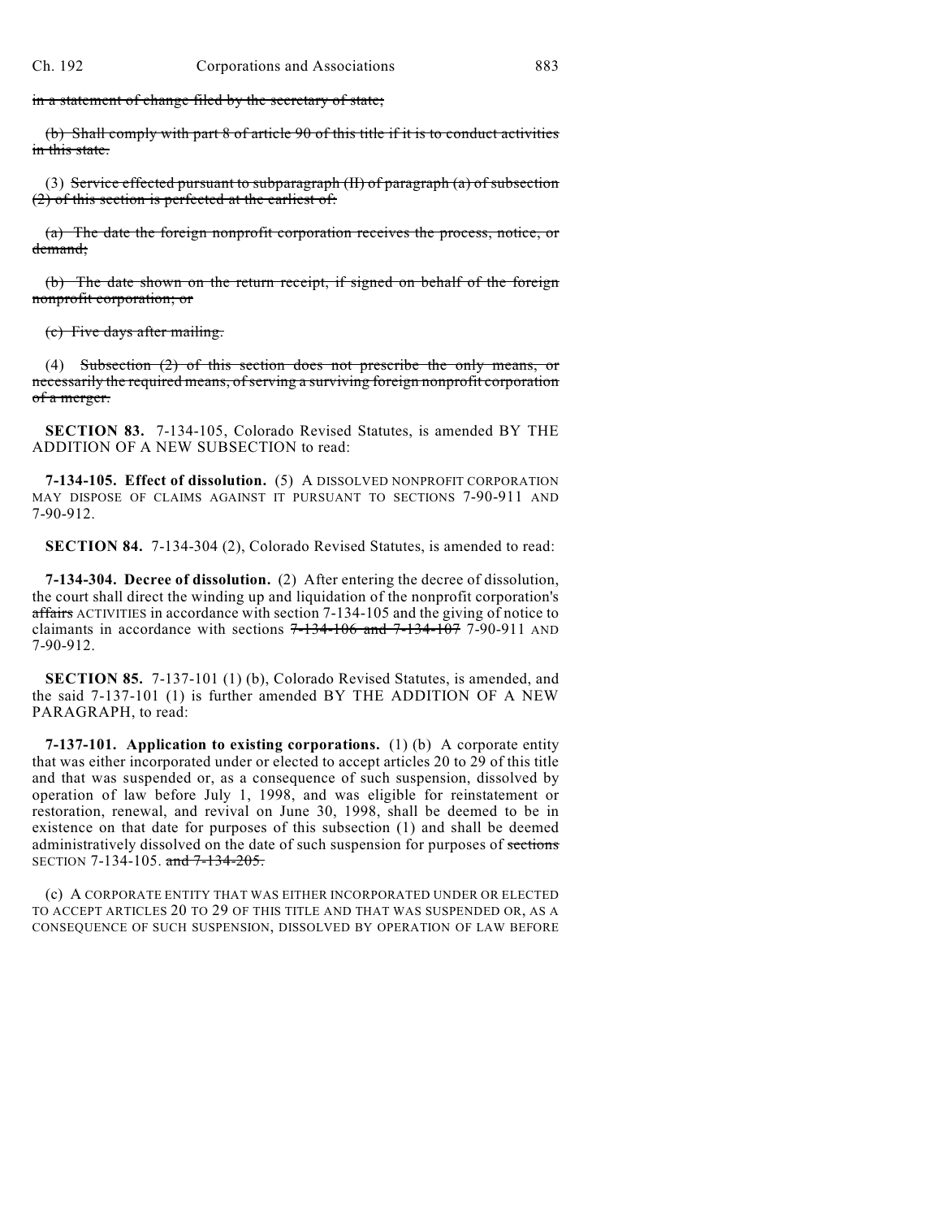~~in a statement of change filed by the secretary of state;~~

(b) ~~Shall comply with part 8 of article 90 of this title if it is to conduct activities in this state.~~

(3) ~~Service effected pursuant to subparagraph (II) of paragraph (a) of subsection (2) of this section is perfected at the earliest of:~~

~~(a) The date the foreign nonprofit corporation receives the process, notice, or demand;~~

~~(b) The date shown on the return receipt, if signed on behalf of the foreign nonprofit corporation; or~~

~~(c) Five days after mailing.~~

(4) ~~Subsection (2) of this section does not prescribe the only means, or necessarily the required means, of serving a surviving foreign nonprofit corporation of a merger.~~

**SECTION 83.** 7-134-105, Colorado Revised Statutes, is amended BY THE ADDITION OF A NEW SUBSECTION to read:

**7-134-105. Effect of dissolution.** (5) A DISSOLVED NONPROFIT CORPORATION MAY DISPOSE OF CLAIMS AGAINST IT PURSUANT TO SECTIONS 7-90-911 AND 7-90-912.

**SECTION 84.** 7-134-304 (2), Colorado Revised Statutes, is amended to read:

**7-134-304. Decree of dissolution.** (2) After entering the decree of dissolution, the court shall direct the winding up and liquidation of the nonprofit corporation's ~~affairs~~ ACTIVITIES in accordance with section 7-134-105 and the giving of notice to claimants in accordance with sections ~~7-134-106 and 7-134-107~~ 7-90-911 AND 7-90-912.

**SECTION 85.** 7-137-101 (1) (b), Colorado Revised Statutes, is amended, and the said 7-137-101 (1) is further amended BY THE ADDITION OF A NEW PARAGRAPH, to read:

**7-137-101. Application to existing corporations.** (1) (b) A corporate entity that was either incorporated under or elected to accept articles 20 to 29 of this title and that was suspended or, as a consequence of such suspension, dissolved by operation of law before July 1, 1998, and was eligible for reinstatement or restoration, renewal, and revival on June 30, 1998, shall be deemed to be in existence on that date for purposes of this subsection (1) and shall be deemed administratively dissolved on the date of such suspension for purposes of ~~sections~~ SECTION 7-134-105. ~~and 7-134-205.~~

(c) A CORPORATE ENTITY THAT WAS EITHER INCORPORATED UNDER OR ELECTED TO ACCEPT ARTICLES 20 TO 29 OF THIS TITLE AND THAT WAS SUSPENDED OR, AS A CONSEQUENCE OF SUCH SUSPENSION, DISSOLVED BY OPERATION OF LAW BEFORE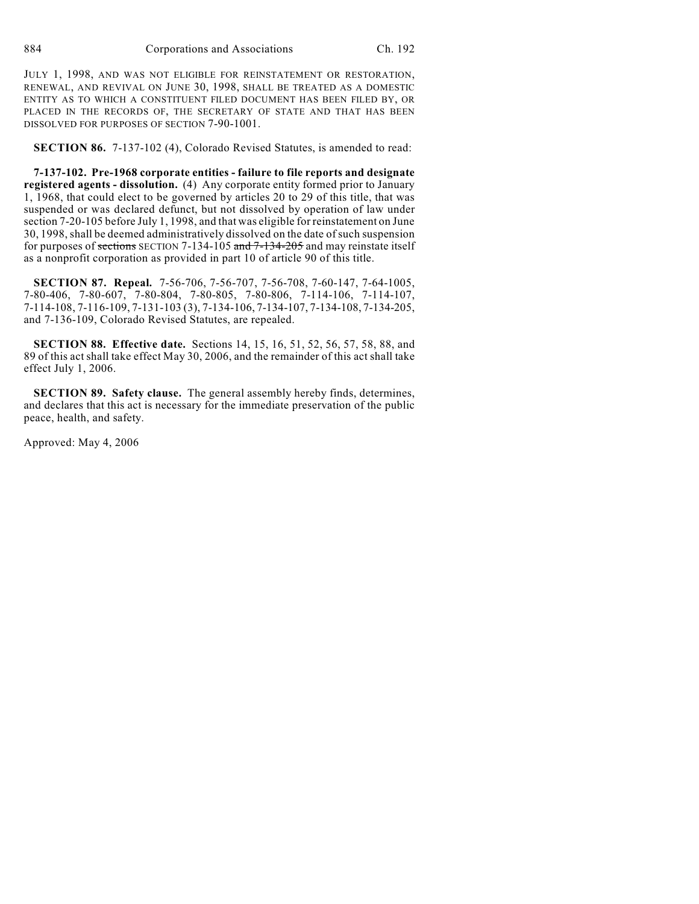JULY 1, 1998, AND WAS NOT ELIGIBLE FOR REINSTATEMENT OR RESTORATION, RENEWAL, AND REVIVAL ON JUNE 30, 1998, SHALL BE TREATED AS A DOMESTIC ENTITY AS TO WHICH A CONSTITUENT FILED DOCUMENT HAS BEEN FILED BY, OR PLACED IN THE RECORDS OF, THE SECRETARY OF STATE AND THAT HAS BEEN DISSOLVED FOR PURPOSES OF SECTION 7-90-1001.

**SECTION 86.** 7-137-102 (4), Colorado Revised Statutes, is amended to read:

**7-137-102. Pre-1968 corporate entities - failure to file reports and designate registered agents - dissolution.** (4) Any corporate entity formed prior to January 1, 1968, that could elect to be governed by articles 20 to 29 of this title, that was suspended or was declared defunct, but not dissolved by operation of law under section 7-20-105 before July 1, 1998, and that was eligible for reinstatement on June 30, 1998, shall be deemed administratively dissolved on the date of such suspension for purposes of ~~sections~~ SECTION 7-134-105 ~~and 7-134-205~~ and may reinstate itself as a nonprofit corporation as provided in part 10 of article 90 of this title.

**SECTION 87. Repeal.** 7-56-706, 7-56-707, 7-56-708, 7-60-147, 7-64-1005, 7-80-406, 7-80-607, 7-80-804, 7-80-805, 7-80-806, 7-114-106, 7-114-107, 7-114-108, 7-116-109, 7-131-103 (3), 7-134-106, 7-134-107, 7-134-108, 7-134-205, and 7-136-109, Colorado Revised Statutes, are repealed.

**SECTION 88. Effective date.** Sections 14, 15, 16, 51, 52, 56, 57, 58, 88, and 89 of this act shall take effect May 30, 2006, and the remainder of this act shall take effect July 1, 2006.

**SECTION 89. Safety clause.** The general assembly hereby finds, determines, and declares that this act is necessary for the immediate preservation of the public peace, health, and safety.

Approved: May 4, 2006